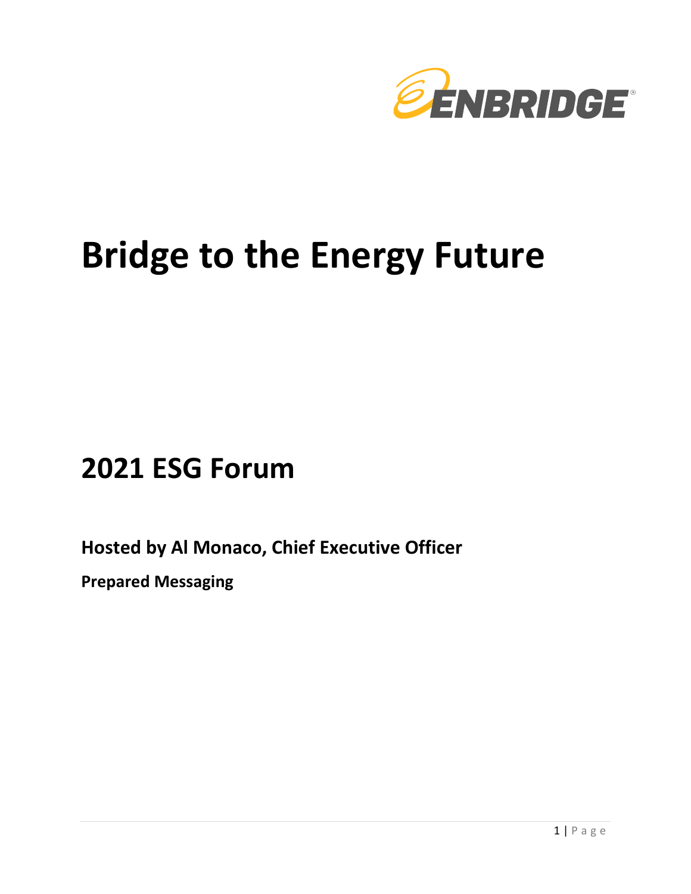# Bridge to the Energy Future

## 2021 ESG Forum

**Hosted by Al Monaco, Chief Executive Officer**

**Prepared Messaging**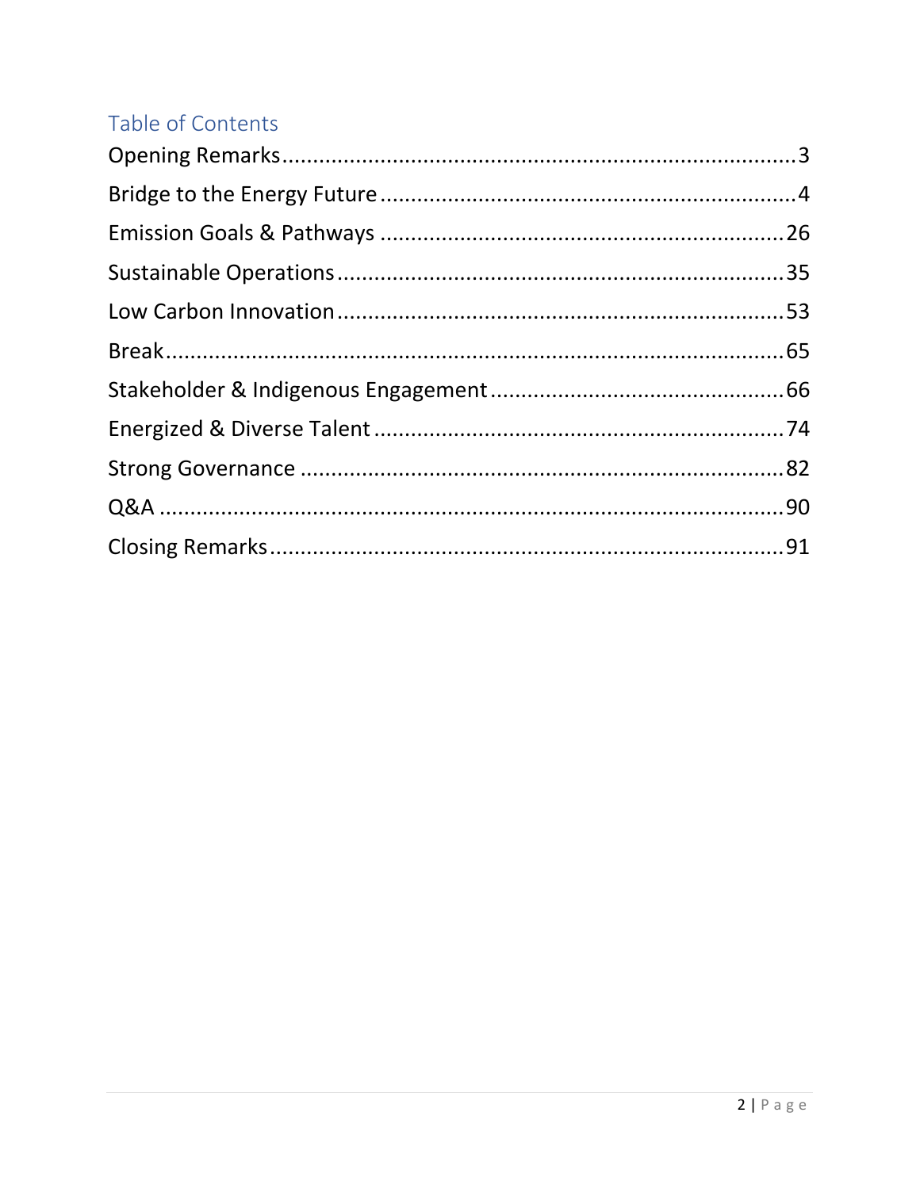## Table of Contents

| | |
|---|---|
| Opening Remarks | 3 |
| Bridge to the Energy Future | 4 |
| Emission Goals & Pathways | 26 |
| Sustainable Operations | 35 |
| Low Carbon Innovation | 53 |
| Break | 65 |
| Stakeholder & Indigenous Engagement | 66 |
| Energized & Diverse Talent | 74 |
| Strong Governance | 82 |
| Q&A | 90 |
| Closing Remarks | 91 |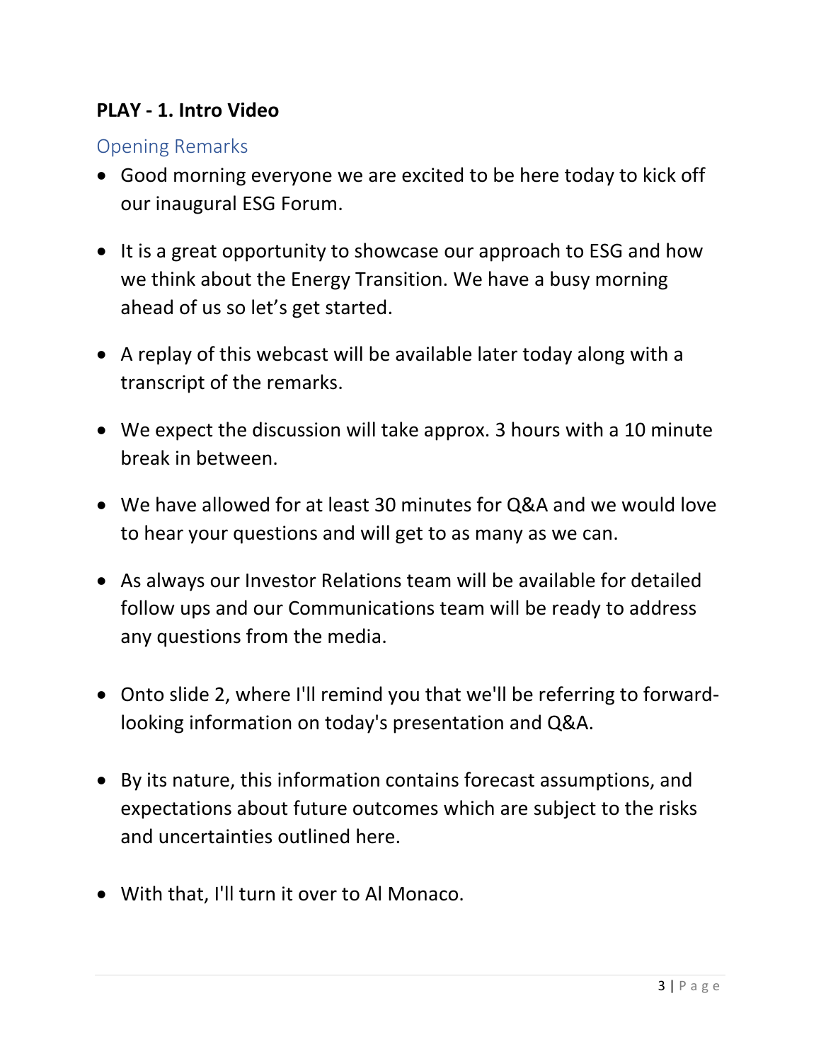**PLAY - 1. Intro Video**

## Opening Remarks

- Good morning everyone we are excited to be here today to kick off our inaugural ESG Forum.

- It is a great opportunity to showcase our approach to ESG and how we think about the Energy Transition. We have a busy morning ahead of us so let's get started.

- A replay of this webcast will be available later today along with a transcript of the remarks.

- We expect the discussion will take approx. 3 hours with a 10 minute break in between.

- We have allowed for at least 30 minutes for Q&A and we would love to hear your questions and will get to as many as we can.

- As always our Investor Relations team will be available for detailed follow ups and our Communications team will be ready to address any questions from the media.

- Onto slide 2, where I'll remind you that we'll be referring to forward-looking information on today's presentation and Q&A.

- By its nature, this information contains forecast assumptions, and expectations about future outcomes which are subject to the risks and uncertainties outlined here.

- With that, I'll turn it over to Al Monaco.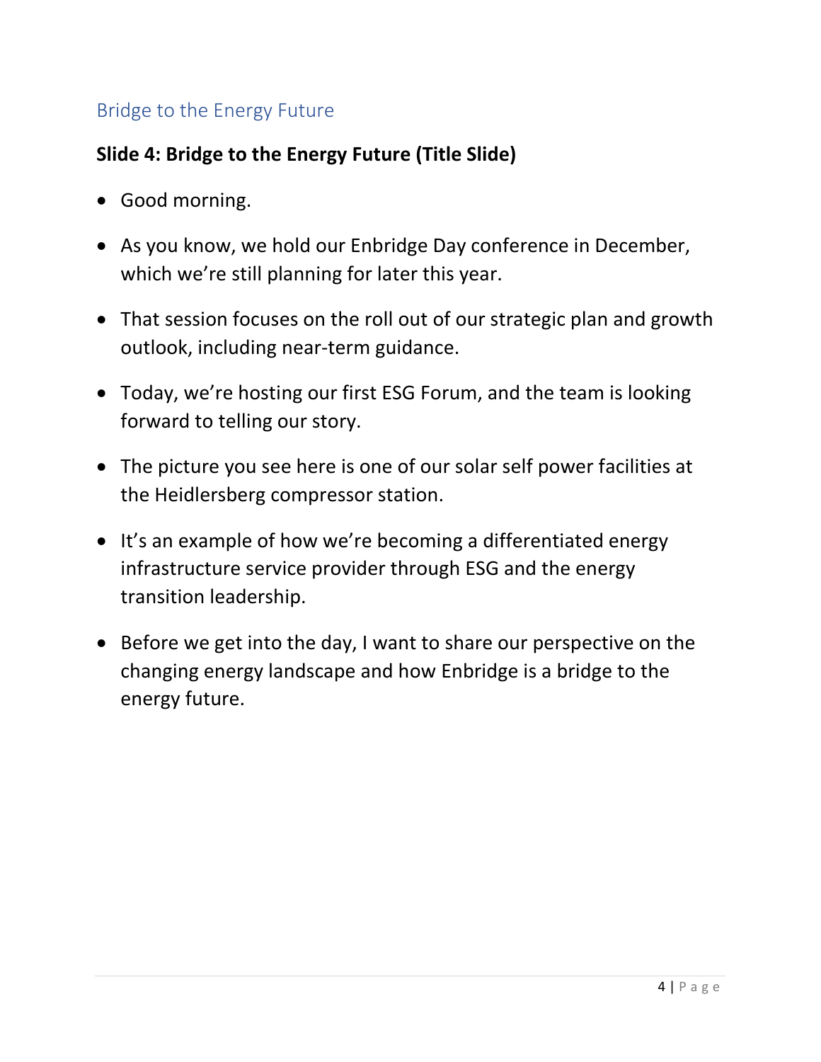## Bridge to the Energy Future

**Slide 4: Bridge to the Energy Future (Title Slide)**

- Good morning.
- As you know, we hold our Enbridge Day conference in December, which we're still planning for later this year.
- That session focuses on the roll out of our strategic plan and growth outlook, including near-term guidance.
- Today, we're hosting our first ESG Forum, and the team is looking forward to telling our story.
- The picture you see here is one of our solar self power facilities at the Heidlersberg compressor station.
- It's an example of how we're becoming a differentiated energy infrastructure service provider through ESG and the energy transition leadership.
- Before we get into the day, I want to share our perspective on the changing energy landscape and how Enbridge is a bridge to the energy future.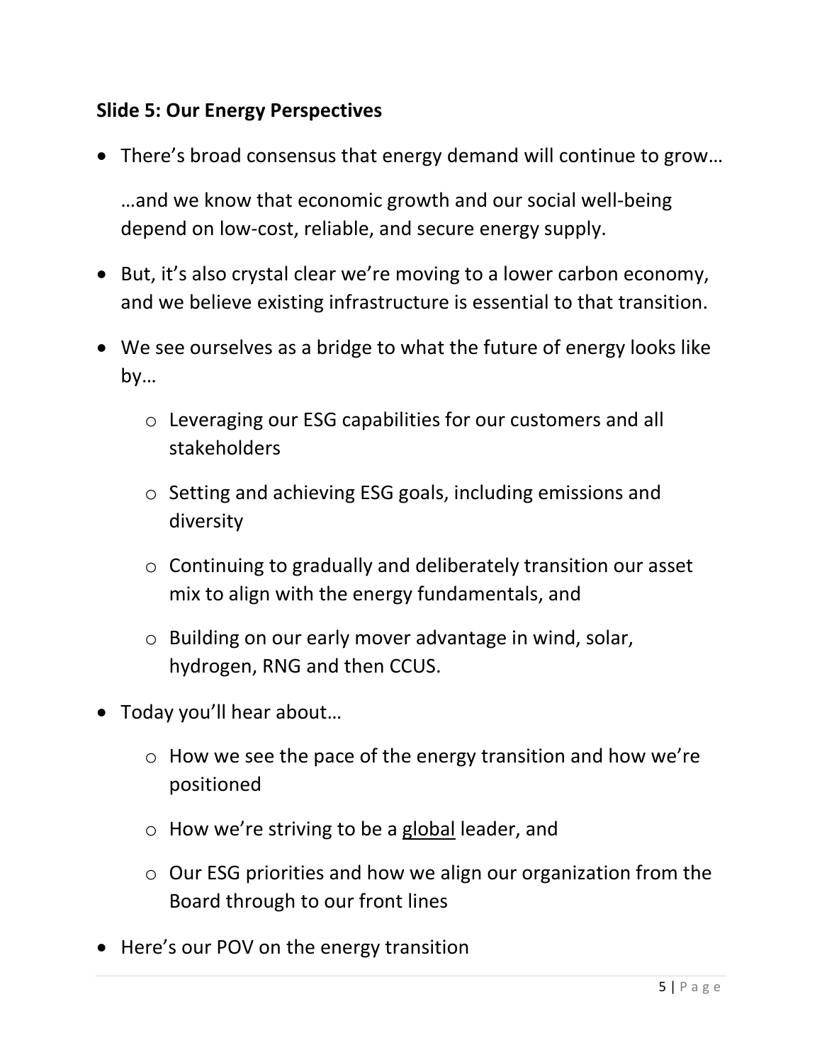**Slide 5: Our Energy Perspectives**

- There's broad consensus that energy demand will continue to grow…

  …and we know that economic growth and our social well-being depend on low-cost, reliable, and secure energy supply.

- But, it's also crystal clear we're moving to a lower carbon economy, and we believe existing infrastructure is essential to that transition.

- We see ourselves as a bridge to what the future of energy looks like by…
  - Leveraging our ESG capabilities for our customers and all stakeholders
  - Setting and achieving ESG goals, including emissions and diversity
  - Continuing to gradually and deliberately transition our asset mix to align with the energy fundamentals, and
  - Building on our early mover advantage in wind, solar, hydrogen, RNG and then CCUS.

- Today you'll hear about…
  - How we see the pace of the energy transition and how we're positioned
  - How we're striving to be a <u>global</u> leader, and
  - Our ESG priorities and how we align our organization from the Board through to our front lines

- Here's our POV on the energy transition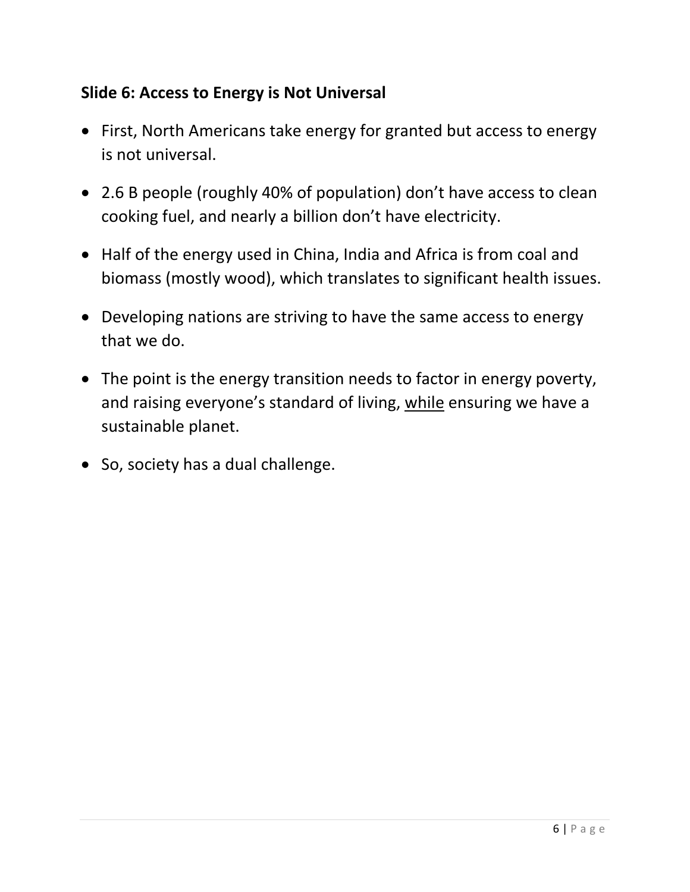**Slide 6: Access to Energy is Not Universal**

- First, North Americans take energy for granted but access to energy is not universal.
- 2.6 B people (roughly 40% of population) don't have access to clean cooking fuel, and nearly a billion don't have electricity.
- Half of the energy used in China, India and Africa is from coal and biomass (mostly wood), which translates to significant health issues.
- Developing nations are striving to have the same access to energy that we do.
- The point is the energy transition needs to factor in energy poverty, and raising everyone's standard of living, <u>while</u> ensuring we have a sustainable planet.
- So, society has a dual challenge.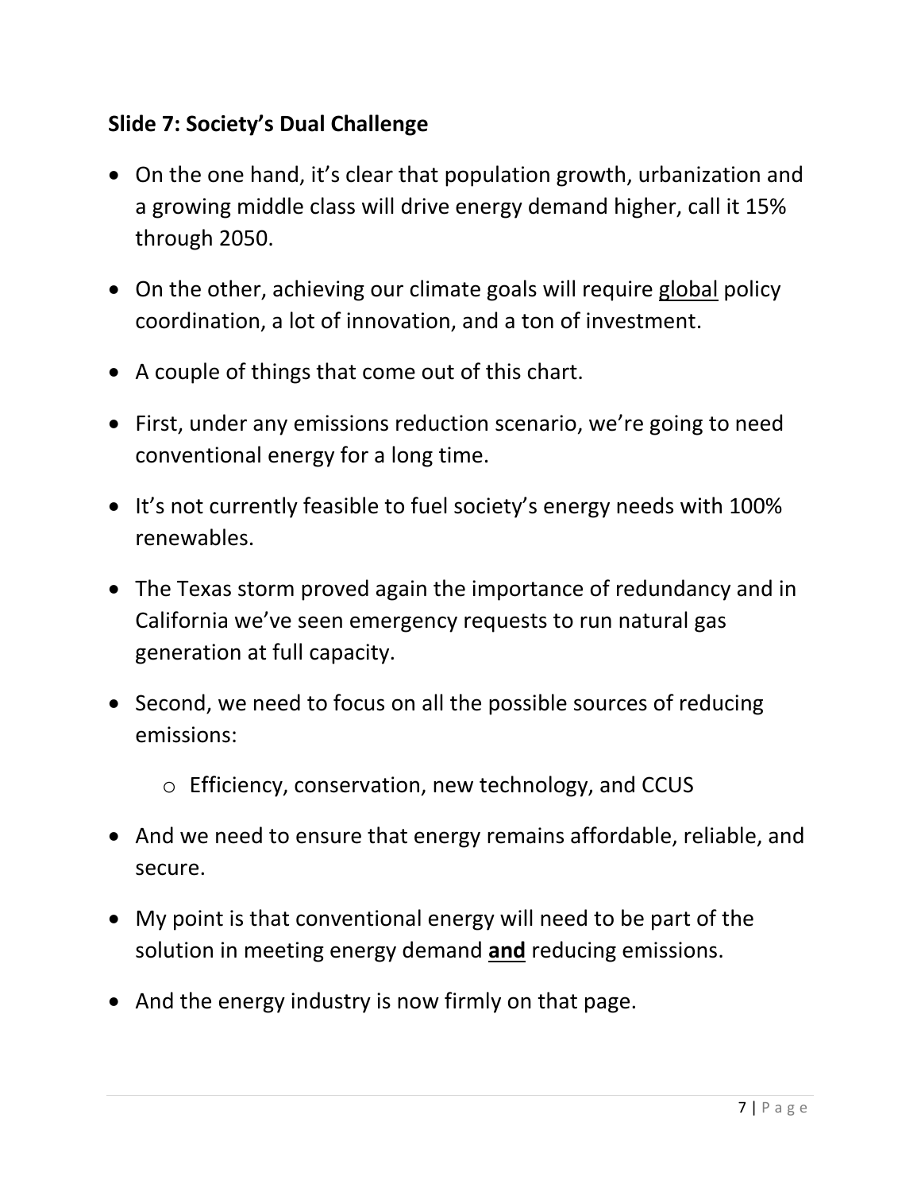## Slide 7: Society's Dual Challenge

- On the one hand, it's clear that population growth, urbanization and a growing middle class will drive energy demand higher, call it 15% through 2050.
- On the other, achieving our climate goals will require <u>global</u> policy coordination, a lot of innovation, and a ton of investment.
- A couple of things that come out of this chart.
- First, under any emissions reduction scenario, we're going to need conventional energy for a long time.
- It's not currently feasible to fuel society's energy needs with 100% renewables.
- The Texas storm proved again the importance of redundancy and in California we've seen emergency requests to run natural gas generation at full capacity.
- Second, we need to focus on all the possible sources of reducing emissions:
    - Efficiency, conservation, new technology, and CCUS
- And we need to ensure that energy remains affordable, reliable, and secure.
- My point is that conventional energy will need to be part of the solution in meeting energy demand **<u>and</u>** reducing emissions.
- And the energy industry is now firmly on that page.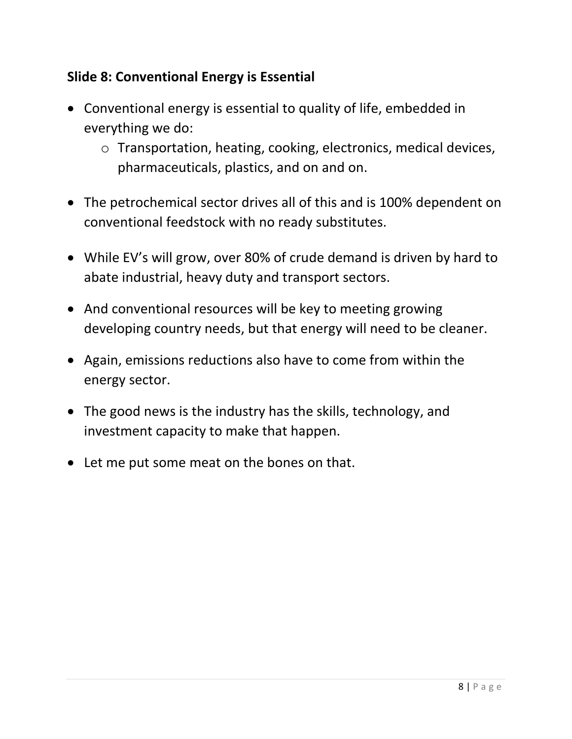### Slide 8: Conventional Energy is Essential

- Conventional energy is essential to quality of life, embedded in everything we do:
  - Transportation, heating, cooking, electronics, medical devices, pharmaceuticals, plastics, and on and on.

- The petrochemical sector drives all of this and is 100% dependent on conventional feedstock with no ready substitutes.

- While EV's will grow, over 80% of crude demand is driven by hard to abate industrial, heavy duty and transport sectors.

- And conventional resources will be key to meeting growing developing country needs, but that energy will need to be cleaner.

- Again, emissions reductions also have to come from within the energy sector.

- The good news is the industry has the skills, technology, and investment capacity to make that happen.

- Let me put some meat on the bones on that.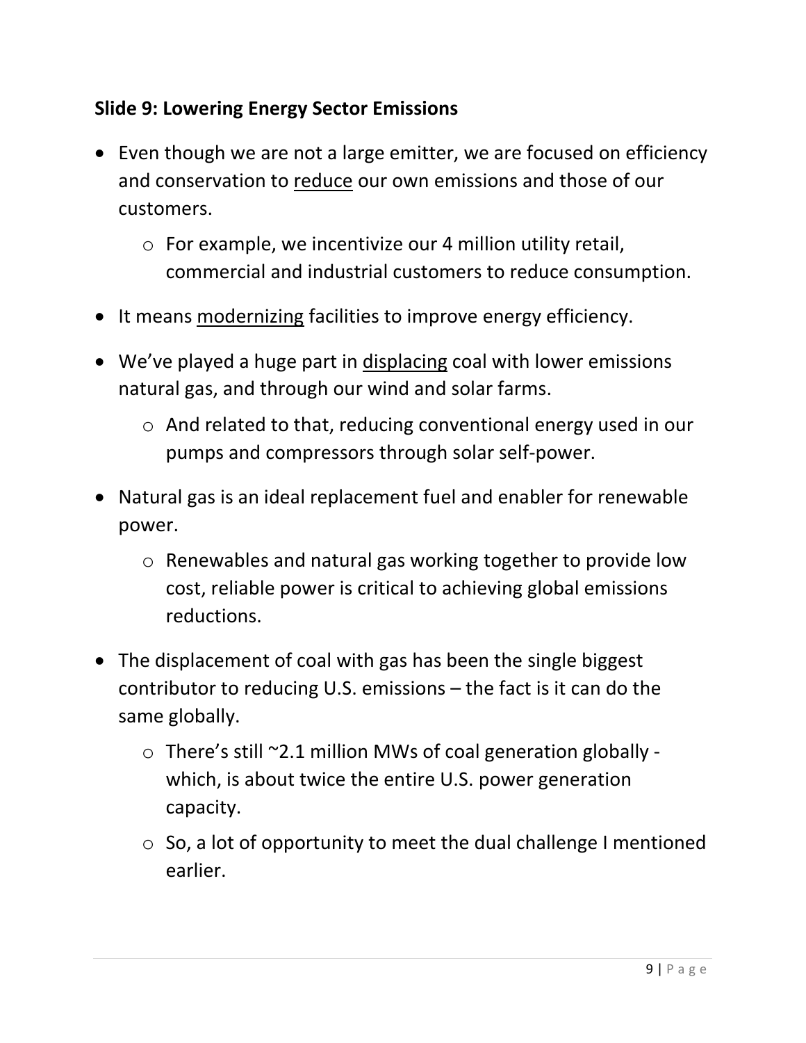### Slide 9: Lowering Energy Sector Emissions

- Even though we are not a large emitter, we are focused on efficiency and conservation to <u>reduce</u> our own emissions and those of our customers.
  - For example, we incentivize our 4 million utility retail, commercial and industrial customers to reduce consumption.
- It means <u>modernizing</u> facilities to improve energy efficiency.
- We've played a huge part in <u>displacing</u> coal with lower emissions natural gas, and through our wind and solar farms.
  - And related to that, reducing conventional energy used in our pumps and compressors through solar self-power.
- Natural gas is an ideal replacement fuel and enabler for renewable power.
  - Renewables and natural gas working together to provide low cost, reliable power is critical to achieving global emissions reductions.
- The displacement of coal with gas has been the single biggest contributor to reducing U.S. emissions – the fact is it can do the same globally.
  - There's still ~2.1 million MWs of coal generation globally - which, is about twice the entire U.S. power generation capacity.
  - So, a lot of opportunity to meet the dual challenge I mentioned earlier.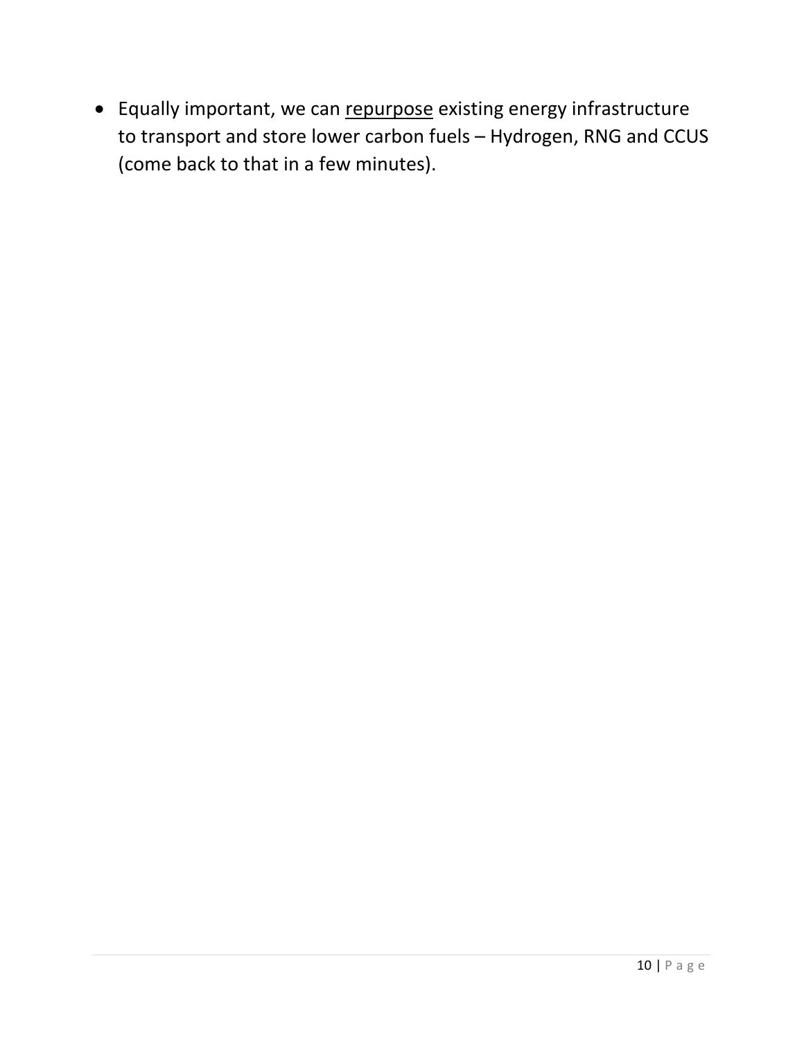- Equally important, we can <u>repurpose</u> existing energy infrastructure to transport and store lower carbon fuels – Hydrogen, RNG and CCUS (come back to that in a few minutes).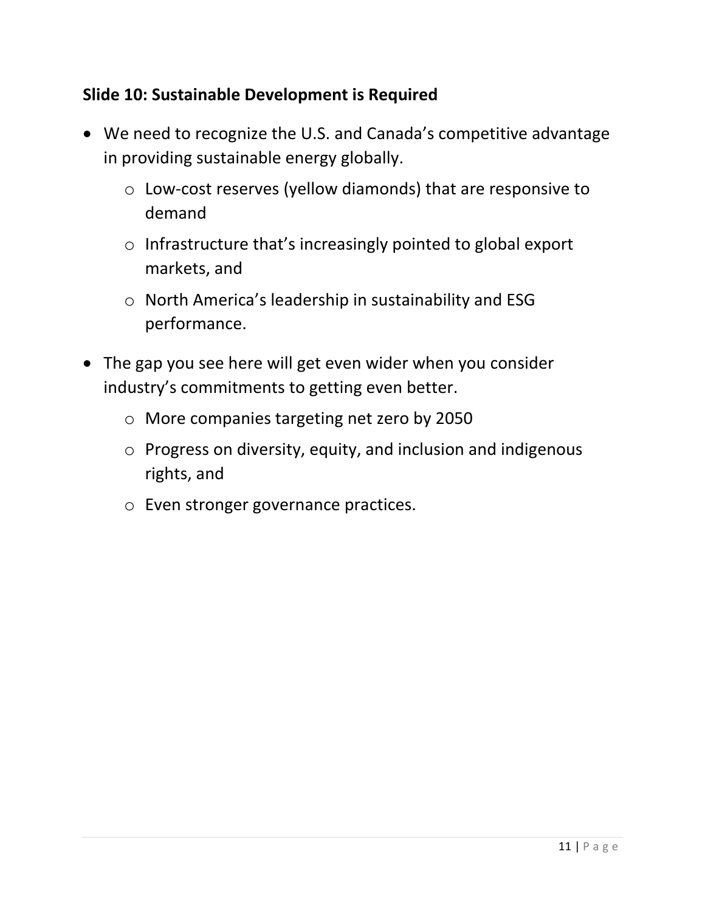### Slide 10: Sustainable Development is Required

- We need to recognize the U.S. and Canada's competitive advantage in providing sustainable energy globally.
  - Low-cost reserves (yellow diamonds) that are responsive to demand
  - Infrastructure that's increasingly pointed to global export markets, and
  - North America's leadership in sustainability and ESG performance.
- The gap you see here will get even wider when you consider industry's commitments to getting even better.
  - More companies targeting net zero by 2050
  - Progress on diversity, equity, and inclusion and indigenous rights, and
  - Even stronger governance practices.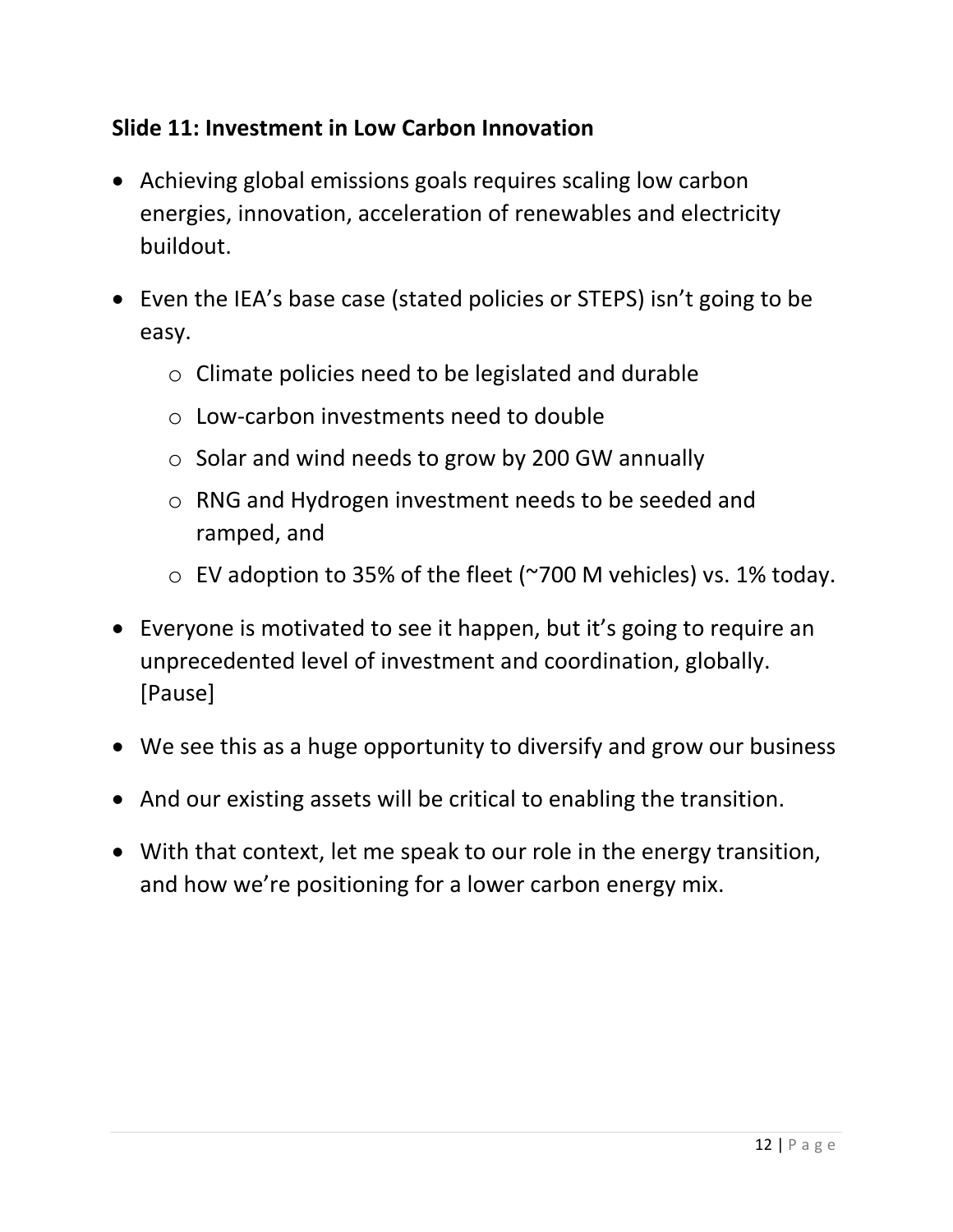### Slide 11: Investment in Low Carbon Innovation

- Achieving global emissions goals requires scaling low carbon energies, innovation, acceleration of renewables and electricity buildout.
- Even the IEA's base case (stated policies or STEPS) isn't going to be easy.
  - Climate policies need to be legislated and durable
  - Low-carbon investments need to double
  - Solar and wind needs to grow by 200 GW annually
  - RNG and Hydrogen investment needs to be seeded and ramped, and
  - EV adoption to 35% of the fleet (~700 M vehicles) vs. 1% today.
- Everyone is motivated to see it happen, but it's going to require an unprecedented level of investment and coordination, globally. [Pause]
- We see this as a huge opportunity to diversify and grow our business
- And our existing assets will be critical to enabling the transition.
- With that context, let me speak to our role in the energy transition, and how we're positioning for a lower carbon energy mix.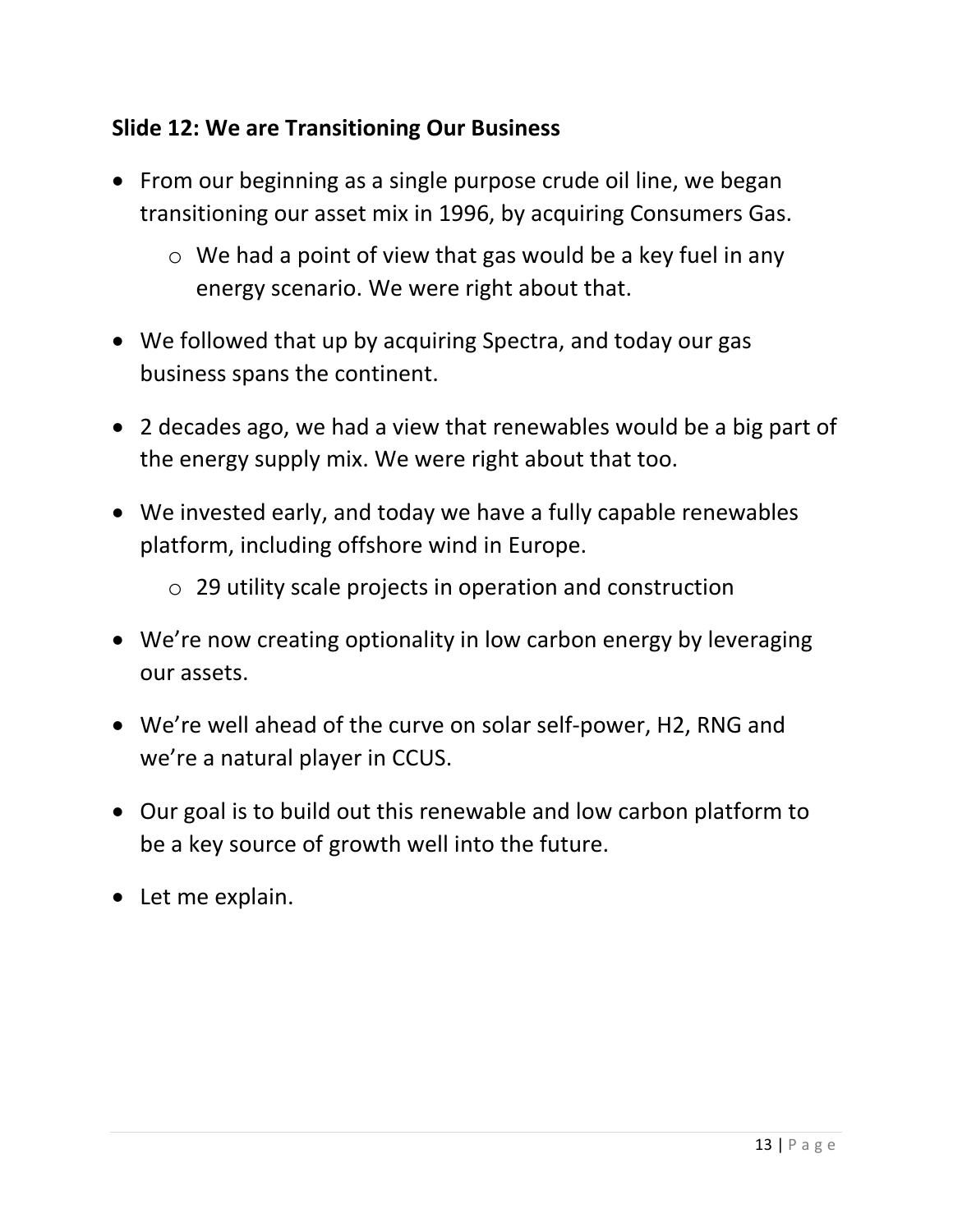**Slide 12: We are Transitioning Our Business**

- From our beginning as a single purpose crude oil line, we began transitioning our asset mix in 1996, by acquiring Consumers Gas.
  - We had a point of view that gas would be a key fuel in any energy scenario. We were right about that.
- We followed that up by acquiring Spectra, and today our gas business spans the continent.
- 2 decades ago, we had a view that renewables would be a big part of the energy supply mix. We were right about that too.
- We invested early, and today we have a fully capable renewables platform, including offshore wind in Europe.
  - 29 utility scale projects in operation and construction
- We're now creating optionality in low carbon energy by leveraging our assets.
- We're well ahead of the curve on solar self-power, H2, RNG and we're a natural player in CCUS.
- Our goal is to build out this renewable and low carbon platform to be a key source of growth well into the future.
- Let me explain.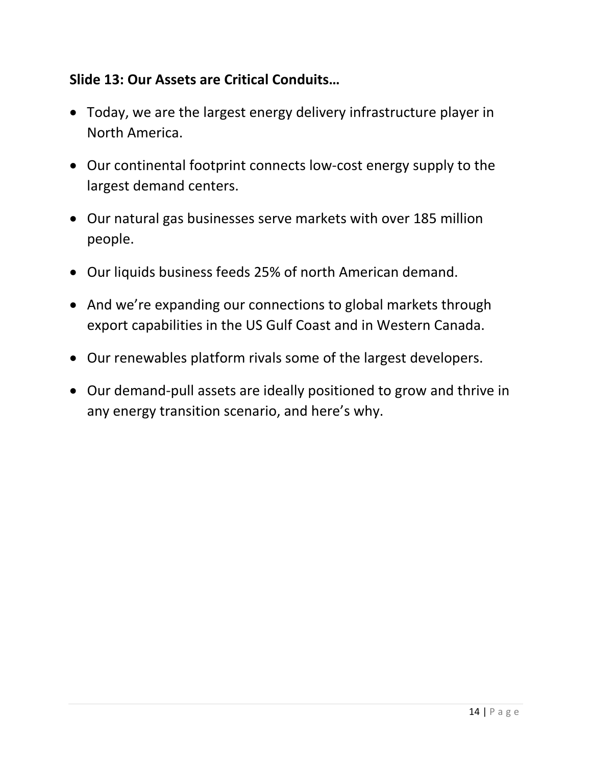**Slide 13: Our Assets are Critical Conduits…**

- Today, we are the largest energy delivery infrastructure player in North America.
- Our continental footprint connects low-cost energy supply to the largest demand centers.
- Our natural gas businesses serve markets with over 185 million people.
- Our liquids business feeds 25% of north American demand.
- And we’re expanding our connections to global markets through export capabilities in the US Gulf Coast and in Western Canada.
- Our renewables platform rivals some of the largest developers.
- Our demand-pull assets are ideally positioned to grow and thrive in any energy transition scenario, and here’s why.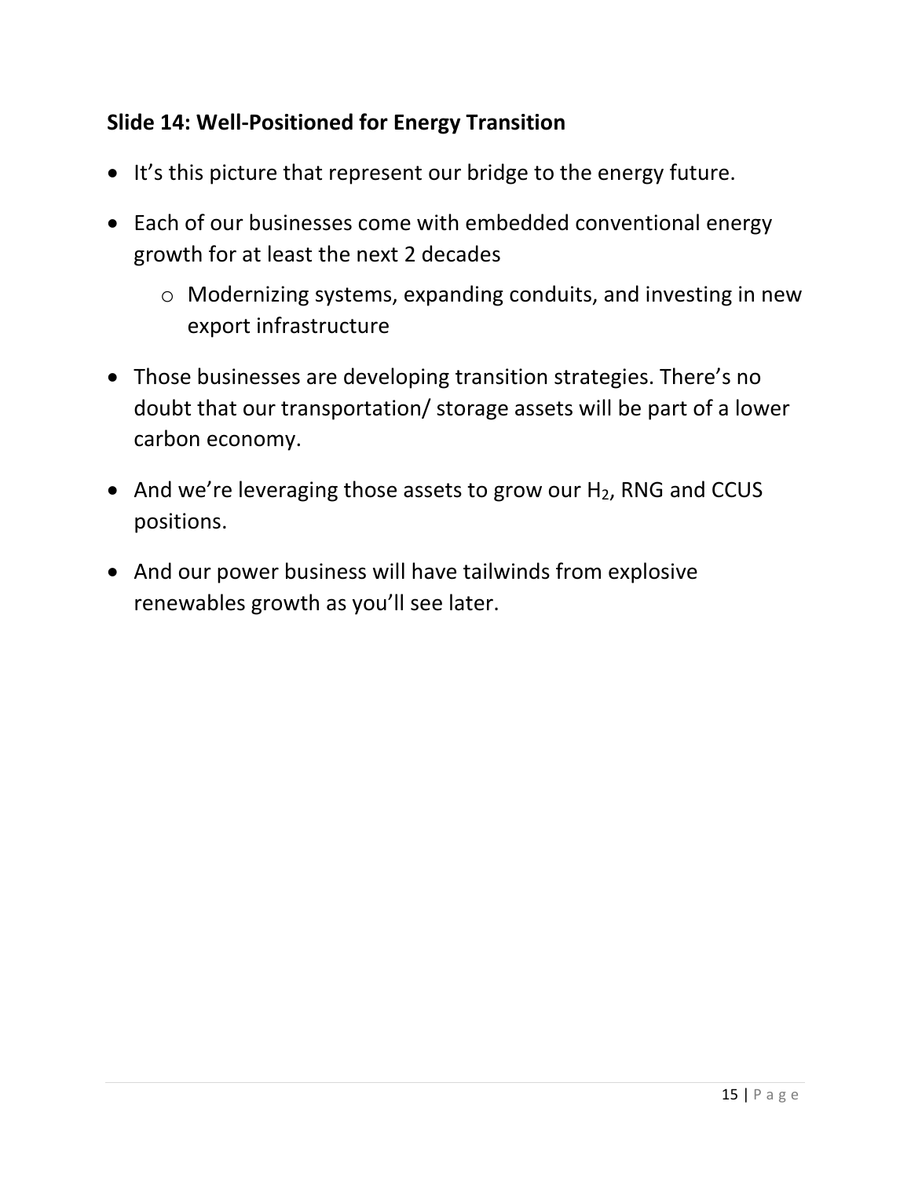### Slide 14: Well-Positioned for Energy Transition

- It's this picture that represent our bridge to the energy future.
- Each of our businesses come with embedded conventional energy growth for at least the next 2 decades
  - Modernizing systems, expanding conduits, and investing in new export infrastructure
- Those businesses are developing transition strategies. There's no doubt that our transportation/ storage assets will be part of a lower carbon economy.
- And we're leveraging those assets to grow our $H_2$, RNG and CCUS positions.
- And our power business will have tailwinds from explosive renewables growth as you'll see later.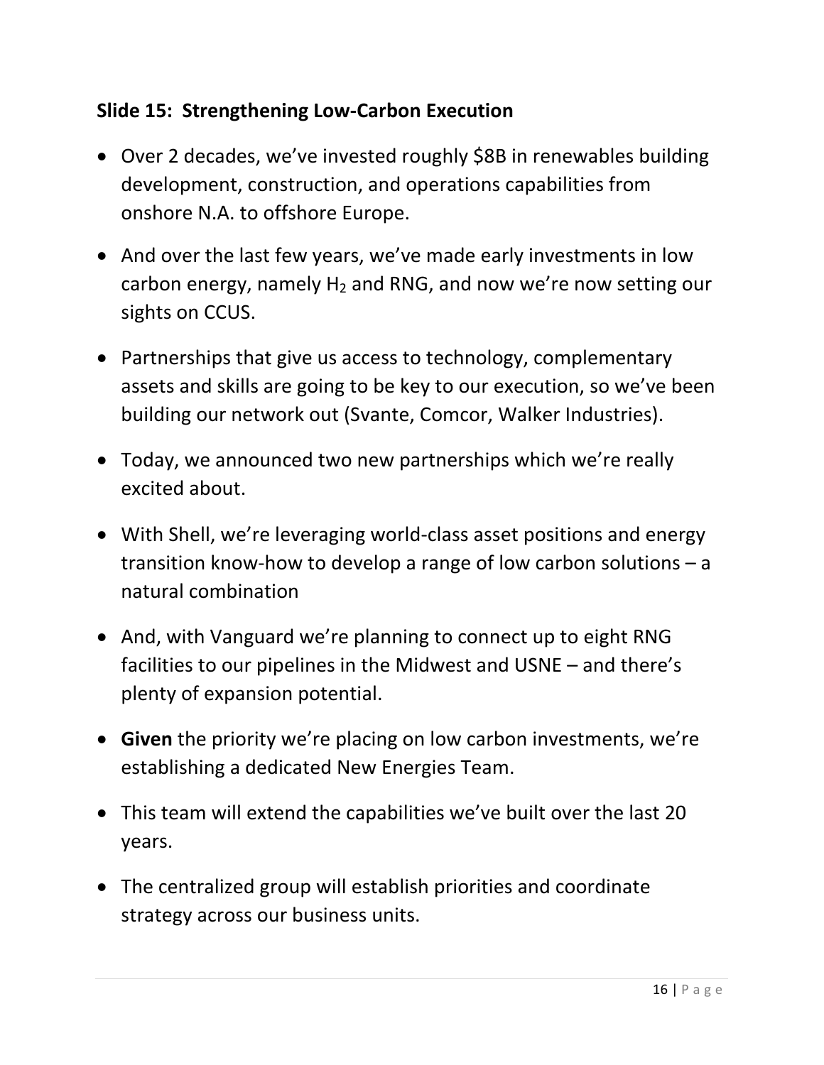## Slide 15: Strengthening Low-Carbon Execution

- Over 2 decades, we've invested roughly $8B in renewables building development, construction, and operations capabilities from onshore N.A. to offshore Europe.
- And over the last few years, we've made early investments in low carbon energy, namely $H_2$ and RNG, and now we're now setting our sights on CCUS.
- Partnerships that give us access to technology, complementary assets and skills are going to be key to our execution, so we've been building our network out (Svante, Comcor, Walker Industries).
- Today, we announced two new partnerships which we're really excited about.
- With Shell, we're leveraging world-class asset positions and energy transition know-how to develop a range of low carbon solutions – a natural combination
- And, with Vanguard we're planning to connect up to eight RNG facilities to our pipelines in the Midwest and USNE – and there's plenty of expansion potential.
- **Given** the priority we're placing on low carbon investments, we're establishing a dedicated New Energies Team.
- This team will extend the capabilities we've built over the last 20 years.
- The centralized group will establish priorities and coordinate strategy across our business units.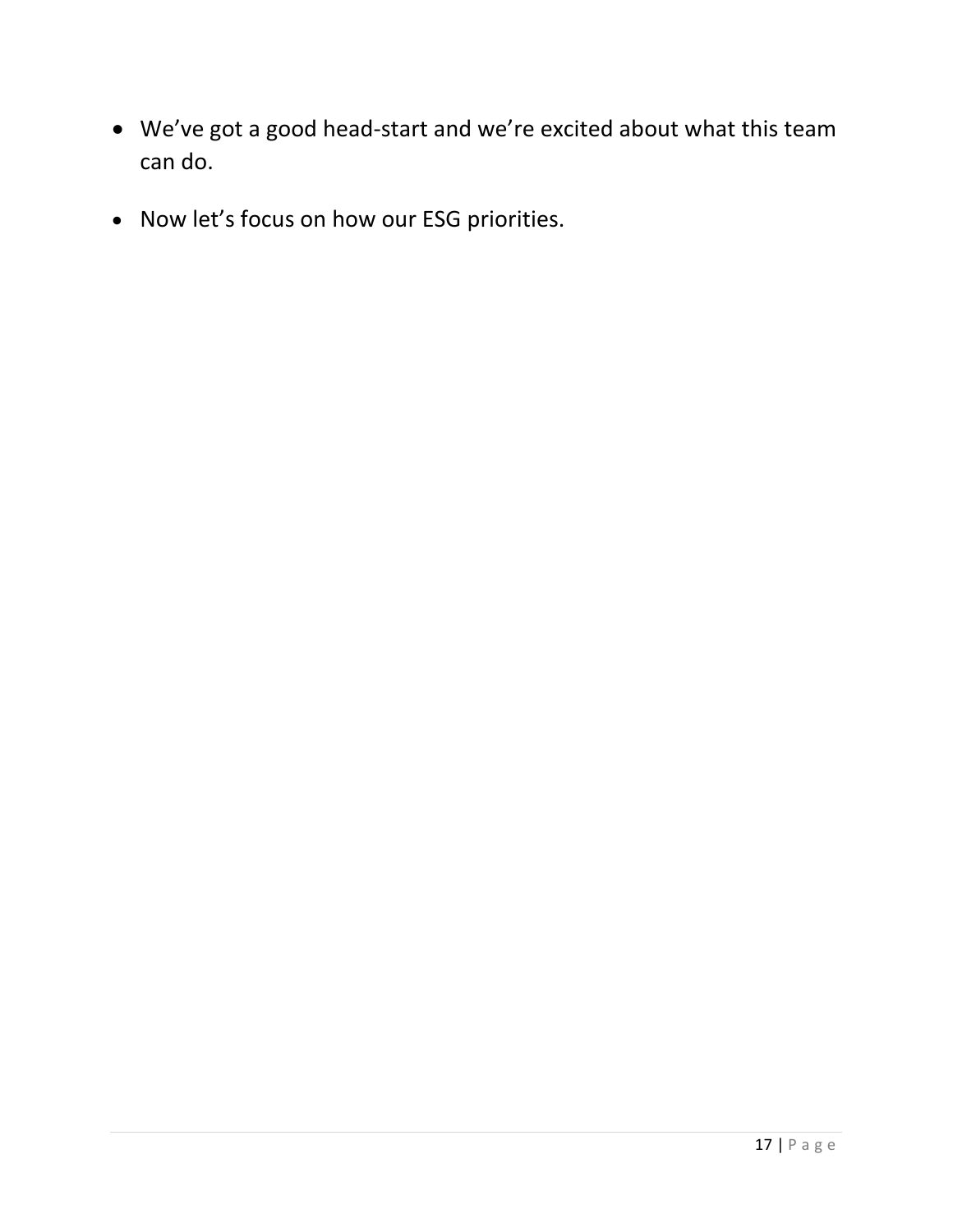- We’ve got a good head-start and we’re excited about what this team can do.
- Now let’s focus on how our ESG priorities.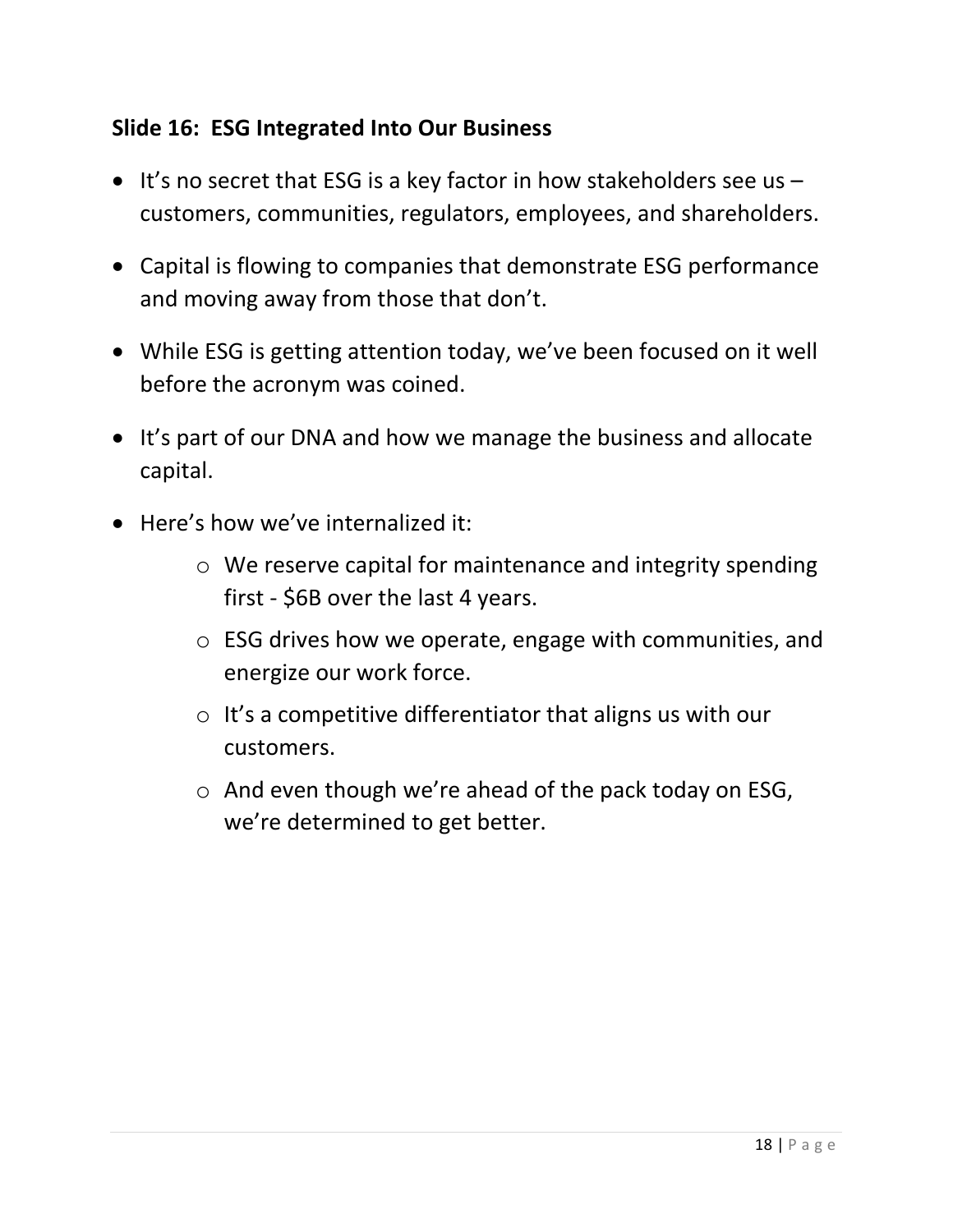### Slide 16: ESG Integrated Into Our Business

- It's no secret that ESG is a key factor in how stakeholders see us – customers, communities, regulators, employees, and shareholders.
- Capital is flowing to companies that demonstrate ESG performance and moving away from those that don't.
- While ESG is getting attention today, we've been focused on it well before the acronym was coined.
- It's part of our DNA and how we manage the business and allocate capital.
- Here's how we've internalized it:
  - We reserve capital for maintenance and integrity spending first - $6B over the last 4 years.
  - ESG drives how we operate, engage with communities, and energize our work force.
  - It's a competitive differentiator that aligns us with our customers.
  - And even though we're ahead of the pack today on ESG, we're determined to get better.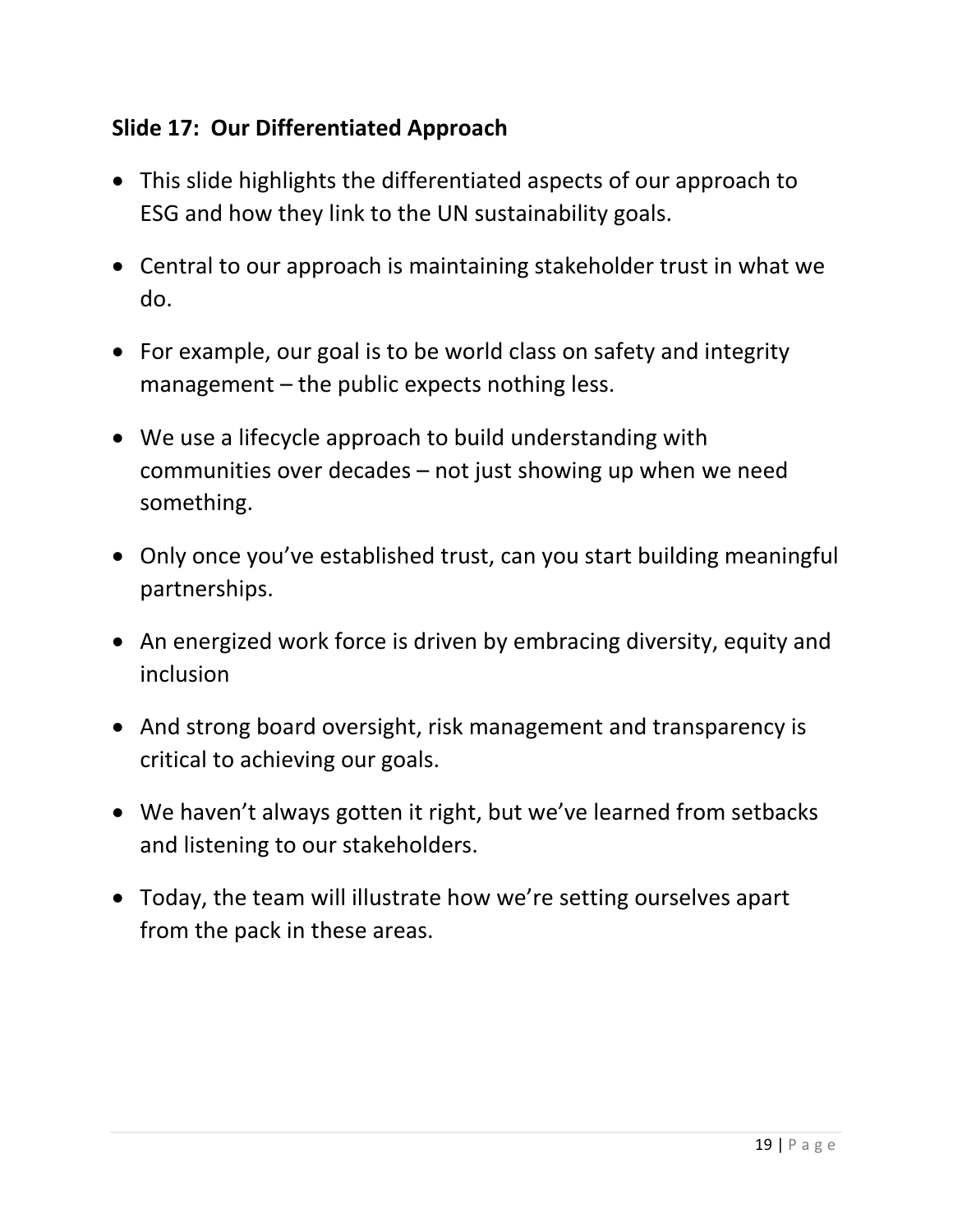**Slide 17: Our Differentiated Approach**

- This slide highlights the differentiated aspects of our approach to ESG and how they link to the UN sustainability goals.
- Central to our approach is maintaining stakeholder trust in what we do.
- For example, our goal is to be world class on safety and integrity management – the public expects nothing less.
- We use a lifecycle approach to build understanding with communities over decades – not just showing up when we need something.
- Only once you've established trust, can you start building meaningful partnerships.
- An energized work force is driven by embracing diversity, equity and inclusion
- And strong board oversight, risk management and transparency is critical to achieving our goals.
- We haven't always gotten it right, but we've learned from setbacks and listening to our stakeholders.
- Today, the team will illustrate how we're setting ourselves apart from the pack in these areas.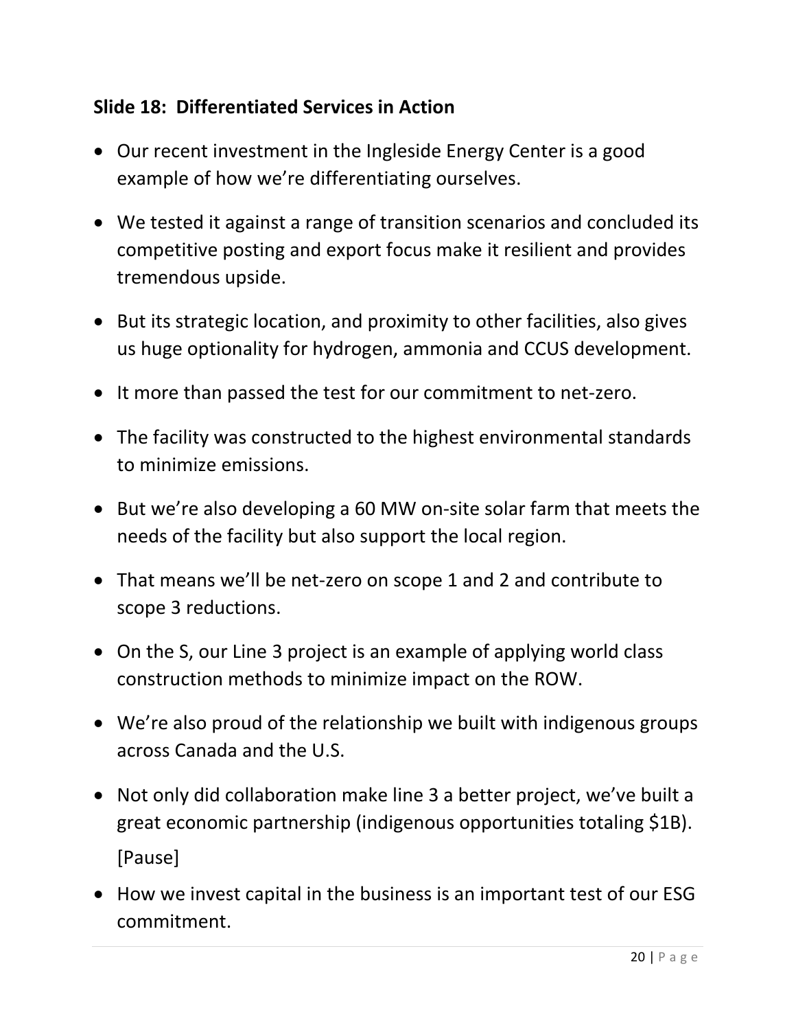**Slide 18: Differentiated Services in Action**

- Our recent investment in the Ingleside Energy Center is a good example of how we're differentiating ourselves.
- We tested it against a range of transition scenarios and concluded its competitive posting and export focus make it resilient and provides tremendous upside.
- But its strategic location, and proximity to other facilities, also gives us huge optionality for hydrogen, ammonia and CCUS development.
- It more than passed the test for our commitment to net-zero.
- The facility was constructed to the highest environmental standards to minimize emissions.
- But we're also developing a 60 MW on-site solar farm that meets the needs of the facility but also support the local region.
- That means we'll be net-zero on scope 1 and 2 and contribute to scope 3 reductions.
- On the S, our Line 3 project is an example of applying world class construction methods to minimize impact on the ROW.
- We're also proud of the relationship we built with indigenous groups across Canada and the U.S.
- Not only did collaboration make line 3 a better project, we've built a great economic partnership (indigenous opportunities totaling $1B).

  [Pause]
- How we invest capital in the business is an important test of our ESG commitment.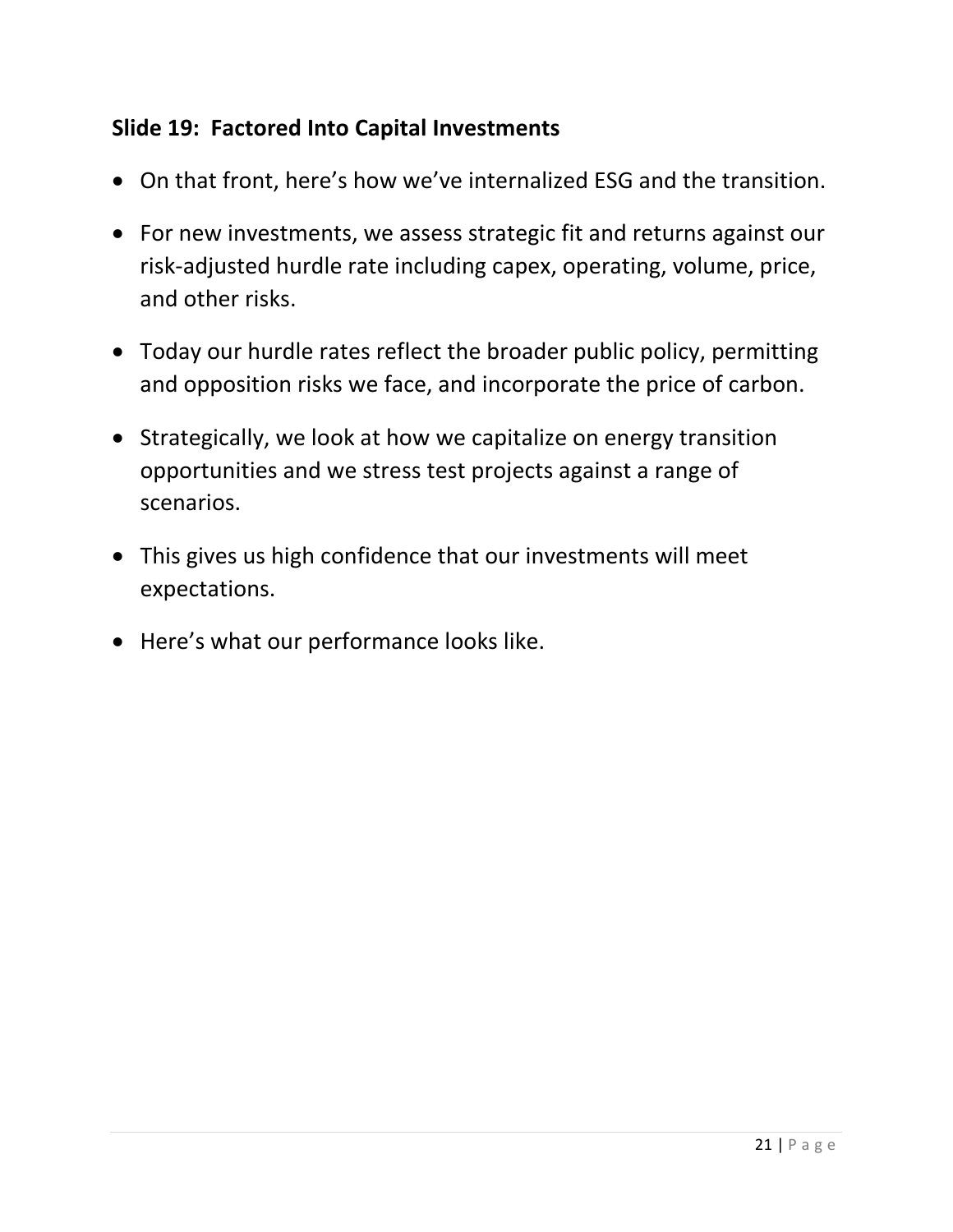### Slide 19: Factored Into Capital Investments

- On that front, here's how we've internalized ESG and the transition.
- For new investments, we assess strategic fit and returns against our risk-adjusted hurdle rate including capex, operating, volume, price, and other risks.
- Today our hurdle rates reflect the broader public policy, permitting and opposition risks we face, and incorporate the price of carbon.
- Strategically, we look at how we capitalize on energy transition opportunities and we stress test projects against a range of scenarios.
- This gives us high confidence that our investments will meet expectations.
- Here's what our performance looks like.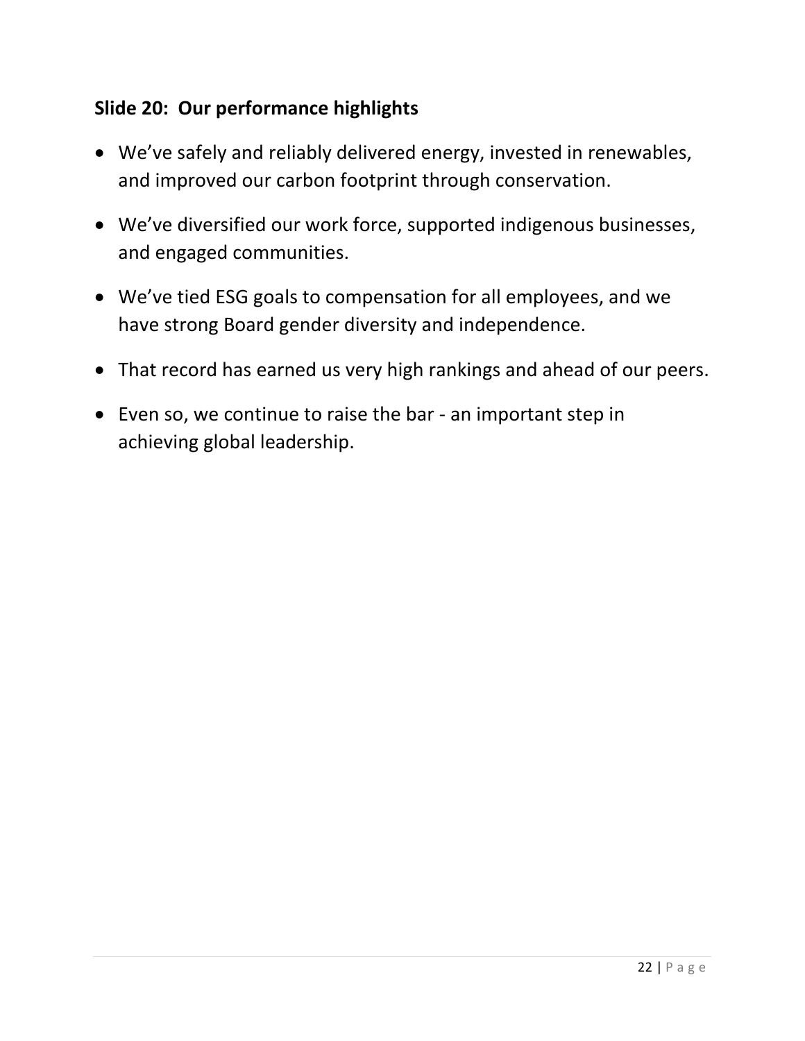### Slide 20: Our performance highlights

- We’ve safely and reliably delivered energy, invested in renewables, and improved our carbon footprint through conservation.
- We’ve diversified our work force, supported indigenous businesses, and engaged communities.
- We’ve tied ESG goals to compensation for all employees, and we have strong Board gender diversity and independence.
- That record has earned us very high rankings and ahead of our peers.
- Even so, we continue to raise the bar - an important step in achieving global leadership.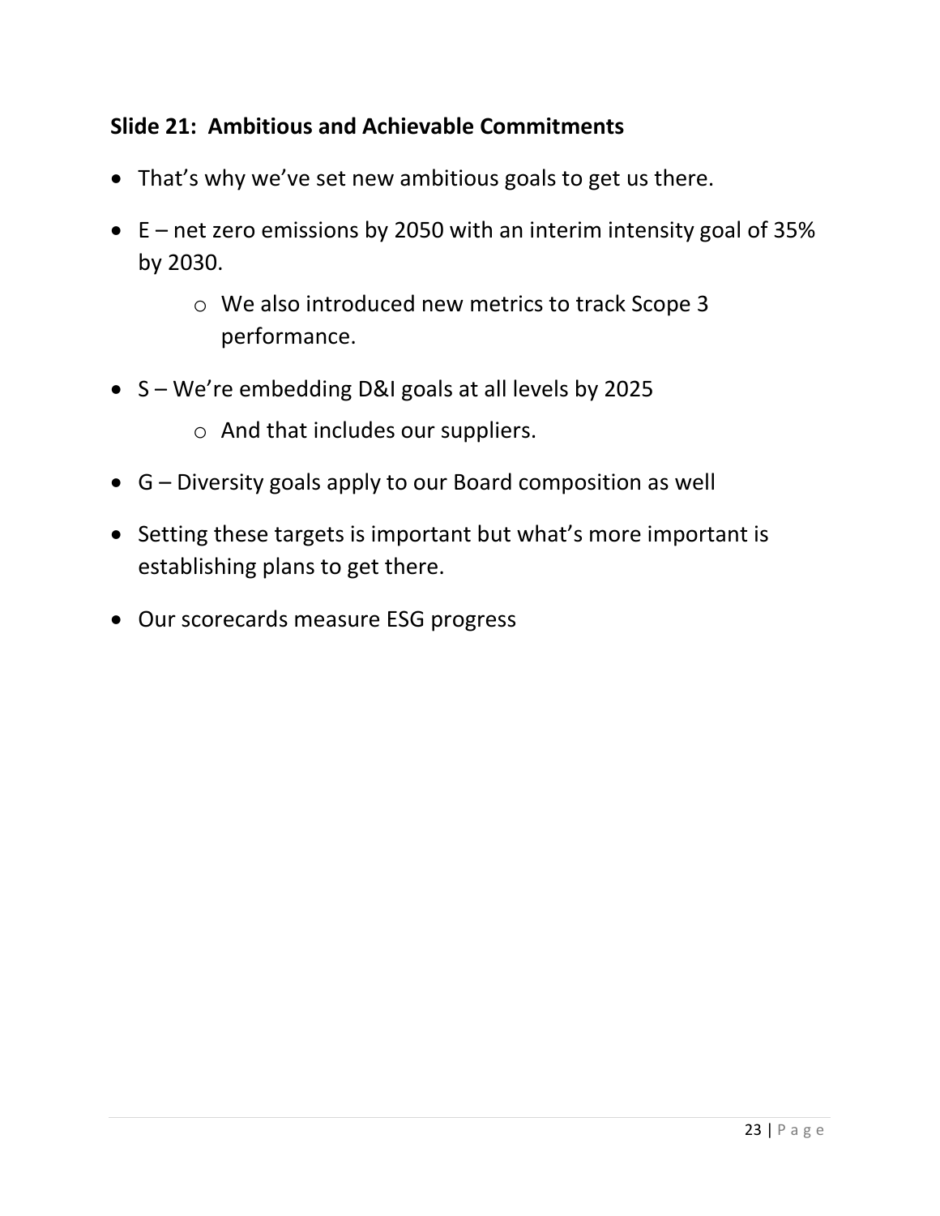## Slide 21: Ambitious and Achievable Commitments

- That's why we've set new ambitious goals to get us there.
- E – net zero emissions by 2050 with an interim intensity goal of 35% by 2030.
    - We also introduced new metrics to track Scope 3 performance.
- S – We're embedding D&I goals at all levels by 2025
    - And that includes our suppliers.
- G – Diversity goals apply to our Board composition as well
- Setting these targets is important but what's more important is establishing plans to get there.
- Our scorecards measure ESG progress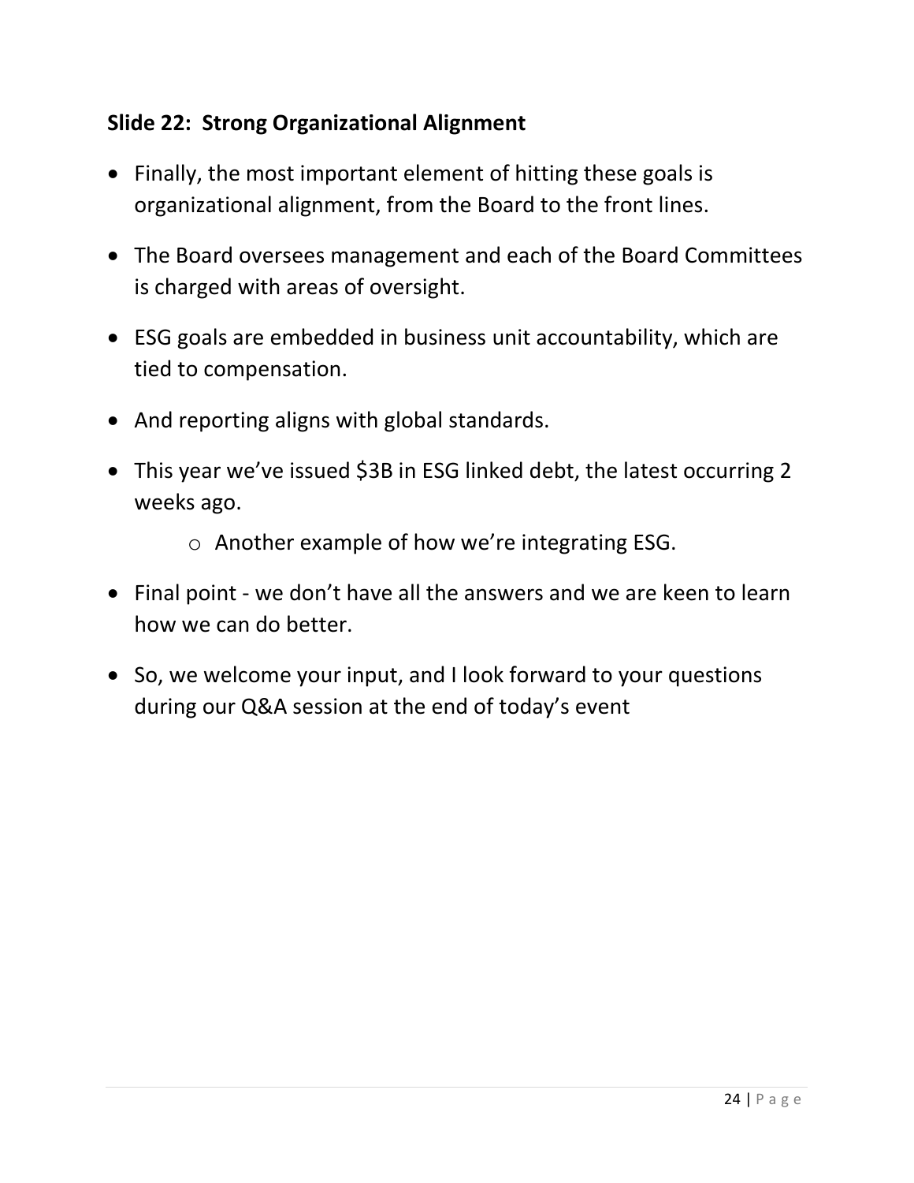### Slide 22: Strong Organizational Alignment

- Finally, the most important element of hitting these goals is organizational alignment, from the Board to the front lines.
- The Board oversees management and each of the Board Committees is charged with areas of oversight.
- ESG goals are embedded in business unit accountability, which are tied to compensation.
- And reporting aligns with global standards.
- This year we've issued $3B in ESG linked debt, the latest occurring 2 weeks ago.
    - Another example of how we're integrating ESG.
- Final point - we don't have all the answers and we are keen to learn how we can do better.
- So, we welcome your input, and I look forward to your questions during our Q&A session at the end of today's event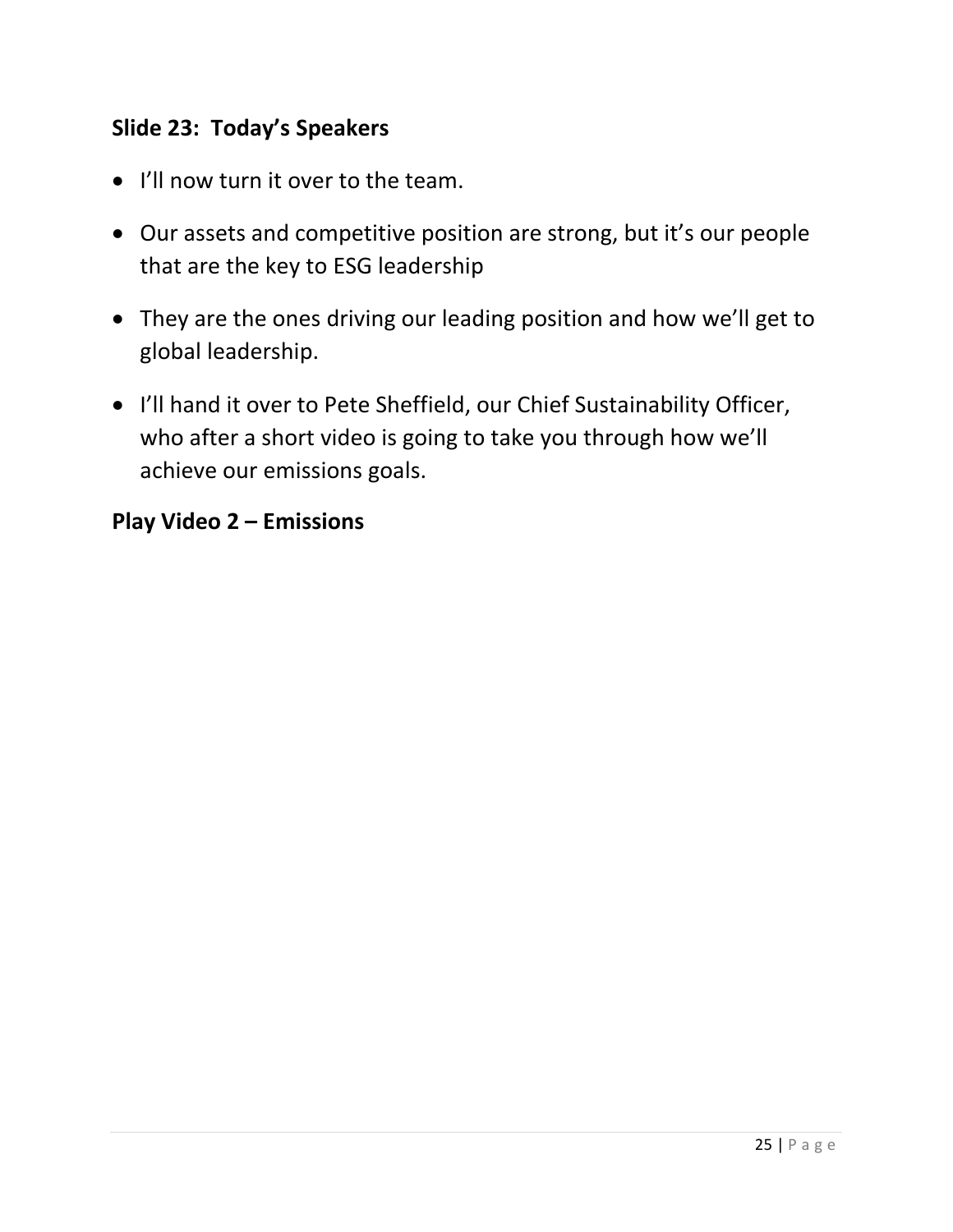### Slide 23: Today's Speakers

- I'll now turn it over to the team.
- Our assets and competitive position are strong, but it's our people that are the key to ESG leadership
- They are the ones driving our leading position and how we'll get to global leadership.
- I'll hand it over to Pete Sheffield, our Chief Sustainability Officer, who after a short video is going to take you through how we'll achieve our emissions goals.

**Play Video 2 – Emissions**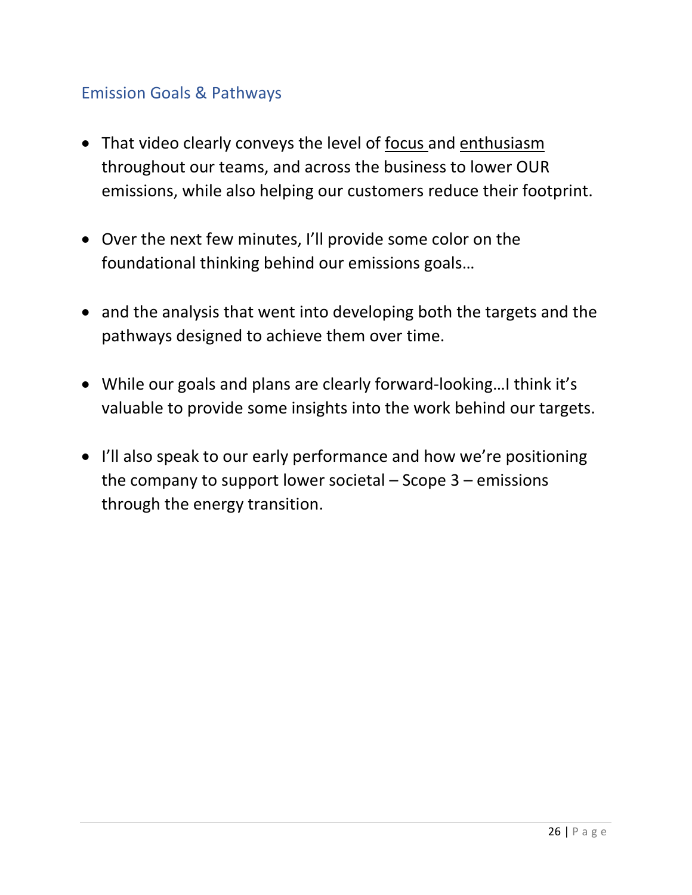## Emission Goals & Pathways

- That video clearly conveys the level of <u>focus</u> and <u>enthusiasm</u> throughout our teams, and across the business to lower OUR emissions, while also helping our customers reduce their footprint.

- Over the next few minutes, I'll provide some color on the foundational thinking behind our emissions goals…

- and the analysis that went into developing both the targets and the pathways designed to achieve them over time.

- While our goals and plans are clearly forward-looking…I think it's valuable to provide some insights into the work behind our targets.

- I'll also speak to our early performance and how we're positioning the company to support lower societal – Scope 3 – emissions through the energy transition.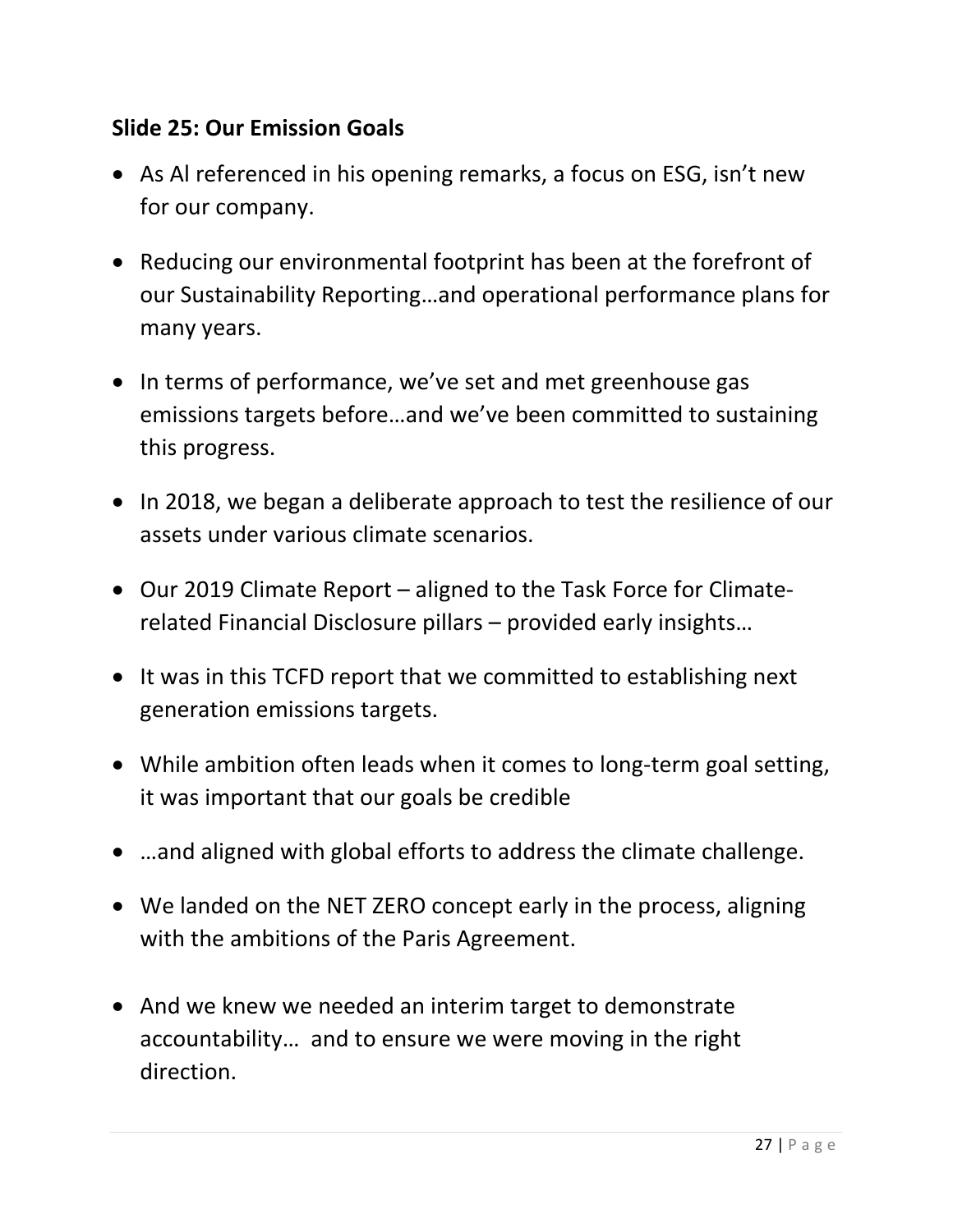**Slide 25: Our Emission Goals**

- As Al referenced in his opening remarks, a focus on ESG, isn't new for our company.
- Reducing our environmental footprint has been at the forefront of our Sustainability Reporting…and operational performance plans for many years.
- In terms of performance, we've set and met greenhouse gas emissions targets before…and we've been committed to sustaining this progress.
- In 2018, we began a deliberate approach to test the resilience of our assets under various climate scenarios.
- Our 2019 Climate Report – aligned to the Task Force for Climate-related Financial Disclosure pillars – provided early insights…
- It was in this TCFD report that we committed to establishing next generation emissions targets.
- While ambition often leads when it comes to long-term goal setting, it was important that our goals be credible
- …and aligned with global efforts to address the climate challenge.
- We landed on the NET ZERO concept early in the process, aligning with the ambitions of the Paris Agreement.
- And we knew we needed an interim target to demonstrate accountability… and to ensure we were moving in the right direction.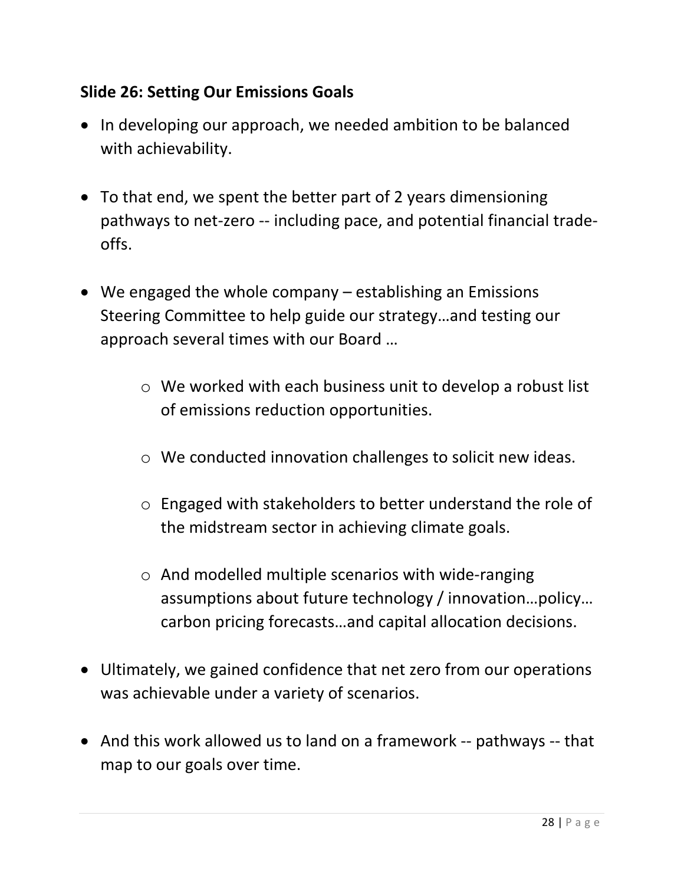**Slide 26: Setting Our Emissions Goals**

- In developing our approach, we needed ambition to be balanced with achievability.

- To that end, we spent the better part of 2 years dimensioning pathways to net-zero -- including pace, and potential financial trade-offs.

- We engaged the whole company – establishing an Emissions Steering Committee to help guide our strategy…and testing our approach several times with our Board …

    - We worked with each business unit to develop a robust list of emissions reduction opportunities.

    - We conducted innovation challenges to solicit new ideas.

    - Engaged with stakeholders to better understand the role of the midstream sector in achieving climate goals.

    - And modelled multiple scenarios with wide-ranging assumptions about future technology / innovation…policy… carbon pricing forecasts…and capital allocation decisions.

- Ultimately, we gained confidence that net zero from our operations was achievable under a variety of scenarios.

- And this work allowed us to land on a framework -- pathways -- that map to our goals over time.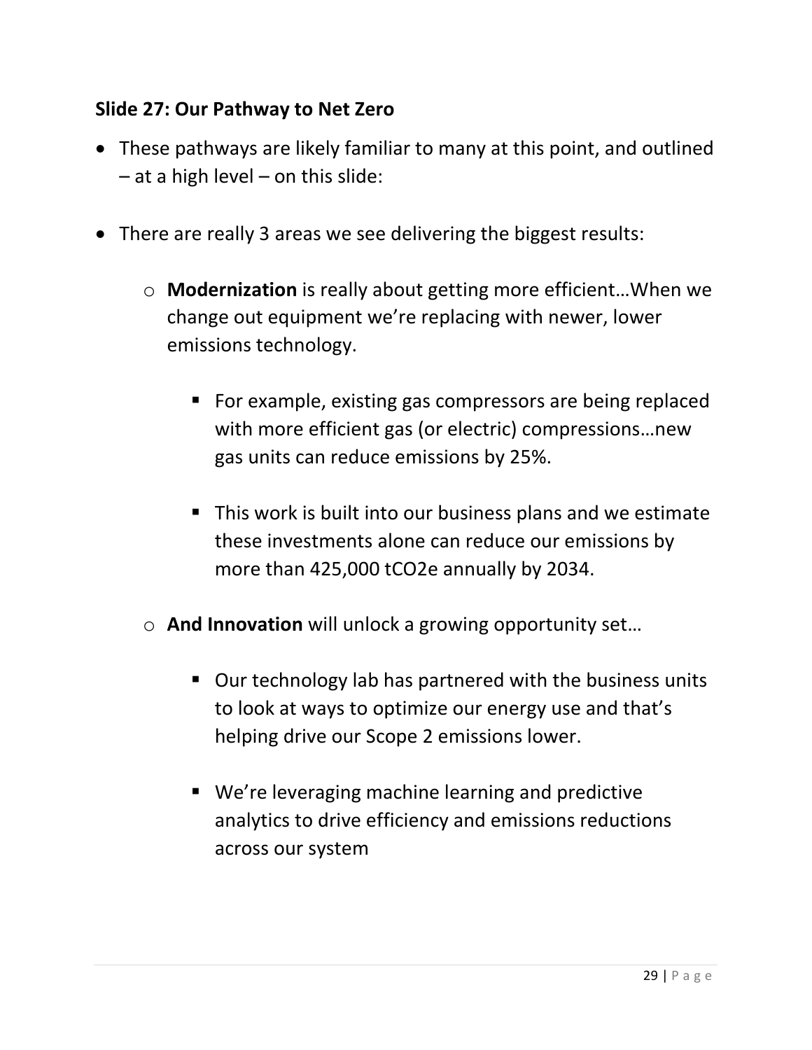**Slide 27: Our Pathway to Net Zero**

- These pathways are likely familiar to many at this point, and outlined – at a high level – on this slide:

- There are really 3 areas we see delivering the biggest results:

  - **Modernization** is really about getting more efficient…When we change out equipment we're replacing with newer, lower emissions technology.

    - For example, existing gas compressors are being replaced with more efficient gas (or electric) compressions…new gas units can reduce emissions by 25%.

    - This work is built into our business plans and we estimate these investments alone can reduce our emissions by more than 425,000 $tCO_2e$ annually by 2034.

  - **And Innovation** will unlock a growing opportunity set…

    - Our technology lab has partnered with the business units to look at ways to optimize our energy use and that's helping drive our Scope 2 emissions lower.

    - We're leveraging machine learning and predictive analytics to drive efficiency and emissions reductions across our system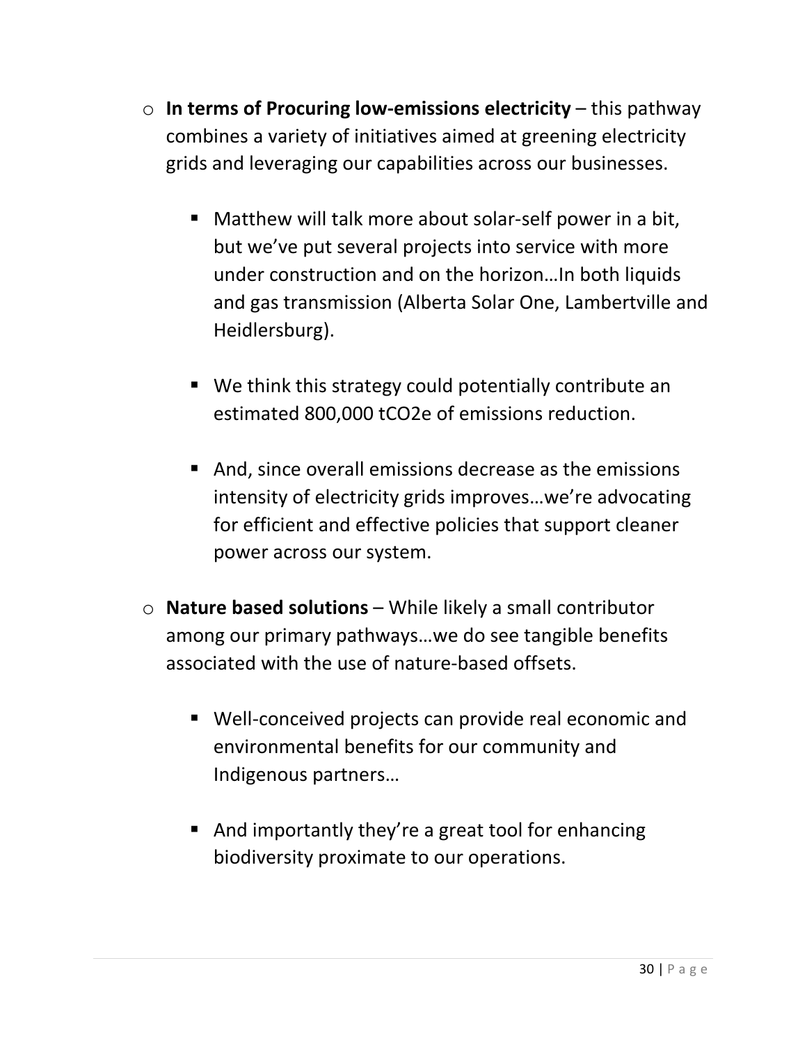- **In terms of Procuring low-emissions electricity** – this pathway combines a variety of initiatives aimed at greening electricity grids and leveraging our capabilities across our businesses.

  - Matthew will talk more about solar-self power in a bit, but we've put several projects into service with more under construction and on the horizon…In both liquids and gas transmission (Alberta Solar One, Lambertville and Heidlersburg).

  - We think this strategy could potentially contribute an estimated 800,000 tCO2e of emissions reduction.

  - And, since overall emissions decrease as the emissions intensity of electricity grids improves…we're advocating for efficient and effective policies that support cleaner power across our system.

- **Nature based solutions** – While likely a small contributor among our primary pathways…we do see tangible benefits associated with the use of nature-based offsets.

  - Well-conceived projects can provide real economic and environmental benefits for our community and Indigenous partners…

  - And importantly they're a great tool for enhancing biodiversity proximate to our operations.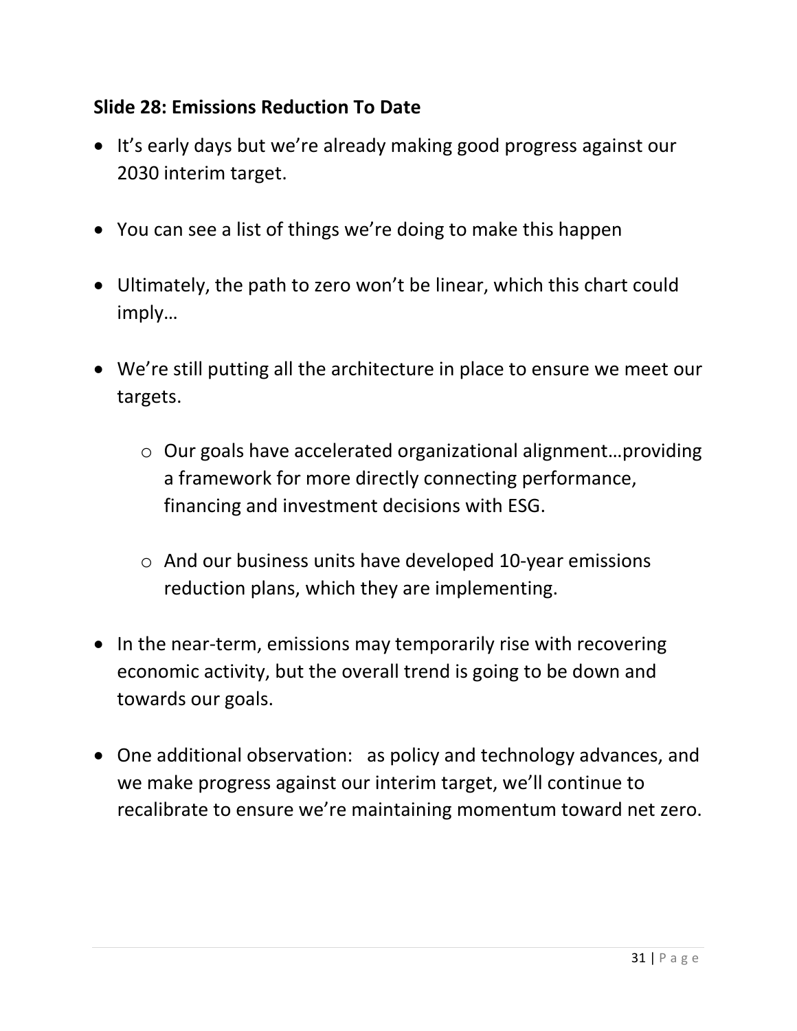### Slide 28: Emissions Reduction To Date

- It's early days but we're already making good progress against our 2030 interim target.

- You can see a list of things we're doing to make this happen

- Ultimately, the path to zero won't be linear, which this chart could imply…

- We're still putting all the architecture in place to ensure we meet our targets.

    - Our goals have accelerated organizational alignment…providing a framework for more directly connecting performance, financing and investment decisions with ESG.

    - And our business units have developed 10-year emissions reduction plans, which they are implementing.

- In the near-term, emissions may temporarily rise with recovering economic activity, but the overall trend is going to be down and towards our goals.

- One additional observation: as policy and technology advances, and we make progress against our interim target, we'll continue to recalibrate to ensure we're maintaining momentum toward net zero.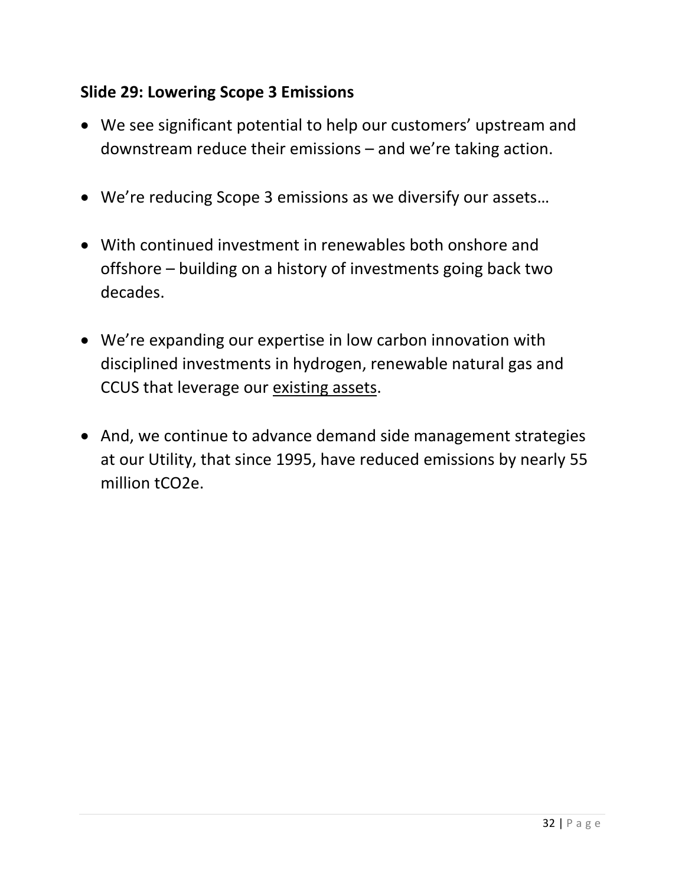### Slide 29: Lowering Scope 3 Emissions

- We see significant potential to help our customers' upstream and downstream reduce their emissions – and we're taking action.
- We're reducing Scope 3 emissions as we diversify our assets…
- With continued investment in renewables both onshore and offshore – building on a history of investments going back two decades.
- We're expanding our expertise in low carbon innovation with disciplined investments in hydrogen, renewable natural gas and CCUS that leverage our existing assets.
- And, we continue to advance demand side management strategies at our Utility, that since 1995, have reduced emissions by nearly 55 million $tCO_2e$.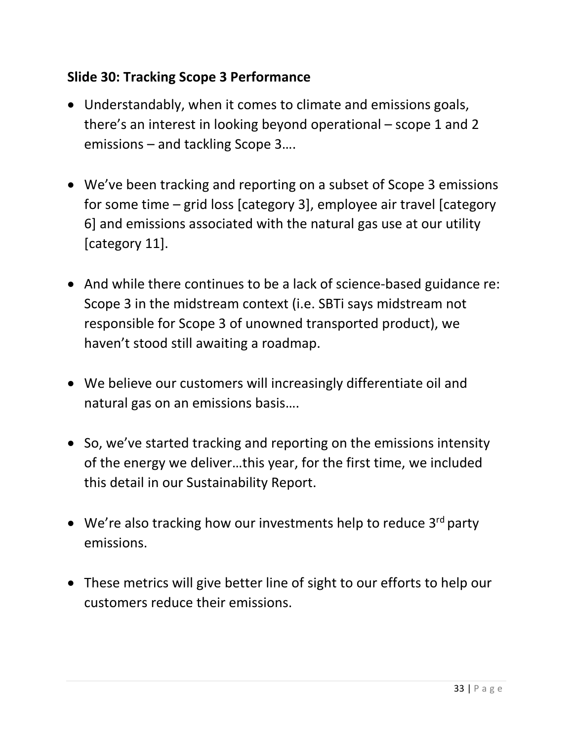## Slide 30: Tracking Scope 3 Performance

- Understandably, when it comes to climate and emissions goals, there's an interest in looking beyond operational – scope 1 and 2 emissions – and tackling Scope 3….

- We've been tracking and reporting on a subset of Scope 3 emissions for some time – grid loss [category 3], employee air travel [category 6] and emissions associated with the natural gas use at our utility [category 11].

- And while there continues to be a lack of science-based guidance re: Scope 3 in the midstream context (i.e. SBTi says midstream not responsible for Scope 3 of unowned transported product), we haven't stood still awaiting a roadmap.

- We believe our customers will increasingly differentiate oil and natural gas on an emissions basis….

- So, we've started tracking and reporting on the emissions intensity of the energy we deliver…this year, for the first time, we included this detail in our Sustainability Report.

- We're also tracking how our investments help to reduce 3rd party emissions.

- These metrics will give better line of sight to our efforts to help our customers reduce their emissions.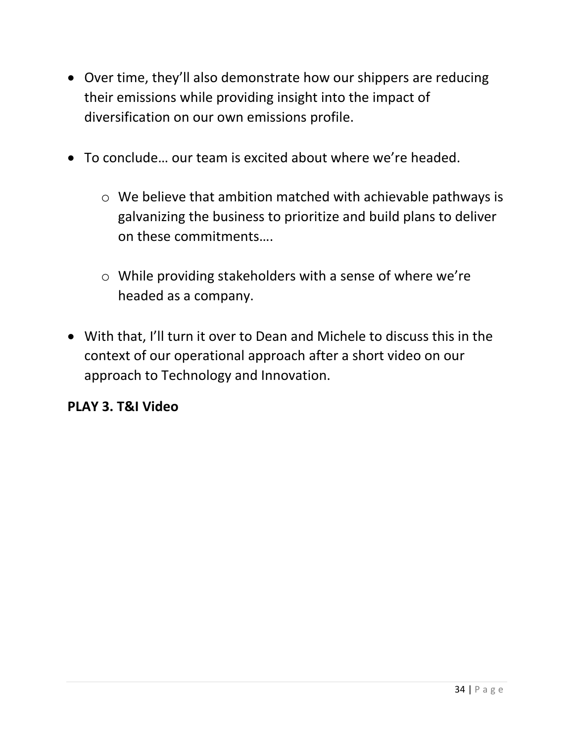- Over time, they'll also demonstrate how our shippers are reducing their emissions while providing insight into the impact of diversification on our own emissions profile.

- To conclude… our team is excited about where we're headed.

    - We believe that ambition matched with achievable pathways is galvanizing the business to prioritize and build plans to deliver on these commitments….

    - While providing stakeholders with a sense of where we're headed as a company.

- With that, I'll turn it over to Dean and Michele to discuss this in the context of our operational approach after a short video on our approach to Technology and Innovation.

**PLAY 3. T&I Video**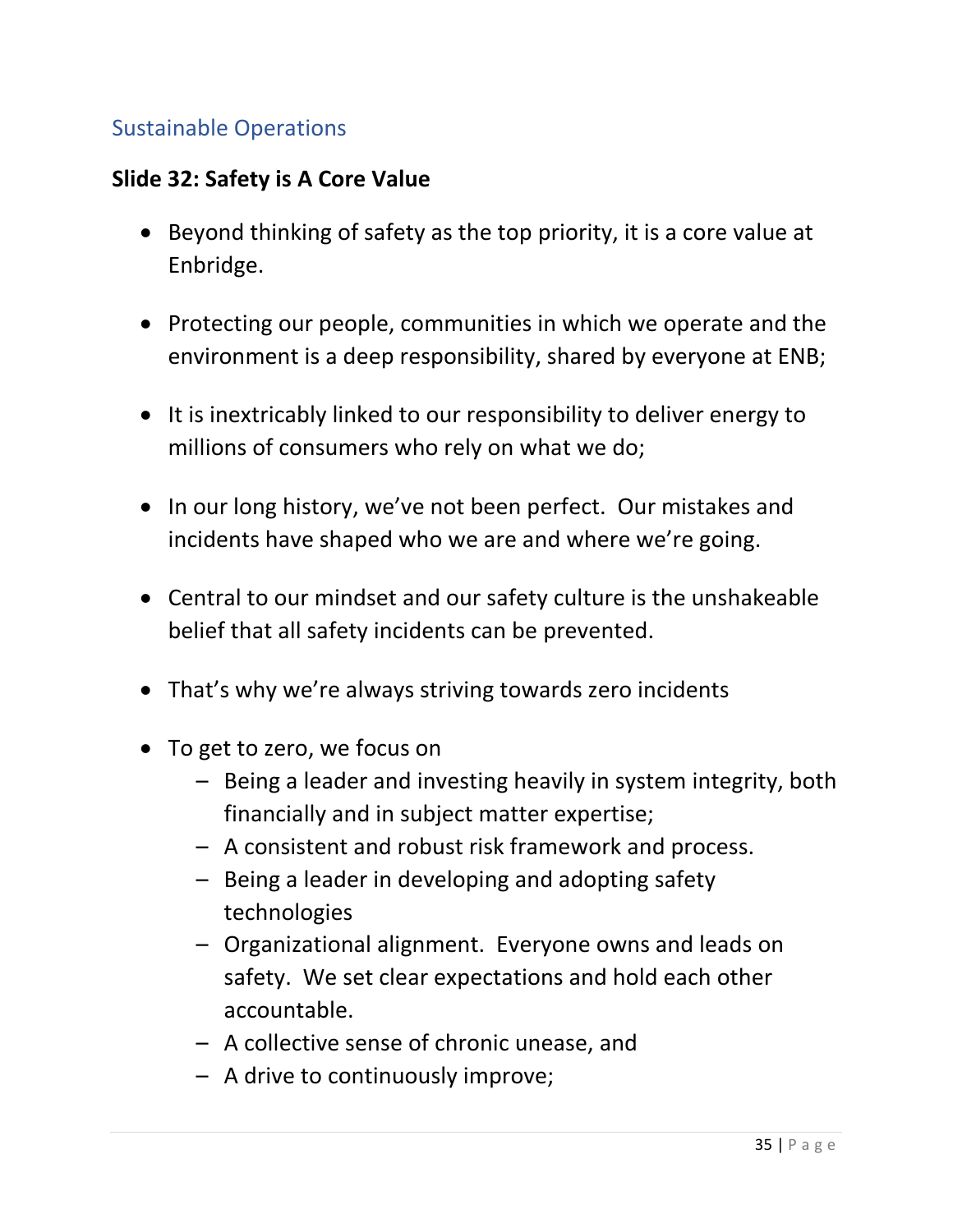## Sustainable Operations

### Slide 32: Safety is A Core Value

- Beyond thinking of safety as the top priority, it is a core value at Enbridge.
- Protecting our people, communities in which we operate and the environment is a deep responsibility, shared by everyone at ENB;
- It is inextricably linked to our responsibility to deliver energy to millions of consumers who rely on what we do;
- In our long history, we've not been perfect. Our mistakes and incidents have shaped who we are and where we're going.
- Central to our mindset and our safety culture is the unshakeable belief that all safety incidents can be prevented.
- That's why we're always striving towards zero incidents
- To get to zero, we focus on
  - Being a leader and investing heavily in system integrity, both financially and in subject matter expertise;
  - A consistent and robust risk framework and process.
  - Being a leader in developing and adopting safety technologies
  - Organizational alignment. Everyone owns and leads on safety. We set clear expectations and hold each other accountable.
  - A collective sense of chronic unease, and
  - A drive to continuously improve;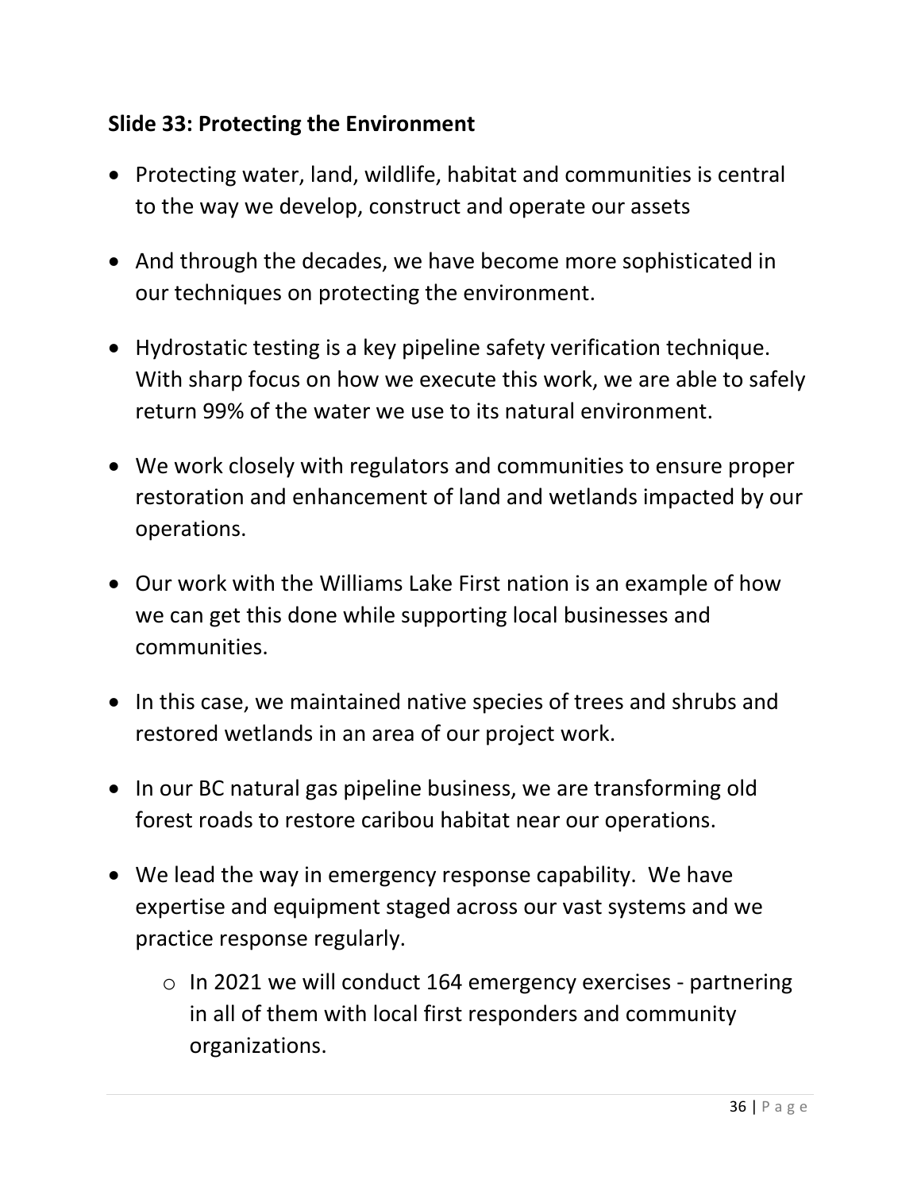**Slide 33: Protecting the Environment**

- Protecting water, land, wildlife, habitat and communities is central to the way we develop, construct and operate our assets
- And through the decades, we have become more sophisticated in our techniques on protecting the environment.
- Hydrostatic testing is a key pipeline safety verification technique. With sharp focus on how we execute this work, we are able to safely return 99% of the water we use to its natural environment.
- We work closely with regulators and communities to ensure proper restoration and enhancement of land and wetlands impacted by our operations.
- Our work with the Williams Lake First nation is an example of how we can get this done while supporting local businesses and communities.
- In this case, we maintained native species of trees and shrubs and restored wetlands in an area of our project work.
- In our BC natural gas pipeline business, we are transforming old forest roads to restore caribou habitat near our operations.
- We lead the way in emergency response capability. We have expertise and equipment staged across our vast systems and we practice response regularly.
  - In 2021 we will conduct 164 emergency exercises - partnering in all of them with local first responders and community organizations.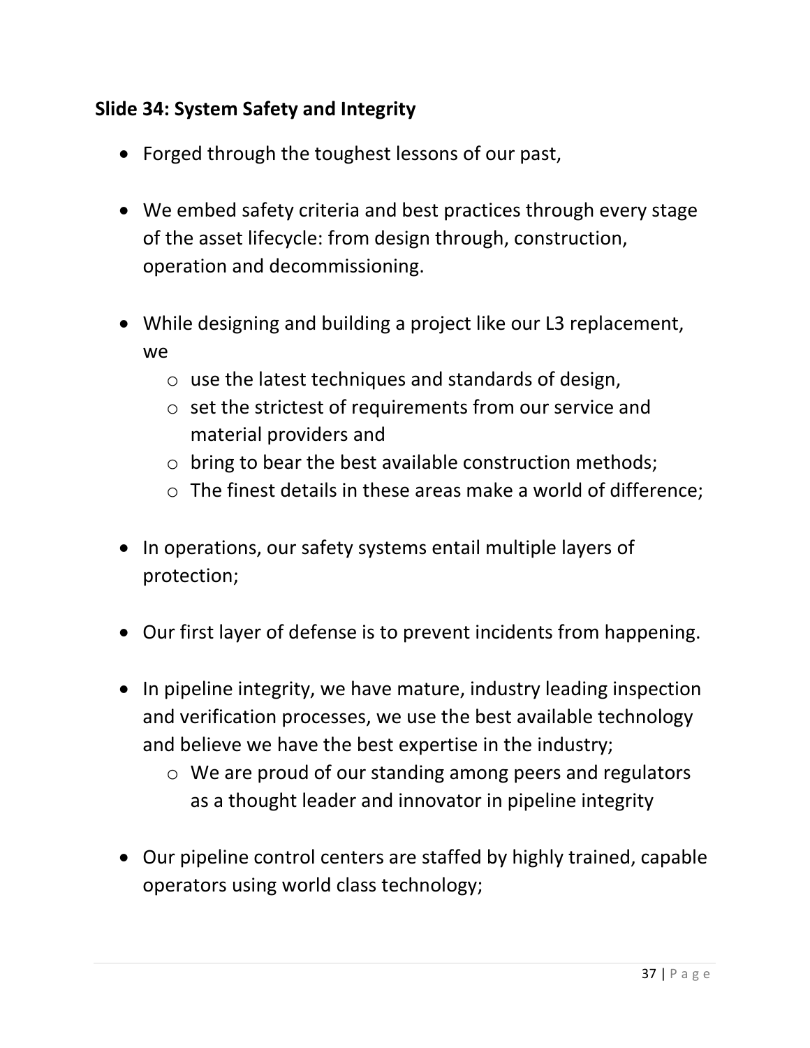**Slide 34: System Safety and Integrity**

- Forged through the toughest lessons of our past,

- We embed safety criteria and best practices through every stage of the asset lifecycle: from design through, construction, operation and decommissioning.

- While designing and building a project like our L3 replacement, we
  - use the latest techniques and standards of design,
  - set the strictest of requirements from our service and material providers and
  - bring to bear the best available construction methods;
  - The finest details in these areas make a world of difference;

- In operations, our safety systems entail multiple layers of protection;

- Our first layer of defense is to prevent incidents from happening.

- In pipeline integrity, we have mature, industry leading inspection and verification processes, we use the best available technology and believe we have the best expertise in the industry;
  - We are proud of our standing among peers and regulators as a thought leader and innovator in pipeline integrity

- Our pipeline control centers are staffed by highly trained, capable operators using world class technology;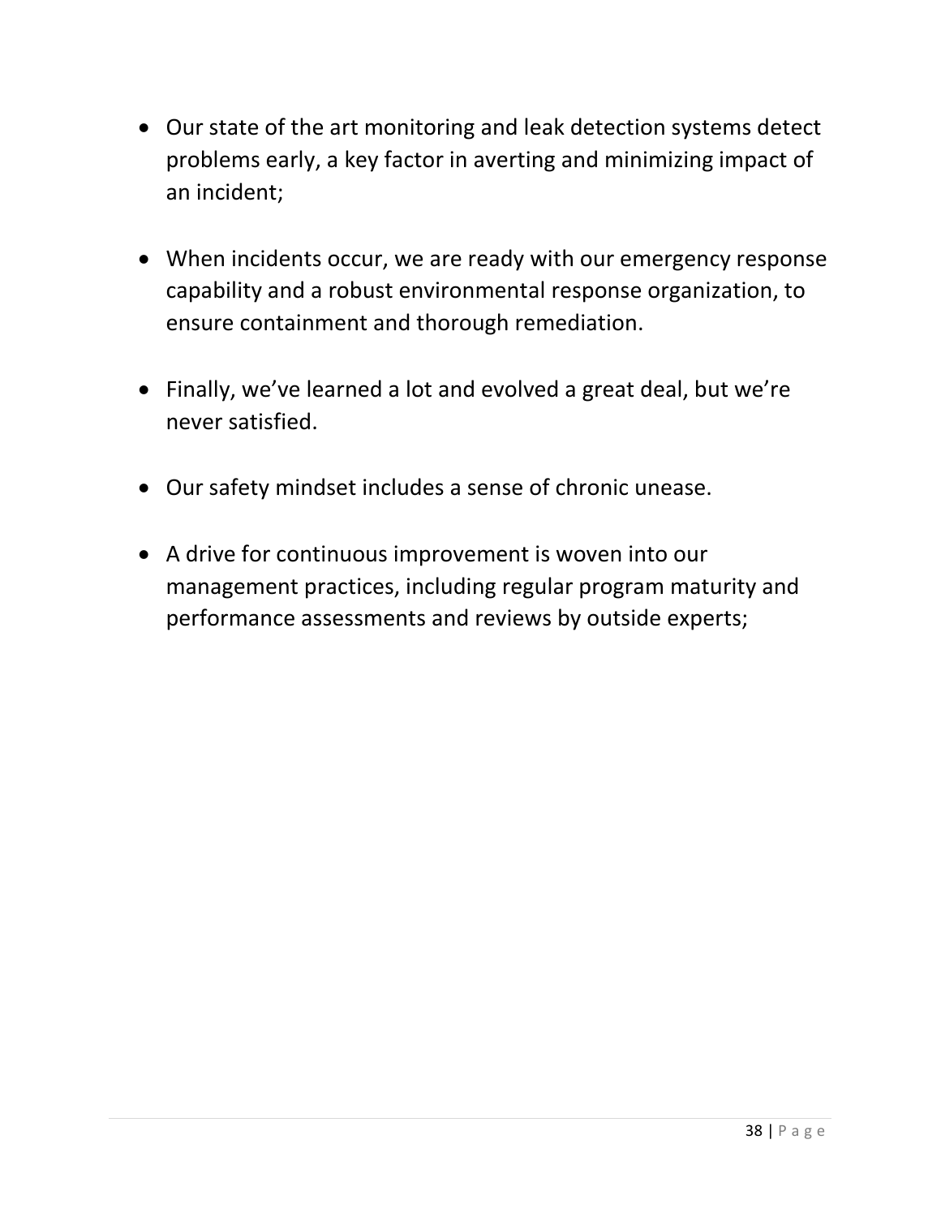- Our state of the art monitoring and leak detection systems detect problems early, a key factor in averting and minimizing impact of an incident;

- When incidents occur, we are ready with our emergency response capability and a robust environmental response organization, to ensure containment and thorough remediation.

- Finally, we've learned a lot and evolved a great deal, but we're never satisfied.

- Our safety mindset includes a sense of chronic unease.

- A drive for continuous improvement is woven into our management practices, including regular program maturity and performance assessments and reviews by outside experts;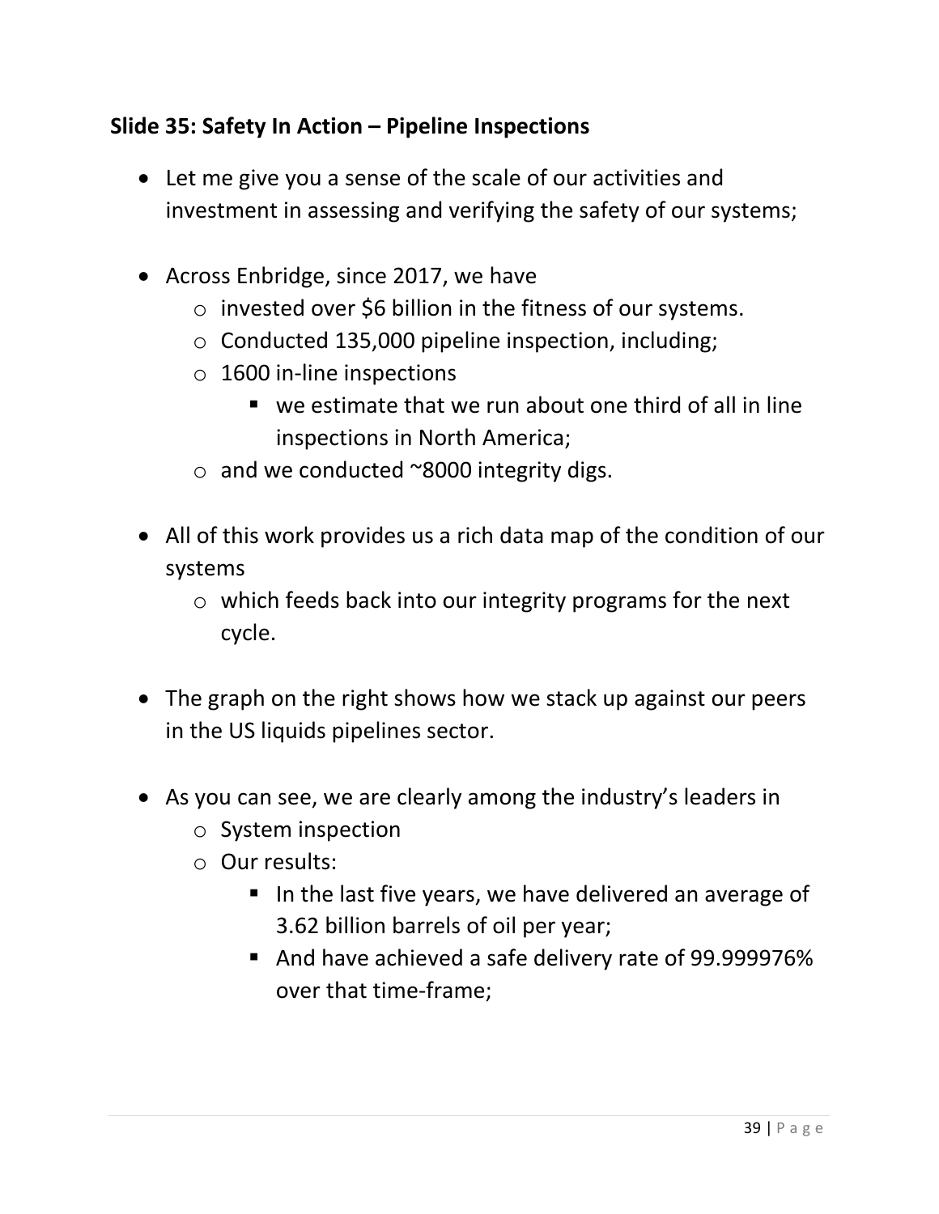**Slide 35: Safety In Action – Pipeline Inspections**

- Let me give you a sense of the scale of our activities and investment in assessing and verifying the safety of our systems;

- Across Enbridge, since 2017, we have
  - invested over $6 billion in the fitness of our systems.
  - Conducted 135,000 pipeline inspection, including;
  - 1600 in-line inspections
    - we estimate that we run about one third of all in line inspections in North America;
  - and we conducted ~8000 integrity digs.

- All of this work provides us a rich data map of the condition of our systems
  - which feeds back into our integrity programs for the next cycle.

- The graph on the right shows how we stack up against our peers in the US liquids pipelines sector.

- As you can see, we are clearly among the industry's leaders in
  - System inspection
  - Our results:
    - In the last five years, we have delivered an average of 3.62 billion barrels of oil per year;
    - And have achieved a safe delivery rate of 99.999976% over that time-frame;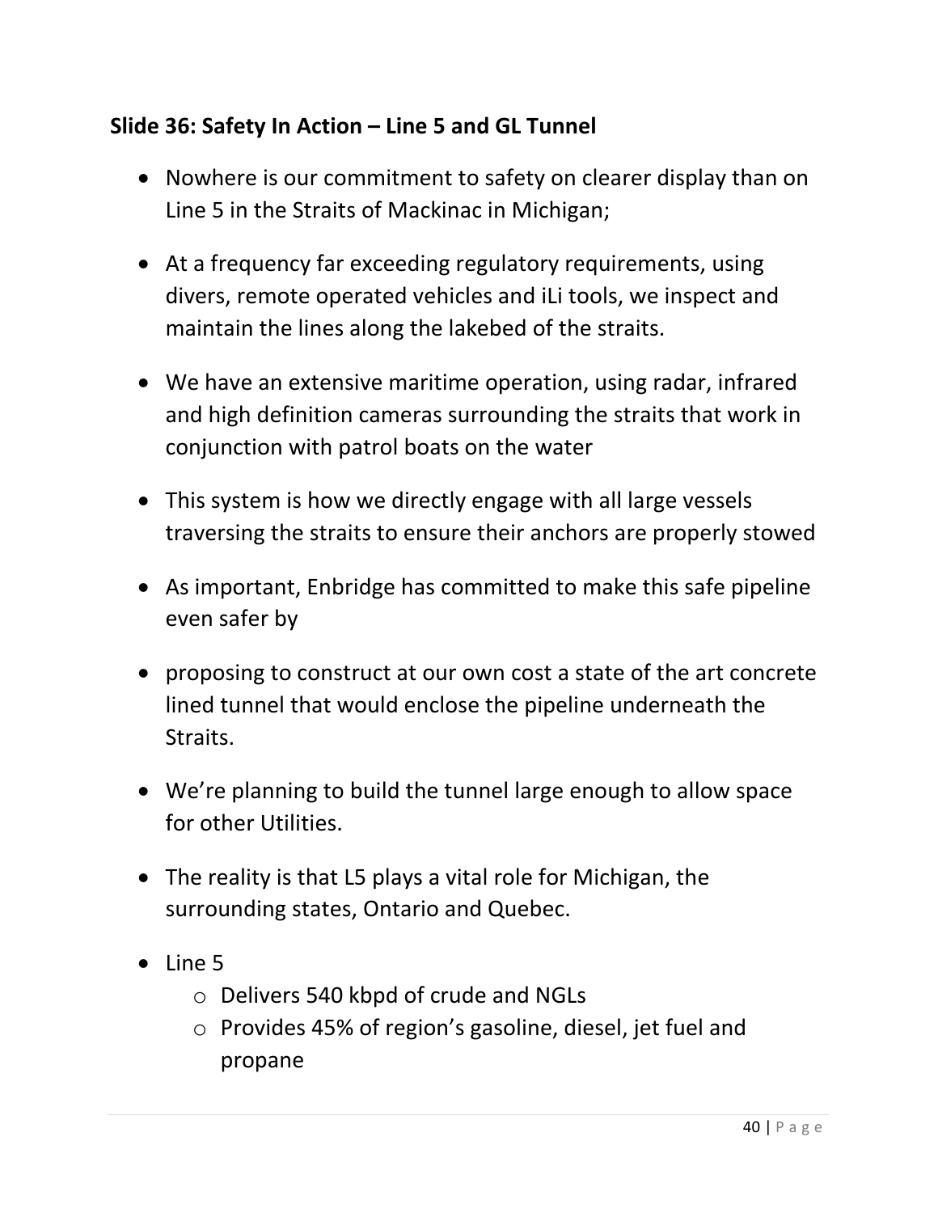**Slide 36: Safety In Action – Line 5 and GL Tunnel**

- Nowhere is our commitment to safety on clearer display than on Line 5 in the Straits of Mackinac in Michigan;
- At a frequency far exceeding regulatory requirements, using divers, remote operated vehicles and iLi tools, we inspect and maintain the lines along the lakebed of the straits.
- We have an extensive maritime operation, using radar, infrared and high definition cameras surrounding the straits that work in conjunction with patrol boats on the water
- This system is how we directly engage with all large vessels traversing the straits to ensure their anchors are properly stowed
- As important, Enbridge has committed to make this safe pipeline even safer by
- proposing to construct at our own cost a state of the art concrete lined tunnel that would enclose the pipeline underneath the Straits.
- We're planning to build the tunnel large enough to allow space for other Utilities.
- The reality is that L5 plays a vital role for Michigan, the surrounding states, Ontario and Quebec.
- Line 5
  - Delivers 540 kbpd of crude and NGLs
  - Provides 45% of region's gasoline, diesel, jet fuel and propane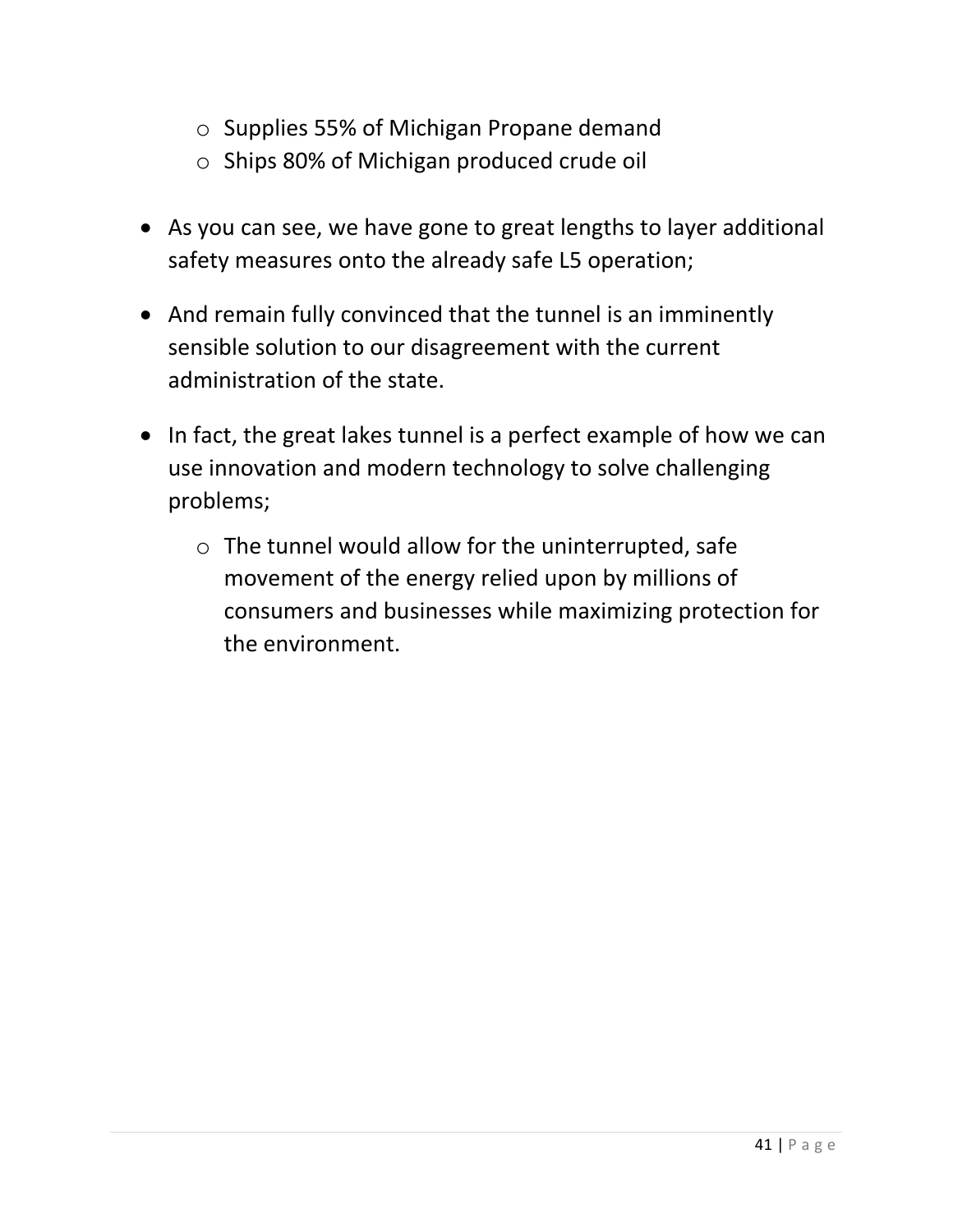- Supplies 55% of Michigan Propane demand
  - Ships 80% of Michigan produced crude oil

- As you can see, we have gone to great lengths to layer additional safety measures onto the already safe L5 operation;

- And remain fully convinced that the tunnel is an imminently sensible solution to our disagreement with the current administration of the state.

- In fact, the great lakes tunnel is a perfect example of how we can use innovation and modern technology to solve challenging problems;
  - The tunnel would allow for the uninterrupted, safe movement of the energy relied upon by millions of consumers and businesses while maximizing protection for the environment.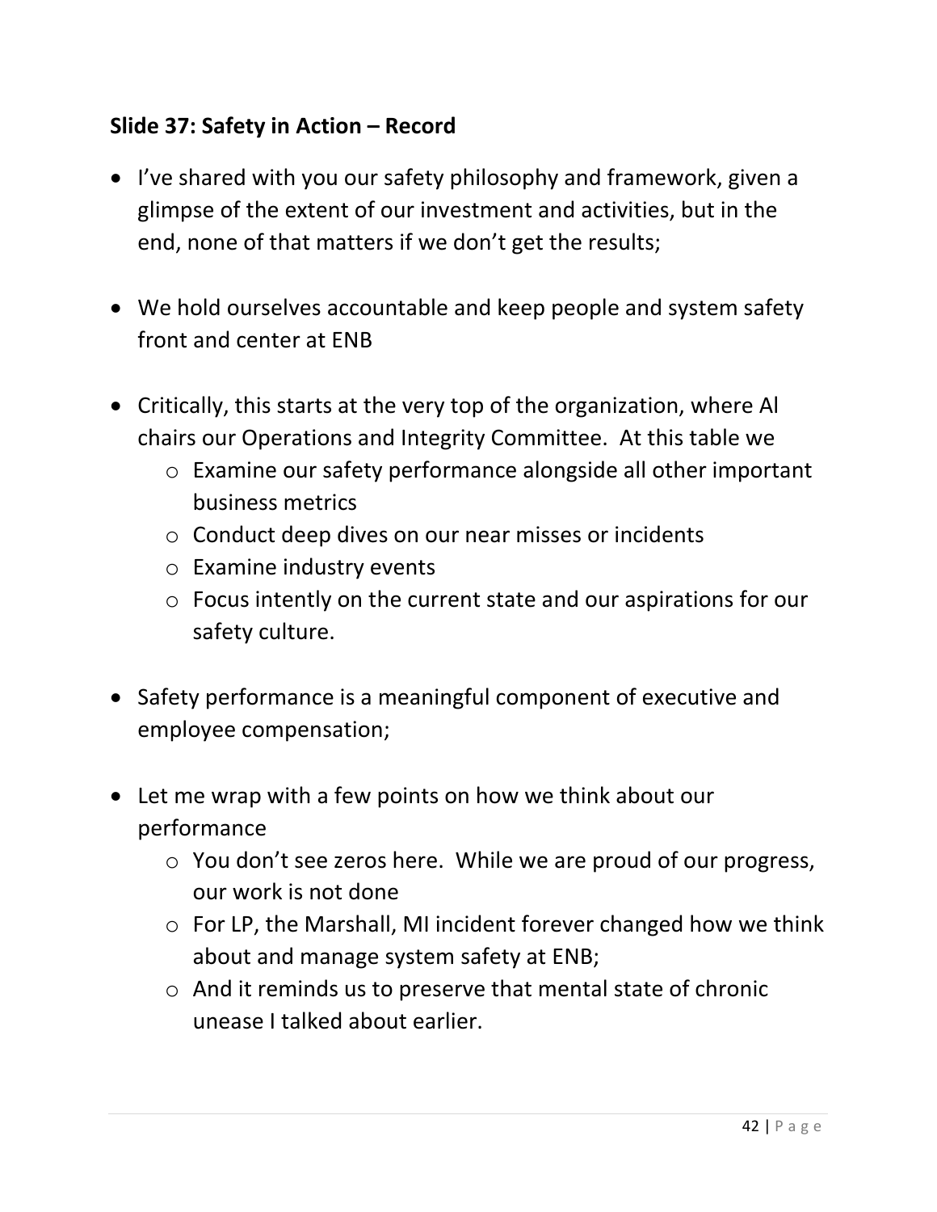**Slide 37: Safety in Action – Record**

- I've shared with you our safety philosophy and framework, given a glimpse of the extent of our investment and activities, but in the end, none of that matters if we don't get the results;

- We hold ourselves accountable and keep people and system safety front and center at ENB

- Critically, this starts at the very top of the organization, where Al chairs our Operations and Integrity Committee. At this table we
    - Examine our safety performance alongside all other important business metrics
    - Conduct deep dives on our near misses or incidents
    - Examine industry events
    - Focus intently on the current state and our aspirations for our safety culture.

- Safety performance is a meaningful component of executive and employee compensation;

- Let me wrap with a few points on how we think about our performance
    - You don't see zeros here. While we are proud of our progress, our work is not done
    - For LP, the Marshall, MI incident forever changed how we think about and manage system safety at ENB;
    - And it reminds us to preserve that mental state of chronic unease I talked about earlier.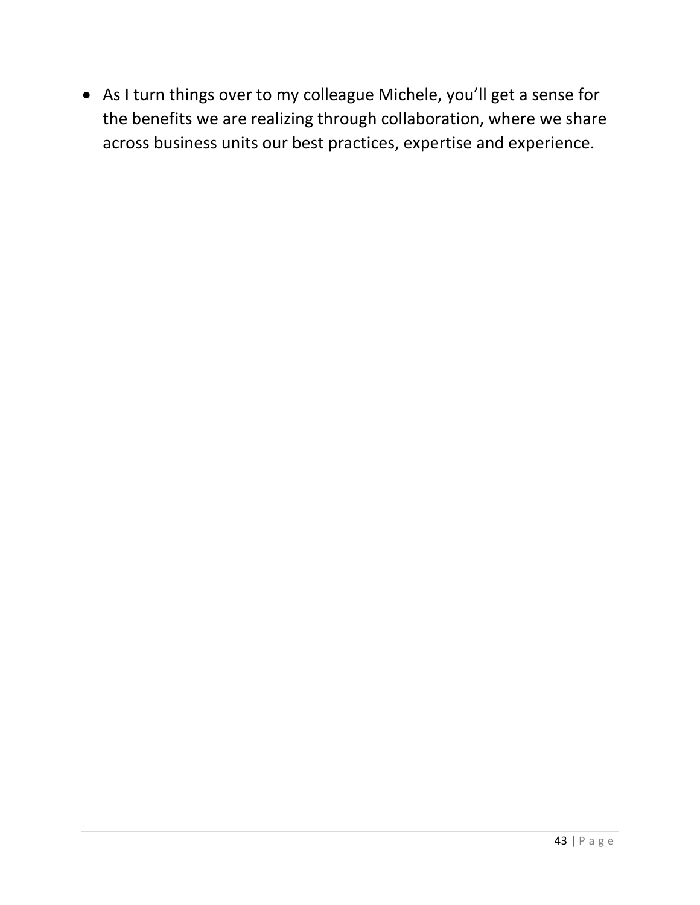- As I turn things over to my colleague Michele, you'll get a sense for the benefits we are realizing through collaboration, where we share across business units our best practices, expertise and experience.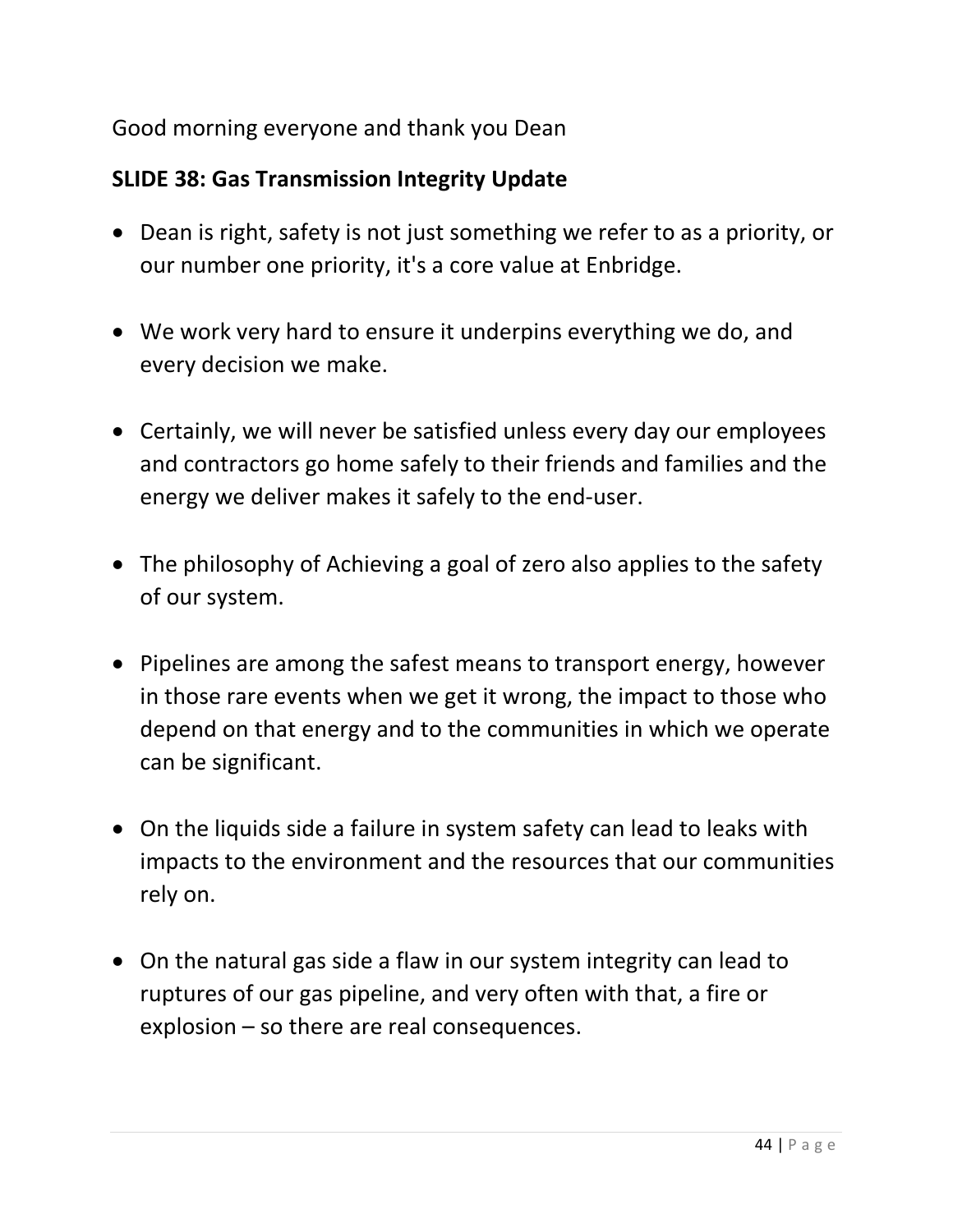Good morning everyone and thank you Dean

**SLIDE 38: Gas Transmission Integrity Update**

- Dean is right, safety is not just something we refer to as a priority, or our number one priority, it's a core value at Enbridge.
- We work very hard to ensure it underpins everything we do, and every decision we make.
- Certainly, we will never be satisfied unless every day our employees and contractors go home safely to their friends and families and the energy we deliver makes it safely to the end-user.
- The philosophy of Achieving a goal of zero also applies to the safety of our system.
- Pipelines are among the safest means to transport energy, however in those rare events when we get it wrong, the impact to those who depend on that energy and to the communities in which we operate can be significant.
- On the liquids side a failure in system safety can lead to leaks with impacts to the environment and the resources that our communities rely on.
- On the natural gas side a flaw in our system integrity can lead to ruptures of our gas pipeline, and very often with that, a fire or explosion – so there are real consequences.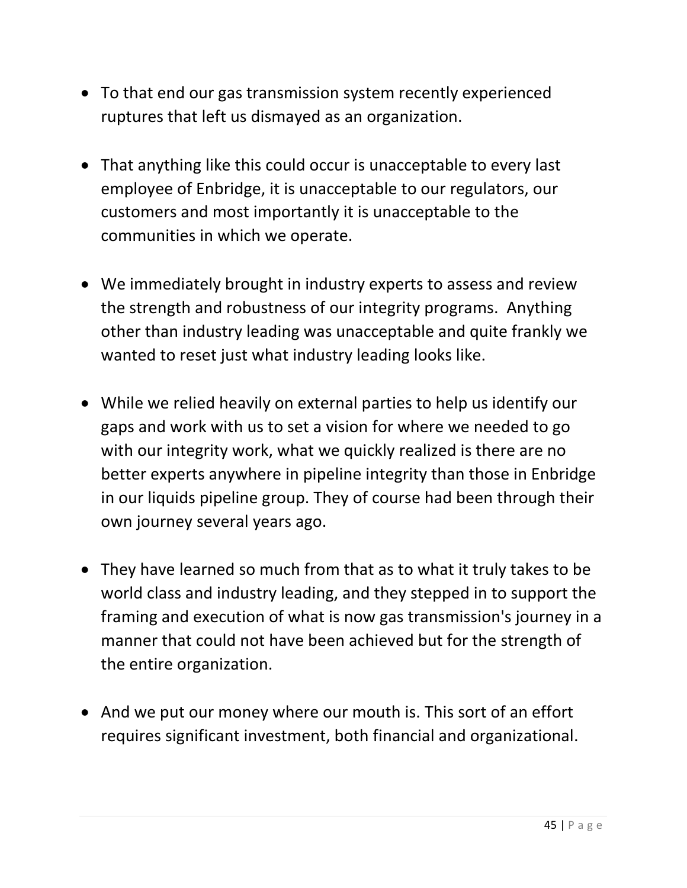- To that end our gas transmission system recently experienced ruptures that left us dismayed as an organization.

- That anything like this could occur is unacceptable to every last employee of Enbridge, it is unacceptable to our regulators, our customers and most importantly it is unacceptable to the communities in which we operate.

- We immediately brought in industry experts to assess and review the strength and robustness of our integrity programs. Anything other than industry leading was unacceptable and quite frankly we wanted to reset just what industry leading looks like.

- While we relied heavily on external parties to help us identify our gaps and work with us to set a vision for where we needed to go with our integrity work, what we quickly realized is there are no better experts anywhere in pipeline integrity than those in Enbridge in our liquids pipeline group. They of course had been through their own journey several years ago.

- They have learned so much from that as to what it truly takes to be world class and industry leading, and they stepped in to support the framing and execution of what is now gas transmission's journey in a manner that could not have been achieved but for the strength of the entire organization.

- And we put our money where our mouth is. This sort of an effort requires significant investment, both financial and organizational.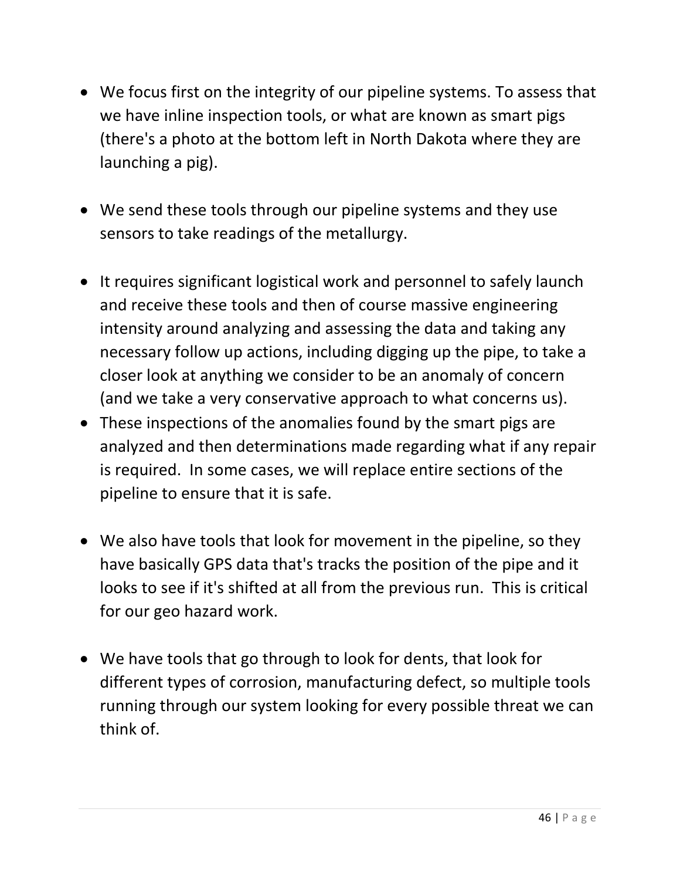- We focus first on the integrity of our pipeline systems. To assess that we have inline inspection tools, or what are known as smart pigs (there's a photo at the bottom left in North Dakota where they are launching a pig).

- We send these tools through our pipeline systems and they use sensors to take readings of the metallurgy.

- It requires significant logistical work and personnel to safely launch and receive these tools and then of course massive engineering intensity around analyzing and assessing the data and taking any necessary follow up actions, including digging up the pipe, to take a closer look at anything we consider to be an anomaly of concern (and we take a very conservative approach to what concerns us).
- These inspections of the anomalies found by the smart pigs are analyzed and then determinations made regarding what if any repair is required. In some cases, we will replace entire sections of the pipeline to ensure that it is safe.

- We also have tools that look for movement in the pipeline, so they have basically GPS data that's tracks the position of the pipe and it looks to see if it's shifted at all from the previous run. This is critical for our geo hazard work.

- We have tools that go through to look for dents, that look for different types of corrosion, manufacturing defect, so multiple tools running through our system looking for every possible threat we can think of.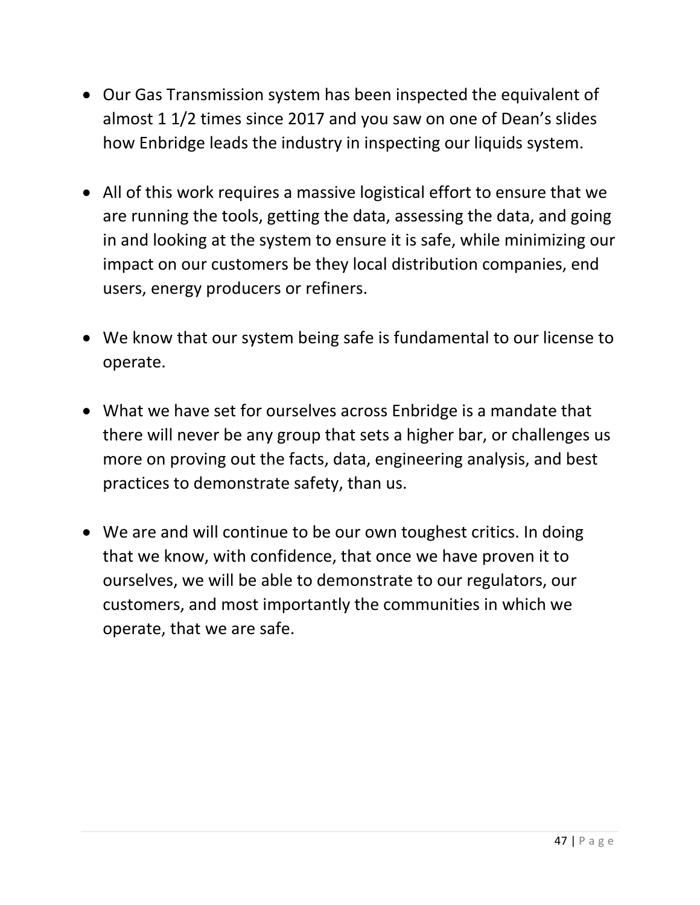- Our Gas Transmission system has been inspected the equivalent of almost 1 1/2 times since 2017 and you saw on one of Dean's slides how Enbridge leads the industry in inspecting our liquids system.

- All of this work requires a massive logistical effort to ensure that we are running the tools, getting the data, assessing the data, and going in and looking at the system to ensure it is safe, while minimizing our impact on our customers be they local distribution companies, end users, energy producers or refiners.

- We know that our system being safe is fundamental to our license to operate.

- What we have set for ourselves across Enbridge is a mandate that there will never be any group that sets a higher bar, or challenges us more on proving out the facts, data, engineering analysis, and best practices to demonstrate safety, than us.

- We are and will continue to be our own toughest critics. In doing that we know, with confidence, that once we have proven it to ourselves, we will be able to demonstrate to our regulators, our customers, and most importantly the communities in which we operate, that we are safe.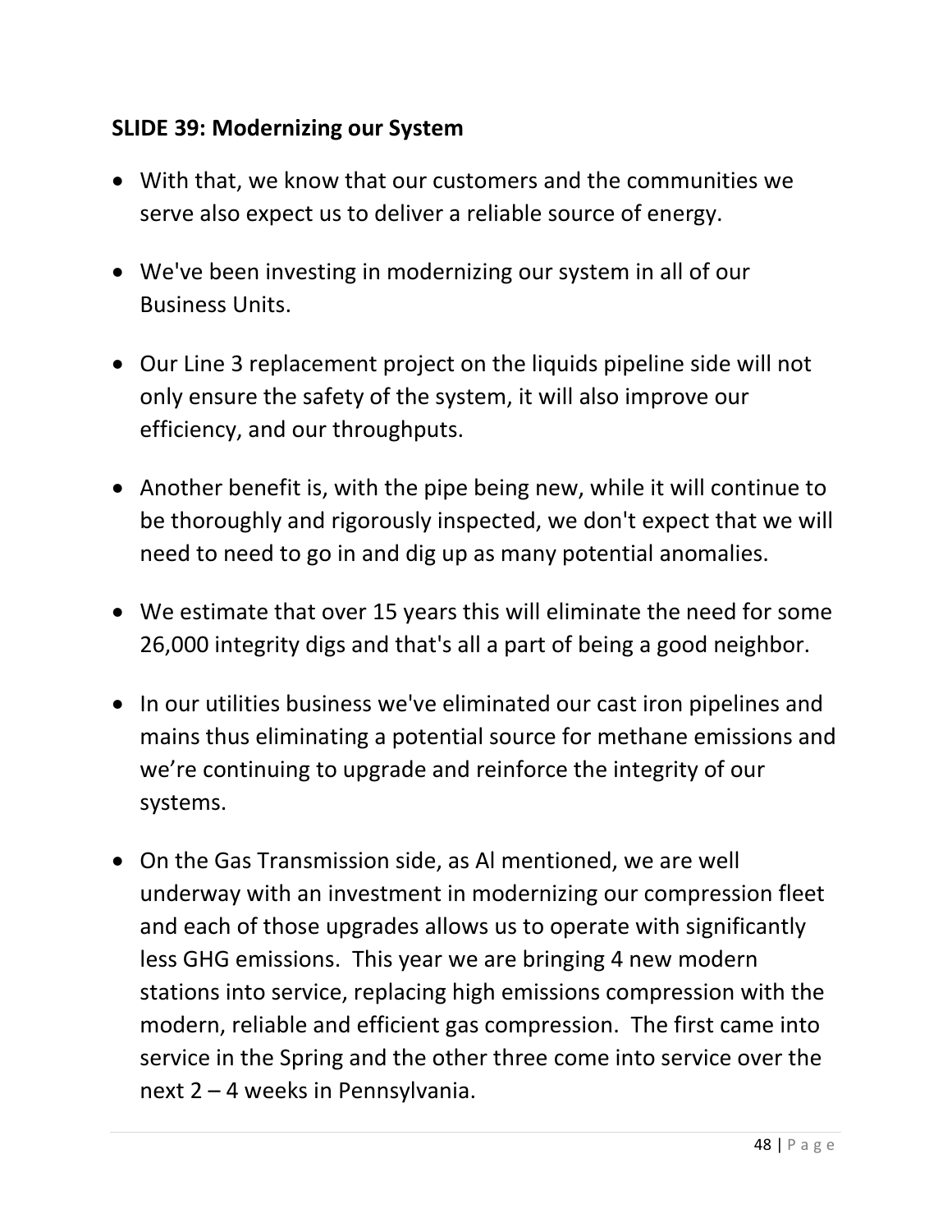## SLIDE 39: Modernizing our System

- With that, we know that our customers and the communities we serve also expect us to deliver a reliable source of energy.
- We've been investing in modernizing our system in all of our Business Units.
- Our Line 3 replacement project on the liquids pipeline side will not only ensure the safety of the system, it will also improve our efficiency, and our throughputs.
- Another benefit is, with the pipe being new, while it will continue to be thoroughly and rigorously inspected, we don't expect that we will need to need to go in and dig up as many potential anomalies.
- We estimate that over 15 years this will eliminate the need for some 26,000 integrity digs and that's all a part of being a good neighbor.
- In our utilities business we've eliminated our cast iron pipelines and mains thus eliminating a potential source for methane emissions and we're continuing to upgrade and reinforce the integrity of our systems.
- On the Gas Transmission side, as Al mentioned, we are well underway with an investment in modernizing our compression fleet and each of those upgrades allows us to operate with significantly less GHG emissions. This year we are bringing 4 new modern stations into service, replacing high emissions compression with the modern, reliable and efficient gas compression. The first came into service in the Spring and the other three come into service over the next 2 – 4 weeks in Pennsylvania.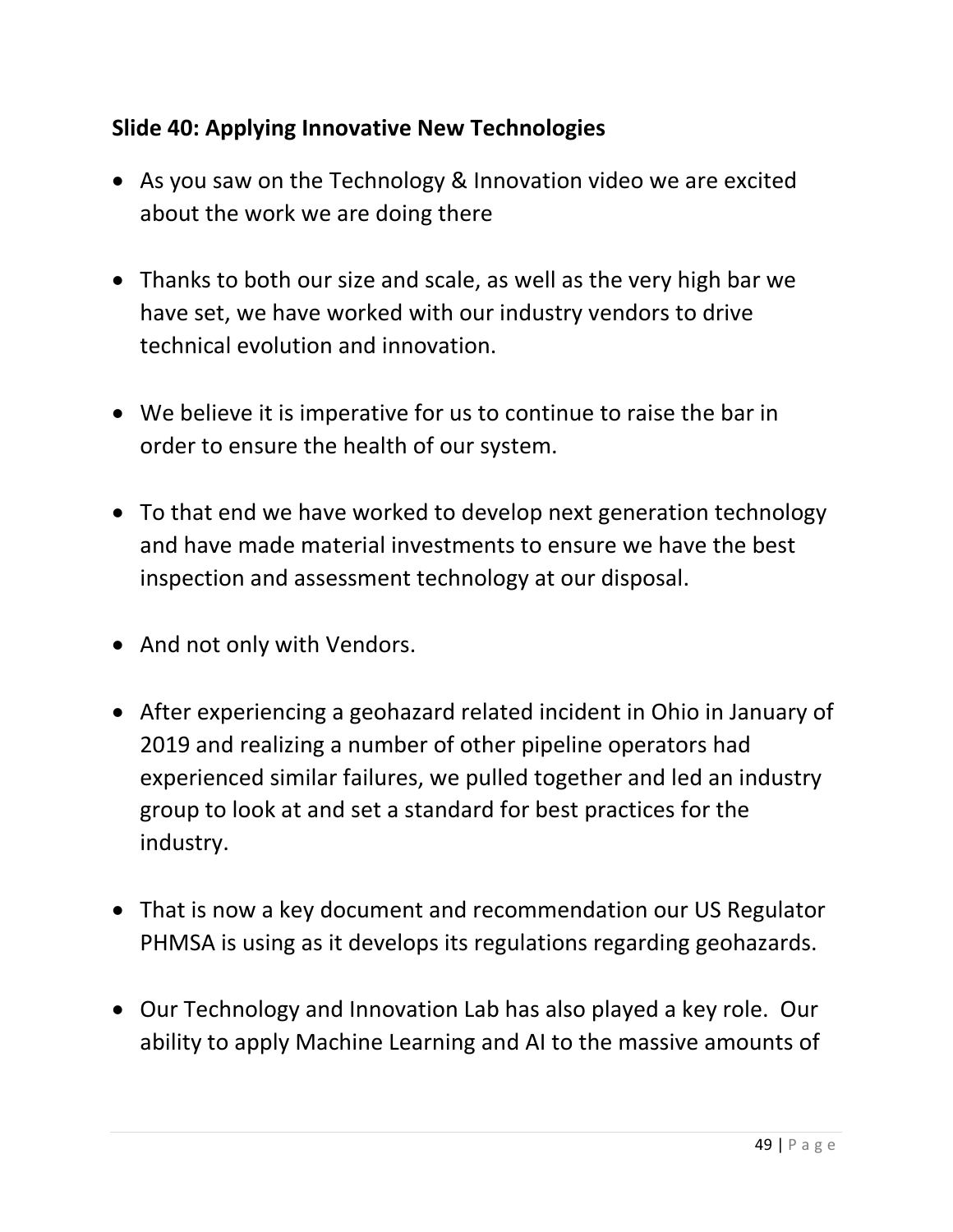## Slide 40: Applying Innovative New Technologies

- As you saw on the Technology & Innovation video we are excited about the work we are doing there
- Thanks to both our size and scale, as well as the very high bar we have set, we have worked with our industry vendors to drive technical evolution and innovation.
- We believe it is imperative for us to continue to raise the bar in order to ensure the health of our system.
- To that end we have worked to develop next generation technology and have made material investments to ensure we have the best inspection and assessment technology at our disposal.
- And not only with Vendors.
- After experiencing a geohazard related incident in Ohio in January of 2019 and realizing a number of other pipeline operators had experienced similar failures, we pulled together and led an industry group to look at and set a standard for best practices for the industry.
- That is now a key document and recommendation our US Regulator PHMSA is using as it develops its regulations regarding geohazards.
- Our Technology and Innovation Lab has also played a key role. Our ability to apply Machine Learning and AI to the massive amounts of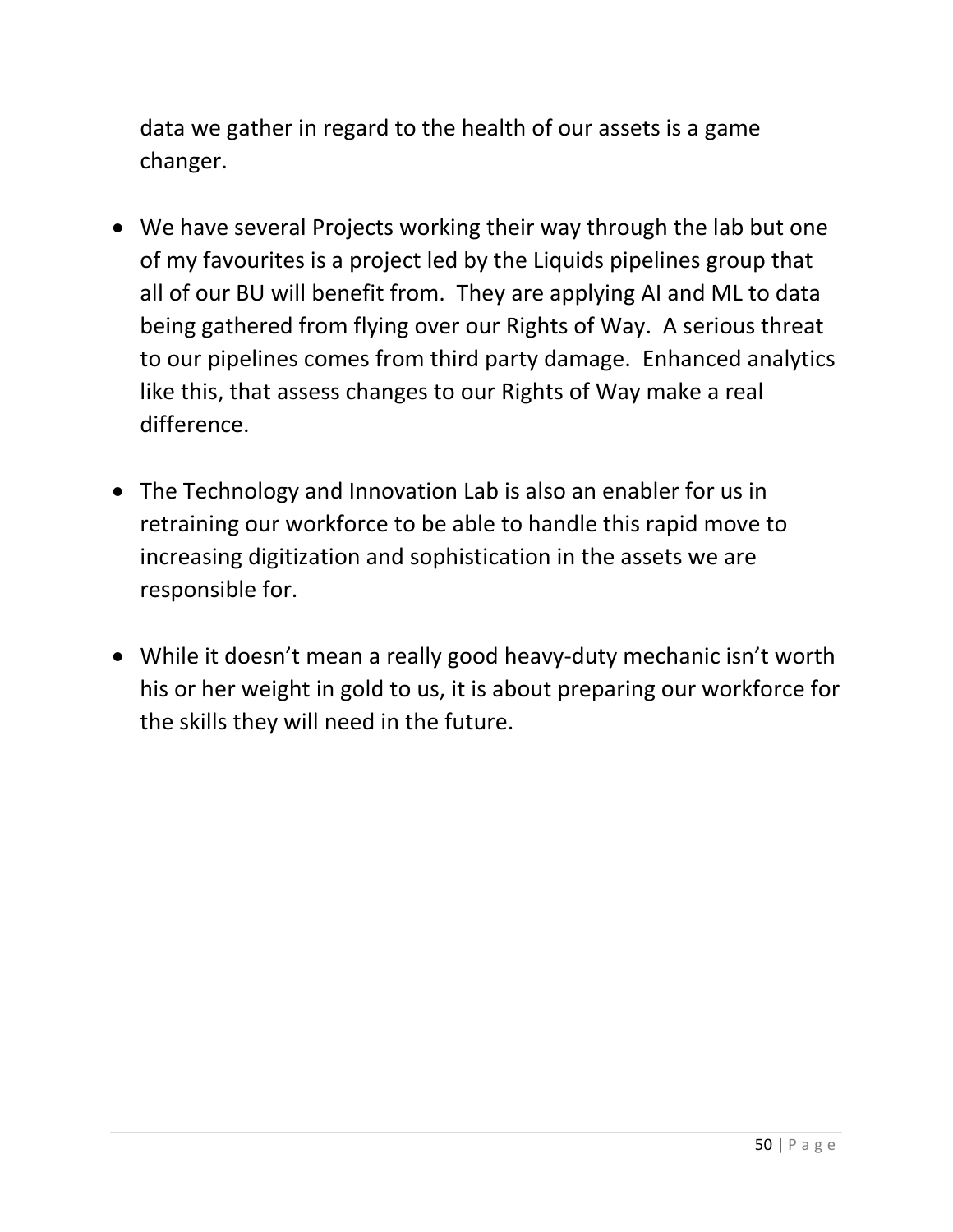data we gather in regard to the health of our assets is a game changer.

- We have several Projects working their way through the lab but one of my favourites is a project led by the Liquids pipelines group that all of our BU will benefit from. They are applying AI and ML to data being gathered from flying over our Rights of Way. A serious threat to our pipelines comes from third party damage. Enhanced analytics like this, that assess changes to our Rights of Way make a real difference.

- The Technology and Innovation Lab is also an enabler for us in retraining our workforce to be able to handle this rapid move to increasing digitization and sophistication in the assets we are responsible for.

- While it doesn't mean a really good heavy-duty mechanic isn't worth his or her weight in gold to us, it is about preparing our workforce for the skills they will need in the future.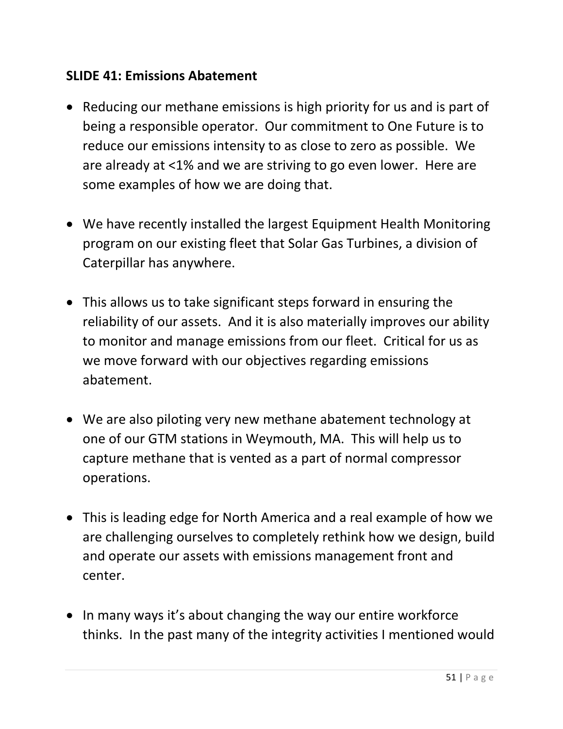**SLIDE 41: Emissions Abatement**

- Reducing our methane emissions is high priority for us and is part of being a responsible operator. Our commitment to One Future is to reduce our emissions intensity to as close to zero as possible. We are already at <1% and we are striving to go even lower. Here are some examples of how we are doing that.

- We have recently installed the largest Equipment Health Monitoring program on our existing fleet that Solar Gas Turbines, a division of Caterpillar has anywhere.

- This allows us to take significant steps forward in ensuring the reliability of our assets. And it is also materially improves our ability to monitor and manage emissions from our fleet. Critical for us as we move forward with our objectives regarding emissions abatement.

- We are also piloting very new methane abatement technology at one of our GTM stations in Weymouth, MA. This will help us to capture methane that is vented as a part of normal compressor operations.

- This is leading edge for North America and a real example of how we are challenging ourselves to completely rethink how we design, build and operate our assets with emissions management front and center.

- In many ways it's about changing the way our entire workforce thinks. In the past many of the integrity activities I mentioned would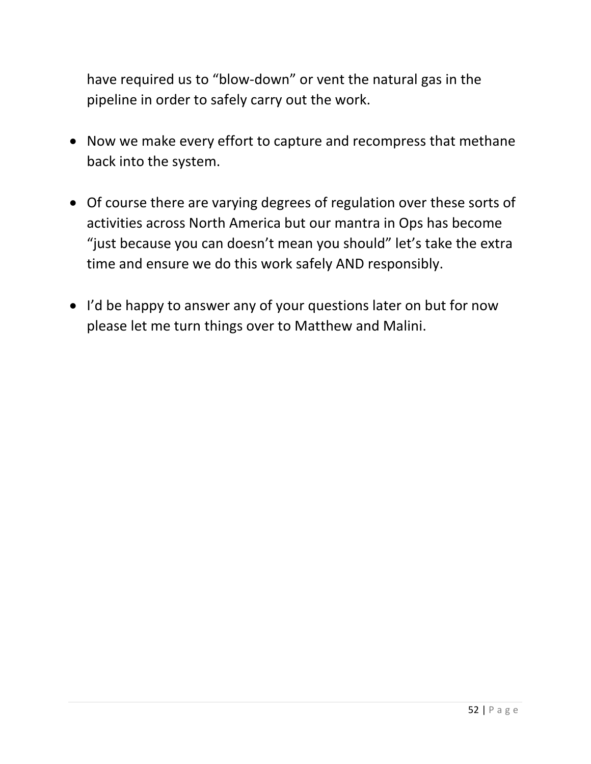have required us to “blow-down” or vent the natural gas in the pipeline in order to safely carry out the work.

- Now we make every effort to capture and recompress that methane back into the system.

- Of course there are varying degrees of regulation over these sorts of activities across North America but our mantra in Ops has become “just because you can doesn’t mean you should” let’s take the extra time and ensure we do this work safely AND responsibly.

- I’d be happy to answer any of your questions later on but for now please let me turn things over to Matthew and Malini.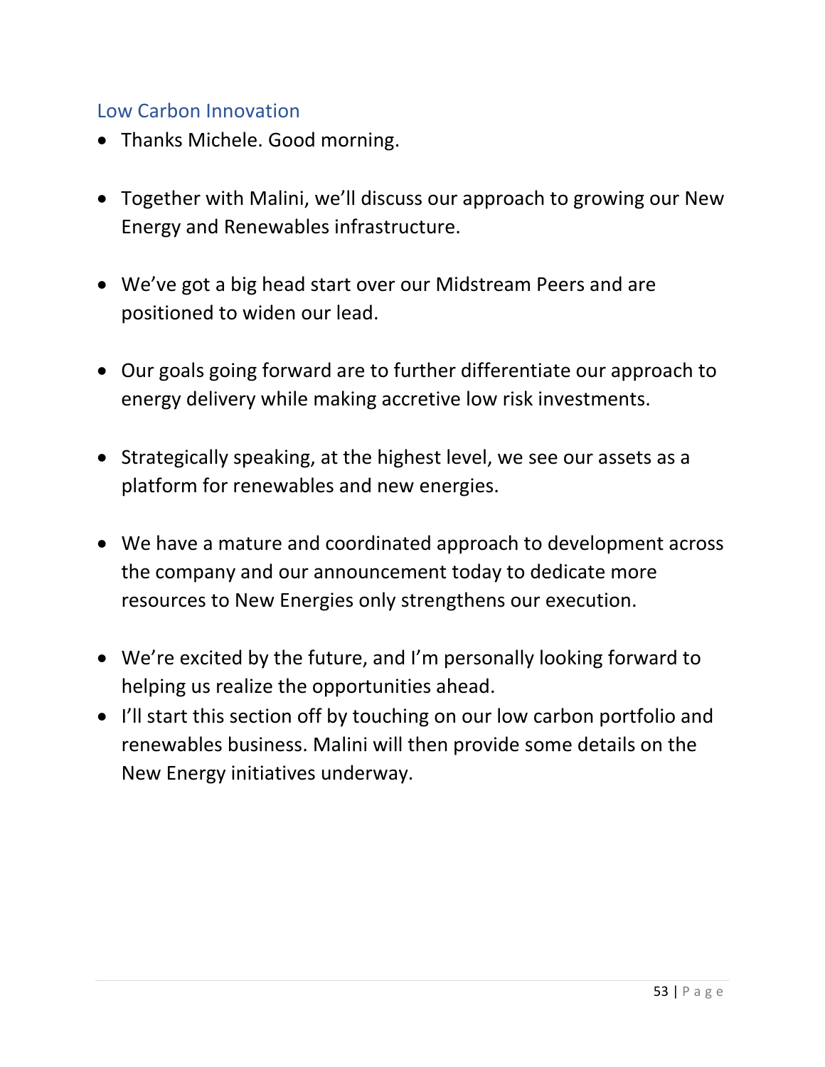## Low Carbon Innovation

- Thanks Michele. Good morning.

- Together with Malini, we'll discuss our approach to growing our New Energy and Renewables infrastructure.

- We've got a big head start over our Midstream Peers and are positioned to widen our lead.

- Our goals going forward are to further differentiate our approach to energy delivery while making accretive low risk investments.

- Strategically speaking, at the highest level, we see our assets as a platform for renewables and new energies.

- We have a mature and coordinated approach to development across the company and our announcement today to dedicate more resources to New Energies only strengthens our execution.

- We're excited by the future, and I'm personally looking forward to helping us realize the opportunities ahead.
- I'll start this section off by touching on our low carbon portfolio and renewables business. Malini will then provide some details on the New Energy initiatives underway.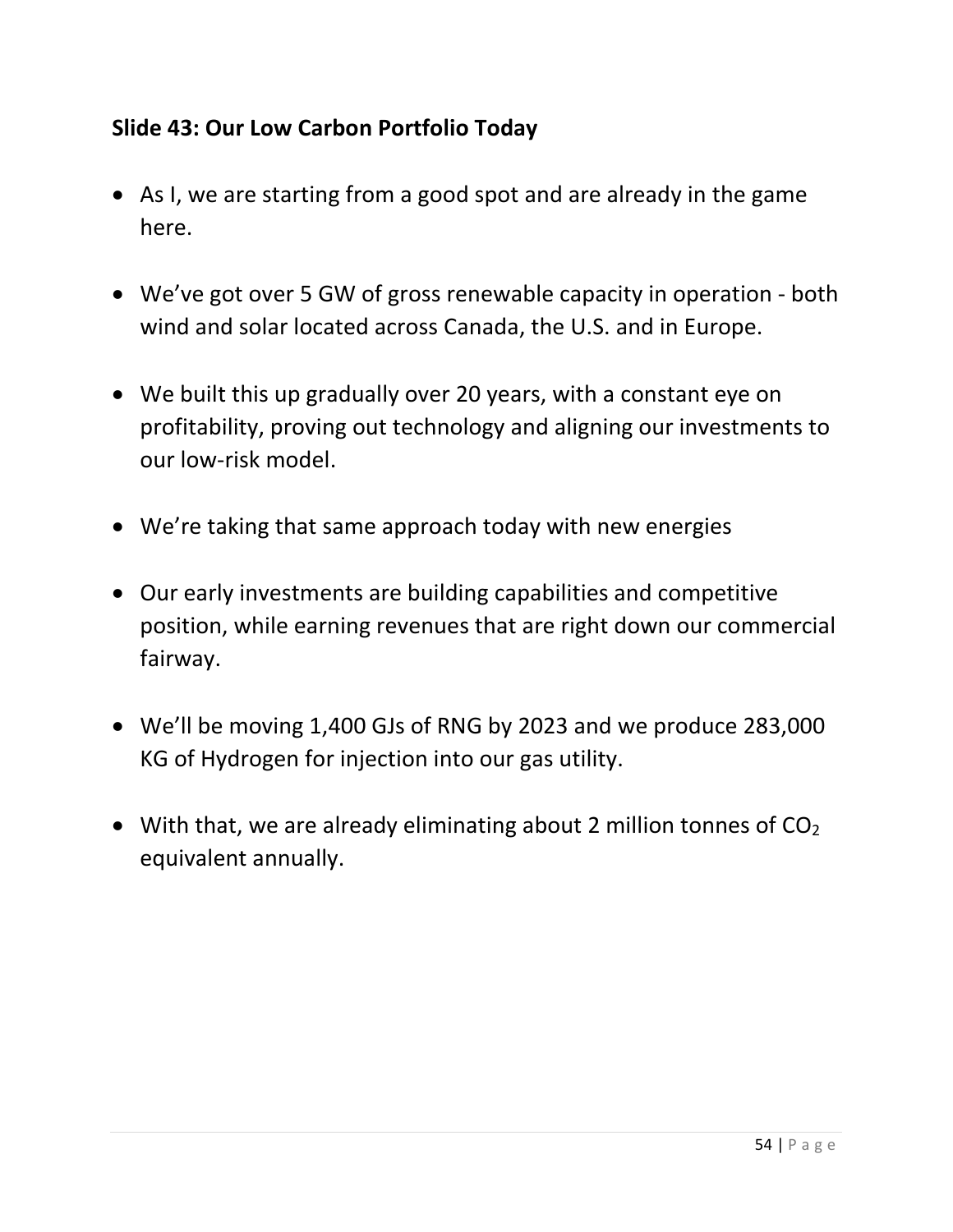**Slide 43: Our Low Carbon Portfolio Today**

- As I, we are starting from a good spot and are already in the game here.
- We’ve got over 5 GW of gross renewable capacity in operation - both wind and solar located across Canada, the U.S. and in Europe.
- We built this up gradually over 20 years, with a constant eye on profitability, proving out technology and aligning our investments to our low-risk model.
- We’re taking that same approach today with new energies
- Our early investments are building capabilities and competitive position, while earning revenues that are right down our commercial fairway.
- We’ll be moving 1,400 GJs of RNG by 2023 and we produce 283,000 KG of Hydrogen for injection into our gas utility.
- With that, we are already eliminating about 2 million tonnes of $CO_2$ equivalent annually.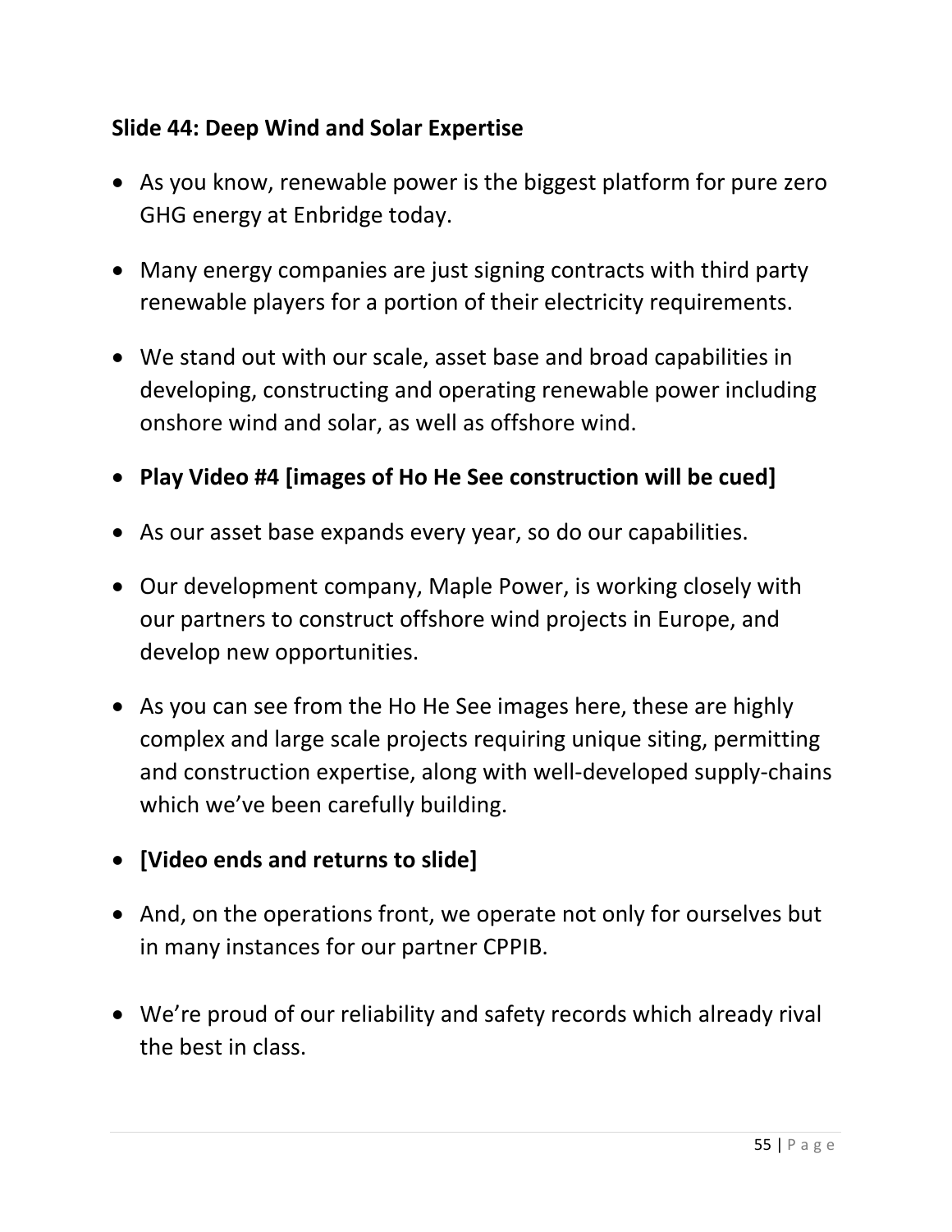**Slide 44: Deep Wind and Solar Expertise**

- As you know, renewable power is the biggest platform for pure zero GHG energy at Enbridge today.
- Many energy companies are just signing contracts with third party renewable players for a portion of their electricity requirements.
- We stand out with our scale, asset base and broad capabilities in developing, constructing and operating renewable power including onshore wind and solar, as well as offshore wind.
- **Play Video #4 [images of Ho He See construction will be cued]**
- As our asset base expands every year, so do our capabilities.
- Our development company, Maple Power, is working closely with our partners to construct offshore wind projects in Europe, and develop new opportunities.
- As you can see from the Ho He See images here, these are highly complex and large scale projects requiring unique siting, permitting and construction expertise, along with well-developed supply-chains which we've been carefully building.
- **[Video ends and returns to slide]**
- And, on the operations front, we operate not only for ourselves but in many instances for our partner CPPIB.
- We're proud of our reliability and safety records which already rival the best in class.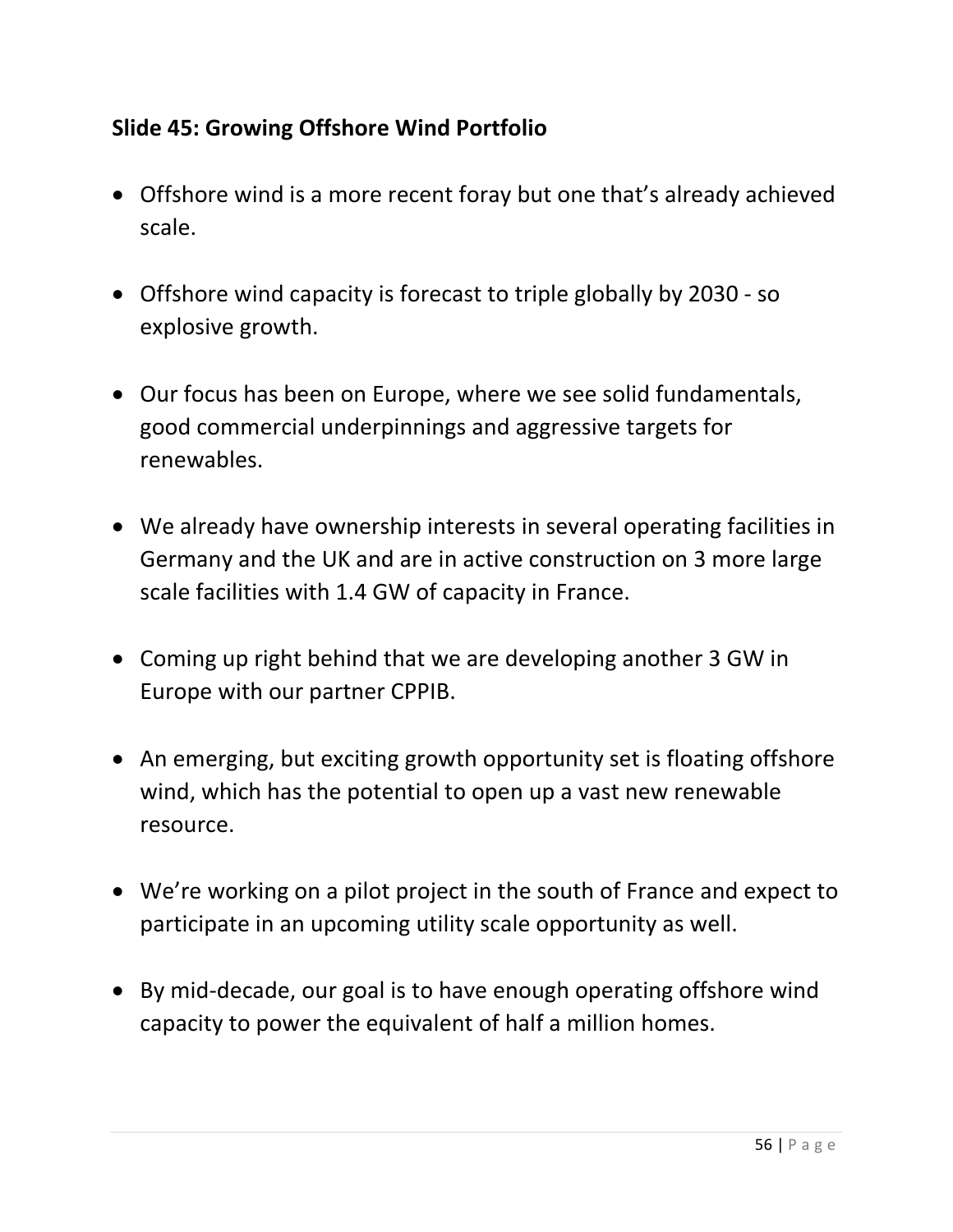**Slide 45: Growing Offshore Wind Portfolio**

- Offshore wind is a more recent foray but one that's already achieved scale.
- Offshore wind capacity is forecast to triple globally by 2030 - so explosive growth.
- Our focus has been on Europe, where we see solid fundamentals, good commercial underpinnings and aggressive targets for renewables.
- We already have ownership interests in several operating facilities in Germany and the UK and are in active construction on 3 more large scale facilities with 1.4 GW of capacity in France.
- Coming up right behind that we are developing another 3 GW in Europe with our partner CPPIB.
- An emerging, but exciting growth opportunity set is floating offshore wind, which has the potential to open up a vast new renewable resource.
- We're working on a pilot project in the south of France and expect to participate in an upcoming utility scale opportunity as well.
- By mid-decade, our goal is to have enough operating offshore wind capacity to power the equivalent of half a million homes.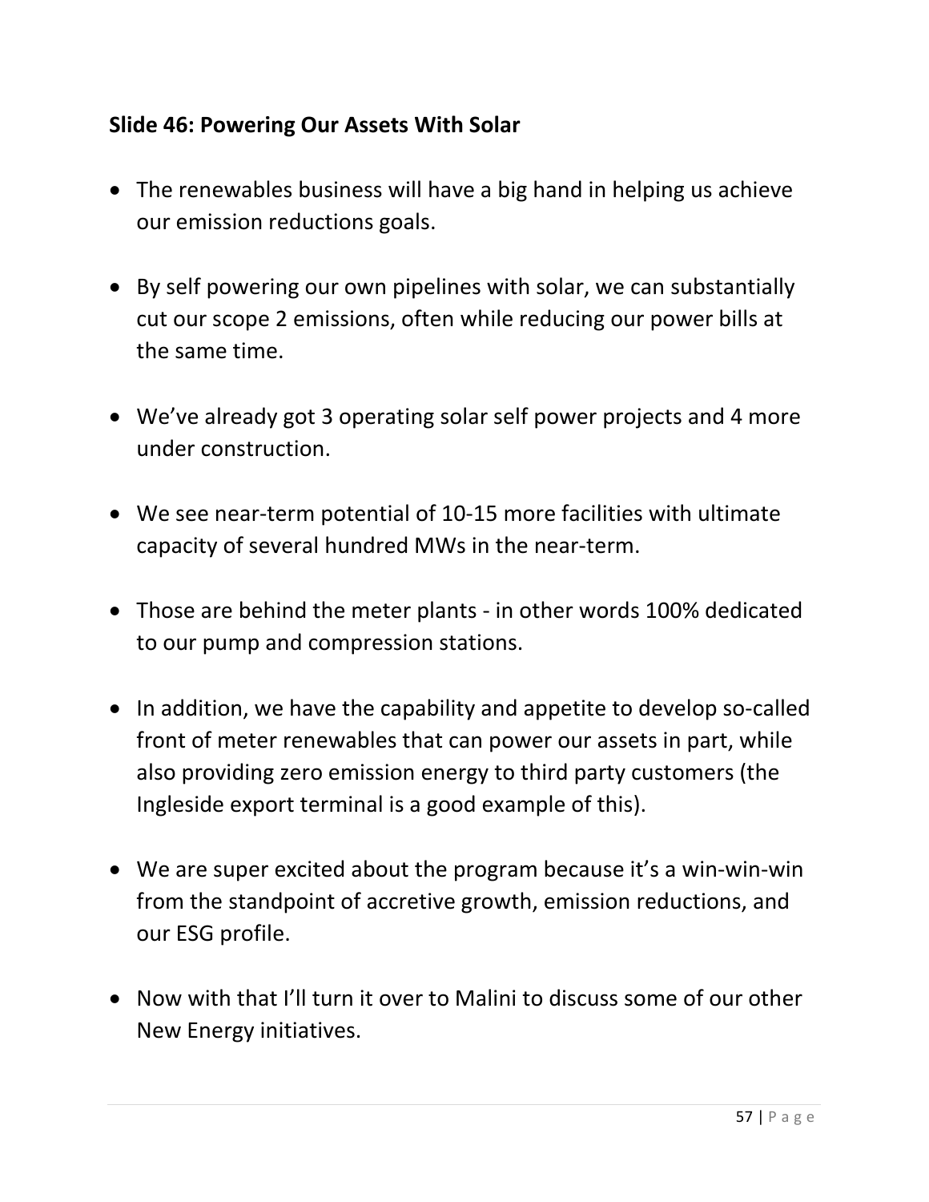**Slide 46: Powering Our Assets With Solar**

- The renewables business will have a big hand in helping us achieve our emission reductions goals.
- By self powering our own pipelines with solar, we can substantially cut our scope 2 emissions, often while reducing our power bills at the same time.
- We've already got 3 operating solar self power projects and 4 more under construction.
- We see near-term potential of 10-15 more facilities with ultimate capacity of several hundred MWs in the near-term.
- Those are behind the meter plants - in other words 100% dedicated to our pump and compression stations.
- In addition, we have the capability and appetite to develop so-called front of meter renewables that can power our assets in part, while also providing zero emission energy to third party customers (the Ingleside export terminal is a good example of this).
- We are super excited about the program because it's a win-win-win from the standpoint of accretive growth, emission reductions, and our ESG profile.
- Now with that I'll turn it over to Malini to discuss some of our other New Energy initiatives.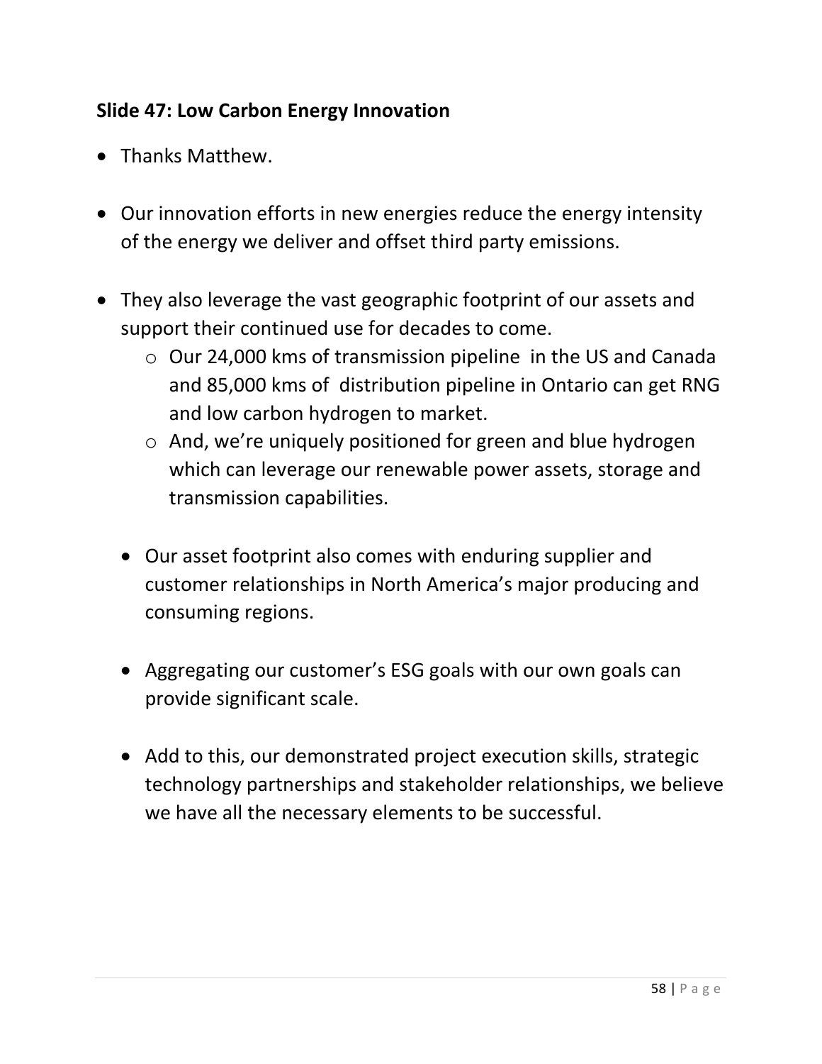**Slide 47: Low Carbon Energy Innovation**

- Thanks Matthew.
- Our innovation efforts in new energies reduce the energy intensity of the energy we deliver and offset third party emissions.
- They also leverage the vast geographic footprint of our assets and support their continued use for decades to come.
  - Our 24,000 kms of transmission pipeline in the US and Canada and 85,000 kms of distribution pipeline in Ontario can get RNG and low carbon hydrogen to market.
  - And, we're uniquely positioned for green and blue hydrogen which can leverage our renewable power assets, storage and transmission capabilities.
- Our asset footprint also comes with enduring supplier and customer relationships in North America's major producing and consuming regions.
- Aggregating our customer's ESG goals with our own goals can provide significant scale.
- Add to this, our demonstrated project execution skills, strategic technology partnerships and stakeholder relationships, we believe we have all the necessary elements to be successful.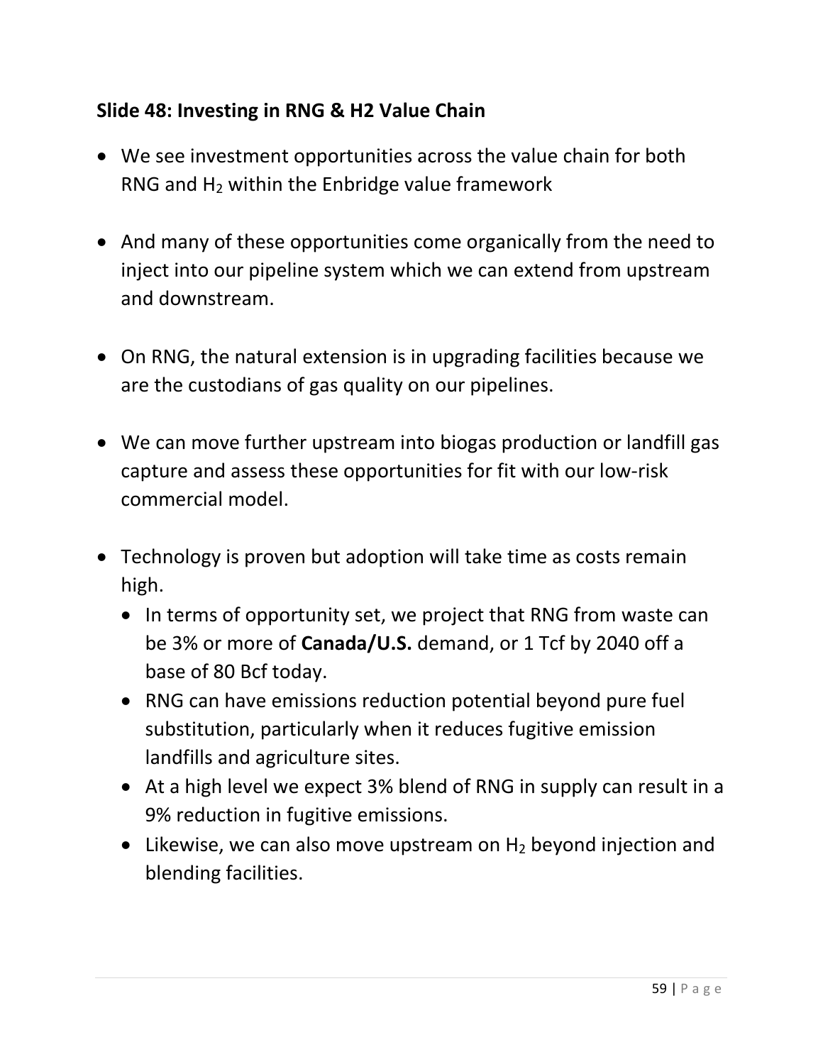### Slide 48: Investing in RNG & H2 Value Chain

- We see investment opportunities across the value chain for both RNG and $H_2$ within the Enbridge value framework

- And many of these opportunities come organically from the need to inject into our pipeline system which we can extend from upstream and downstream.

- On RNG, the natural extension is in upgrading facilities because we are the custodians of gas quality on our pipelines.

- We can move further upstream into biogas production or landfill gas capture and assess these opportunities for fit with our low-risk commercial model.

- Technology is proven but adoption will take time as costs remain high.
  - In terms of opportunity set, we project that RNG from waste can be 3% or more of **Canada/U.S.** demand, or 1 Tcf by 2040 off a base of 80 Bcf today.
  - RNG can have emissions reduction potential beyond pure fuel substitution, particularly when it reduces fugitive emission landfills and agriculture sites.
  - At a high level we expect 3% blend of RNG in supply can result in a 9% reduction in fugitive emissions.
  - Likewise, we can also move upstream on $H_2$ beyond injection and blending facilities.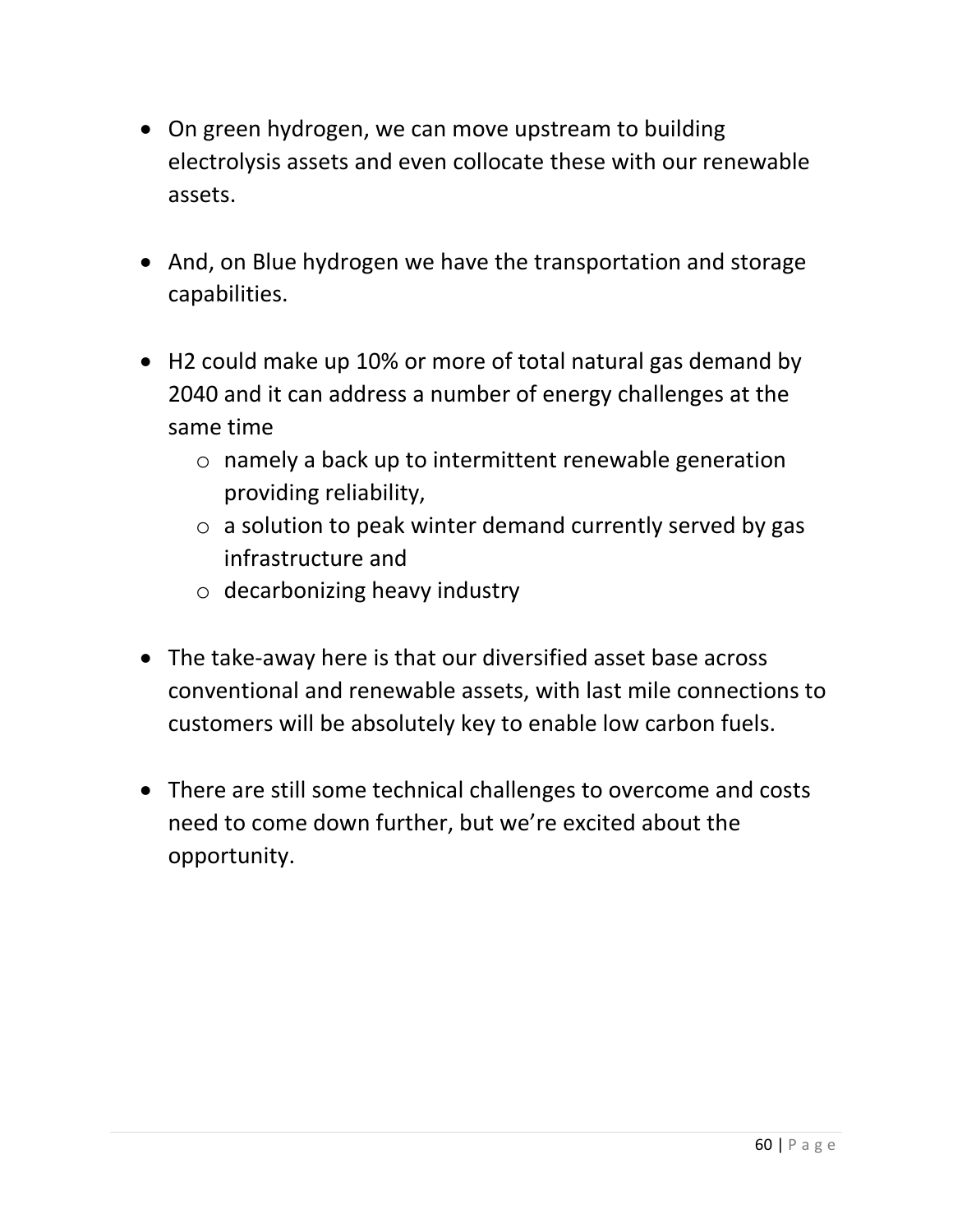- On green hydrogen, we can move upstream to building electrolysis assets and even collocate these with our renewable assets.

- And, on Blue hydrogen we have the transportation and storage capabilities.

- H2 could make up 10% or more of total natural gas demand by 2040 and it can address a number of energy challenges at the same time
  - namely a back up to intermittent renewable generation providing reliability,
  - a solution to peak winter demand currently served by gas infrastructure and
  - decarbonizing heavy industry

- The take-away here is that our diversified asset base across conventional and renewable assets, with last mile connections to customers will be absolutely key to enable low carbon fuels.

- There are still some technical challenges to overcome and costs need to come down further, but we're excited about the opportunity.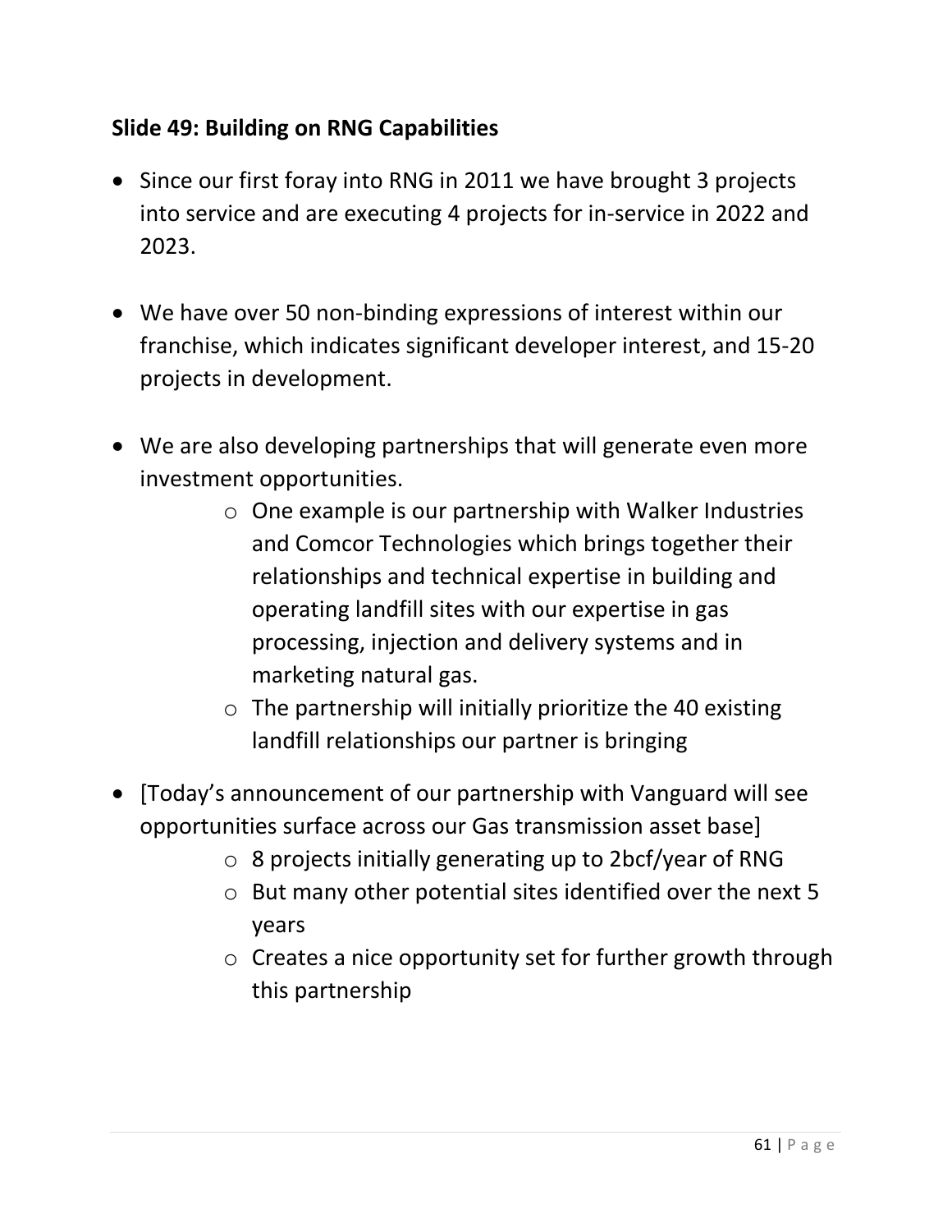## Slide 49: Building on RNG Capabilities

- Since our first foray into RNG in 2011 we have brought 3 projects into service and are executing 4 projects for in-service in 2022 and 2023.

- We have over 50 non-binding expressions of interest within our franchise, which indicates significant developer interest, and 15-20 projects in development.

- We are also developing partnerships that will generate even more investment opportunities.
  - One example is our partnership with Walker Industries and Comcor Technologies which brings together their relationships and technical expertise in building and operating landfill sites with our expertise in gas processing, injection and delivery systems and in marketing natural gas.
  - The partnership will initially prioritize the 40 existing landfill relationships our partner is bringing

- [Today's announcement of our partnership with Vanguard will see opportunities surface across our Gas transmission asset base]
  - 8 projects initially generating up to 2bcf/year of RNG
  - But many other potential sites identified over the next 5 years
  - Creates a nice opportunity set for further growth through this partnership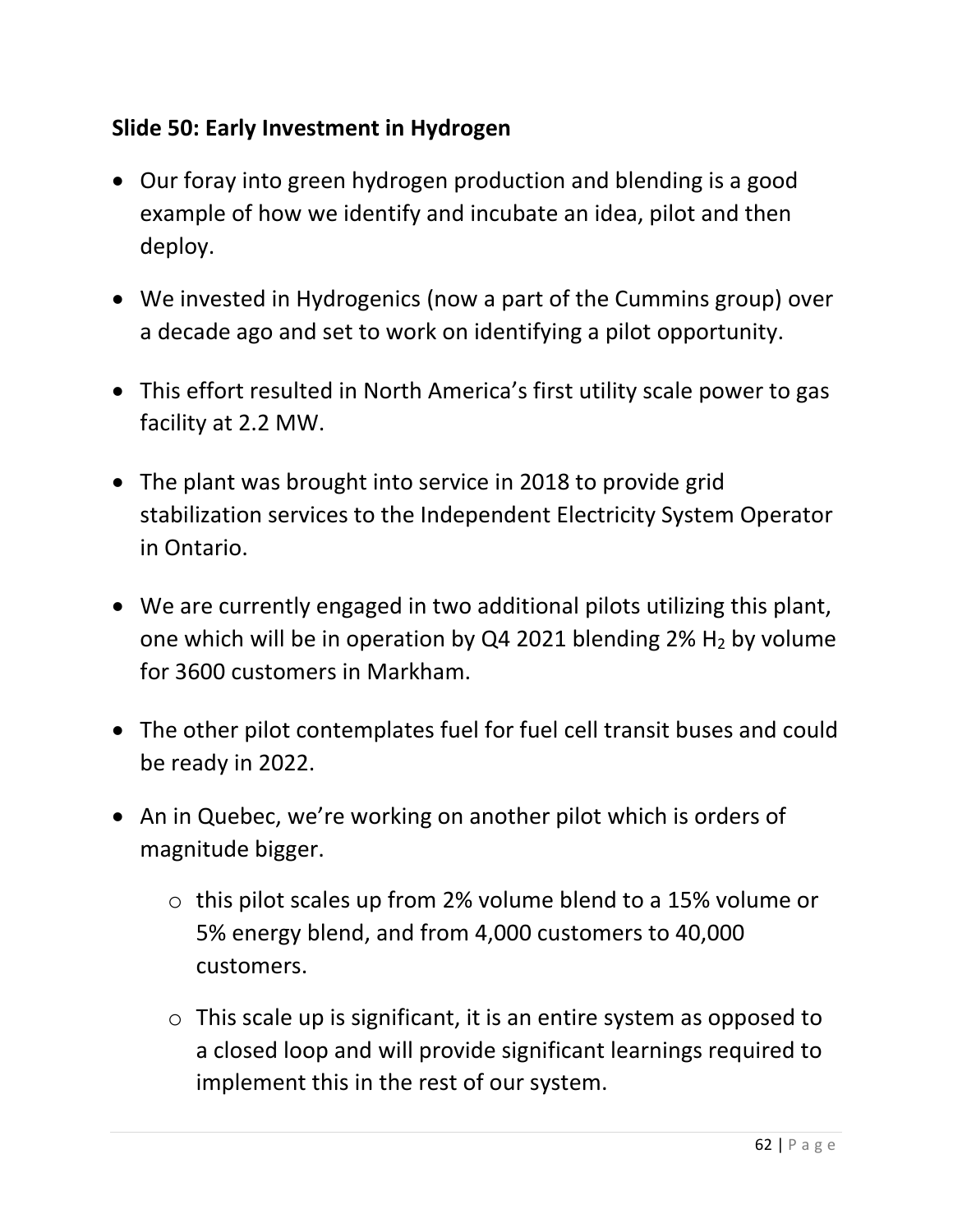**Slide 50: Early Investment in Hydrogen**

- Our foray into green hydrogen production and blending is a good example of how we identify and incubate an idea, pilot and then deploy.
- We invested in Hydrogenics (now a part of the Cummins group) over a decade ago and set to work on identifying a pilot opportunity.
- This effort resulted in North America's first utility scale power to gas facility at 2.2 MW.
- The plant was brought into service in 2018 to provide grid stabilization services to the Independent Electricity System Operator in Ontario.
- We are currently engaged in two additional pilots utilizing this plant, one which will be in operation by Q4 2021 blending 2% $H_2$ by volume for 3600 customers in Markham.
- The other pilot contemplates fuel for fuel cell transit buses and could be ready in 2022.
- An in Quebec, we're working on another pilot which is orders of magnitude bigger.
    - this pilot scales up from 2% volume blend to a 15% volume or 5% energy blend, and from 4,000 customers to 40,000 customers.
    - This scale up is significant, it is an entire system as opposed to a closed loop and will provide significant learnings required to implement this in the rest of our system.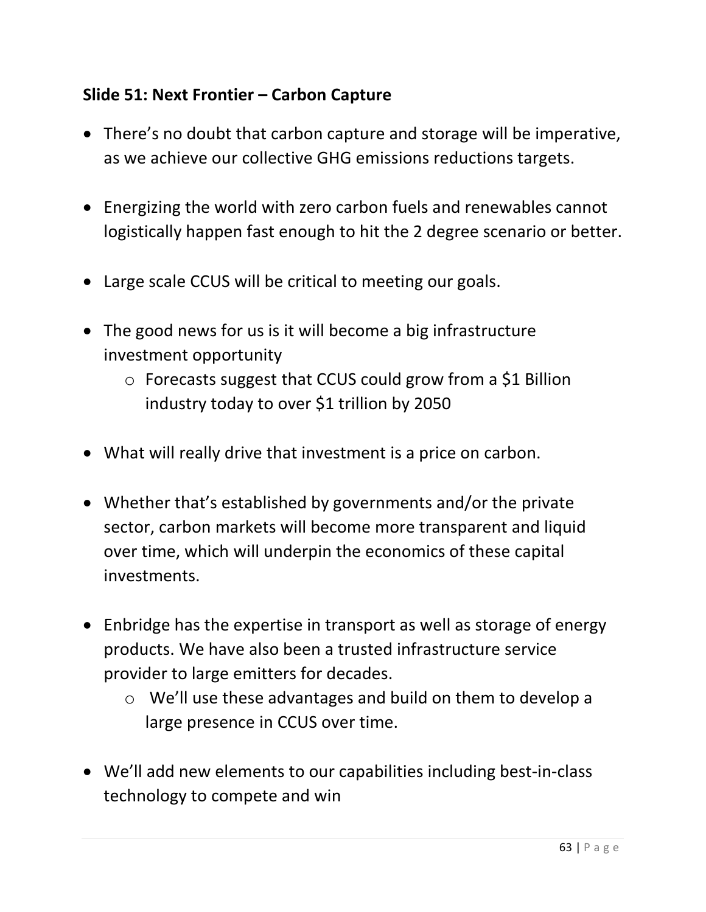**Slide 51: Next Frontier – Carbon Capture**

- There's no doubt that carbon capture and storage will be imperative, as we achieve our collective GHG emissions reductions targets.

- Energizing the world with zero carbon fuels and renewables cannot logistically happen fast enough to hit the 2 degree scenario or better.

- Large scale CCUS will be critical to meeting our goals.

- The good news for us is it will become a big infrastructure investment opportunity
  - Forecasts suggest that CCUS could grow from a $1 Billion industry today to over $1 trillion by 2050

- What will really drive that investment is a price on carbon.

- Whether that's established by governments and/or the private sector, carbon markets will become more transparent and liquid over time, which will underpin the economics of these capital investments.

- Enbridge has the expertise in transport as well as storage of energy products. We have also been a trusted infrastructure service provider to large emitters for decades.
  - We'll use these advantages and build on them to develop a large presence in CCUS over time.

- We'll add new elements to our capabilities including best-in-class technology to compete and win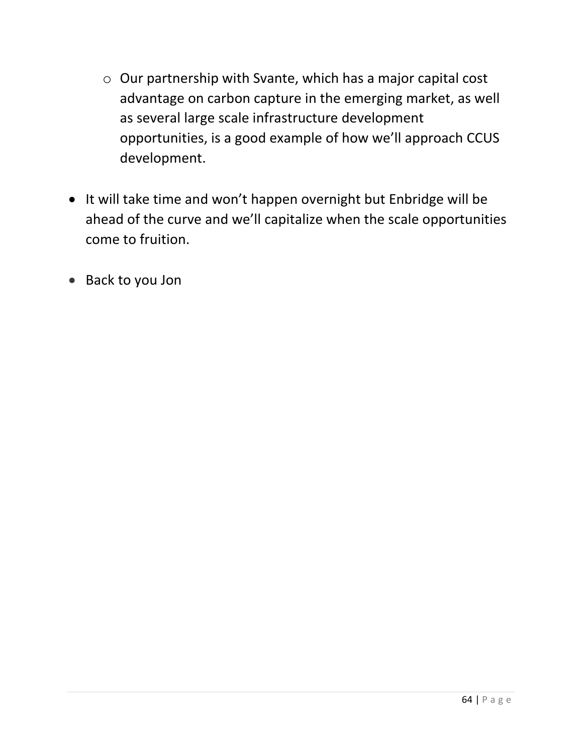- Our partnership with Svante, which has a major capital cost advantage on carbon capture in the emerging market, as well as several large scale infrastructure development opportunities, is a good example of how we'll approach CCUS development.

- It will take time and won't happen overnight but Enbridge will be ahead of the curve and we'll capitalize when the scale opportunities come to fruition.

- Back to you Jon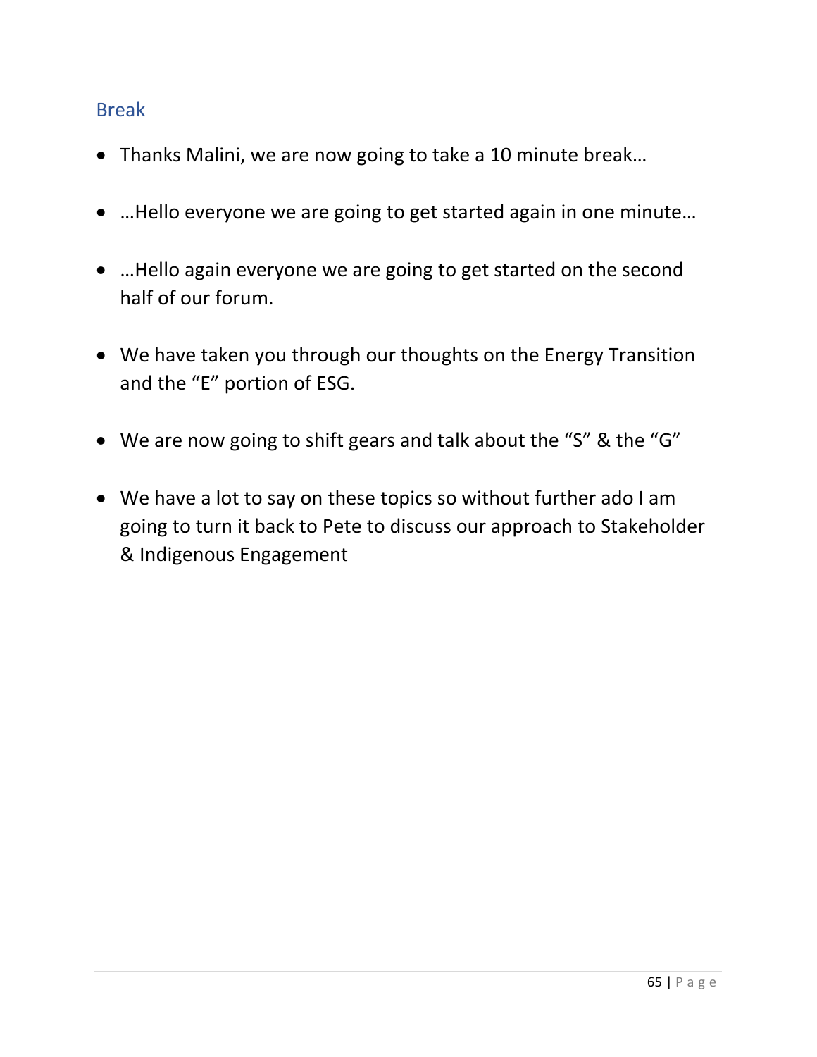## Break

- Thanks Malini, we are now going to take a 10 minute break…
- …Hello everyone we are going to get started again in one minute…
- …Hello again everyone we are going to get started on the second half of our forum.
- We have taken you through our thoughts on the Energy Transition and the "E" portion of ESG.
- We are now going to shift gears and talk about the "S" & the "G"
- We have a lot to say on these topics so without further ado I am going to turn it back to Pete to discuss our approach to Stakeholder & Indigenous Engagement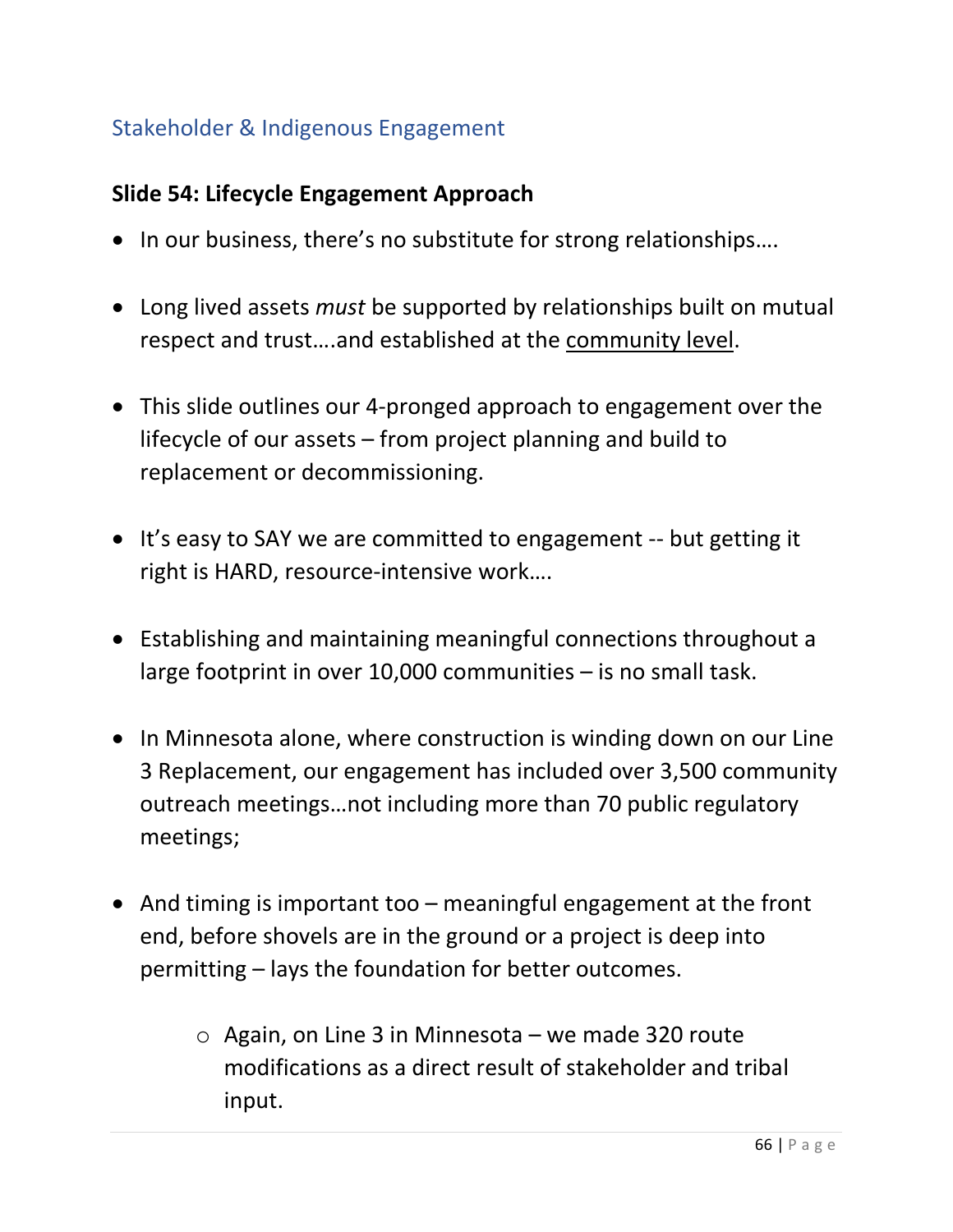## Stakeholder & Indigenous Engagement

### Slide 54: Lifecycle Engagement Approach

- In our business, there's no substitute for strong relationships….
- Long lived assets *must* be supported by relationships built on mutual respect and trust….and established at the community level.
- This slide outlines our 4-pronged approach to engagement over the lifecycle of our assets – from project planning and build to replacement or decommissioning.
- It's easy to SAY we are committed to engagement -- but getting it right is HARD, resource-intensive work….
- Establishing and maintaining meaningful connections throughout a large footprint in over 10,000 communities – is no small task.
- In Minnesota alone, where construction is winding down on our Line 3 Replacement, our engagement has included over 3,500 community outreach meetings…not including more than 70 public regulatory meetings;
- And timing is important too – meaningful engagement at the front end, before shovels are in the ground or a project is deep into permitting – lays the foundation for better outcomes.
    - Again, on Line 3 in Minnesota – we made 320 route modifications as a direct result of stakeholder and tribal input.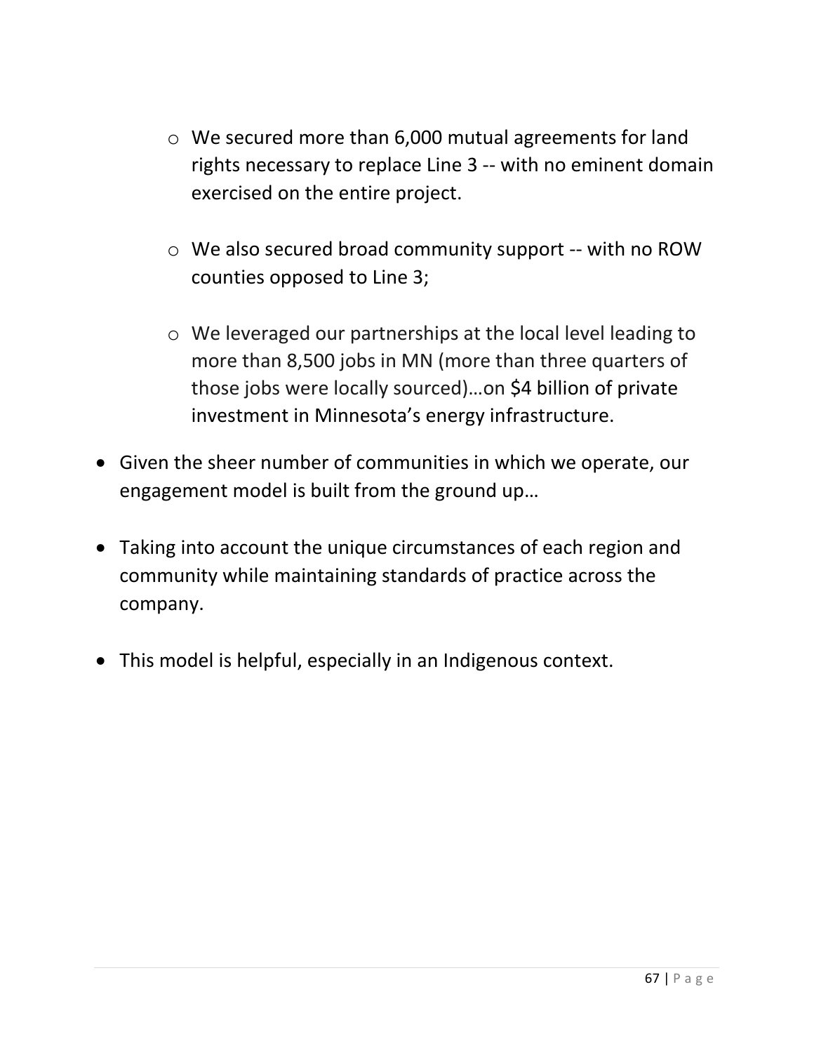- We secured more than 6,000 mutual agreements for land rights necessary to replace Line 3 -- with no eminent domain exercised on the entire project.

  - We also secured broad community support -- with no ROW counties opposed to Line 3;

  - We leveraged our partnerships at the local level leading to more than 8,500 jobs in MN (more than three quarters of those jobs were locally sourced)…on $4 billion of private investment in Minnesota's energy infrastructure.

- Given the sheer number of communities in which we operate, our engagement model is built from the ground up…

- Taking into account the unique circumstances of each region and community while maintaining standards of practice across the company.

- This model is helpful, especially in an Indigenous context.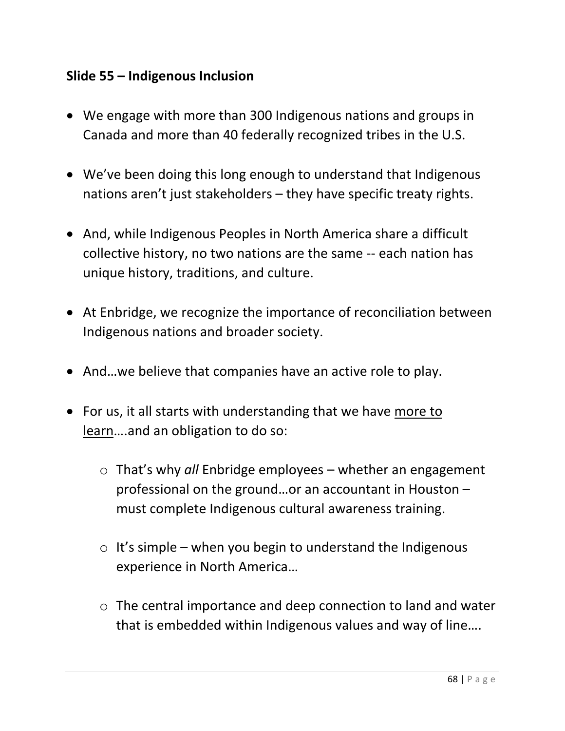**Slide 55 – Indigenous Inclusion**

- We engage with more than 300 Indigenous nations and groups in Canada and more than 40 federally recognized tribes in the U.S.
- We've been doing this long enough to understand that Indigenous nations aren't just stakeholders – they have specific treaty rights.
- And, while Indigenous Peoples in North America share a difficult collective history, no two nations are the same -- each nation has unique history, traditions, and culture.
- At Enbridge, we recognize the importance of reconciliation between Indigenous nations and broader society.
- And…we believe that companies have an active role to play.
- For us, it all starts with understanding that we have <u>more to learn</u>….and an obligation to do so:
    - That's why *all* Enbridge employees – whether an engagement professional on the ground…or an accountant in Houston – must complete Indigenous cultural awareness training.
    - It's simple – when you begin to understand the Indigenous experience in North America…
    - The central importance and deep connection to land and water that is embedded within Indigenous values and way of line….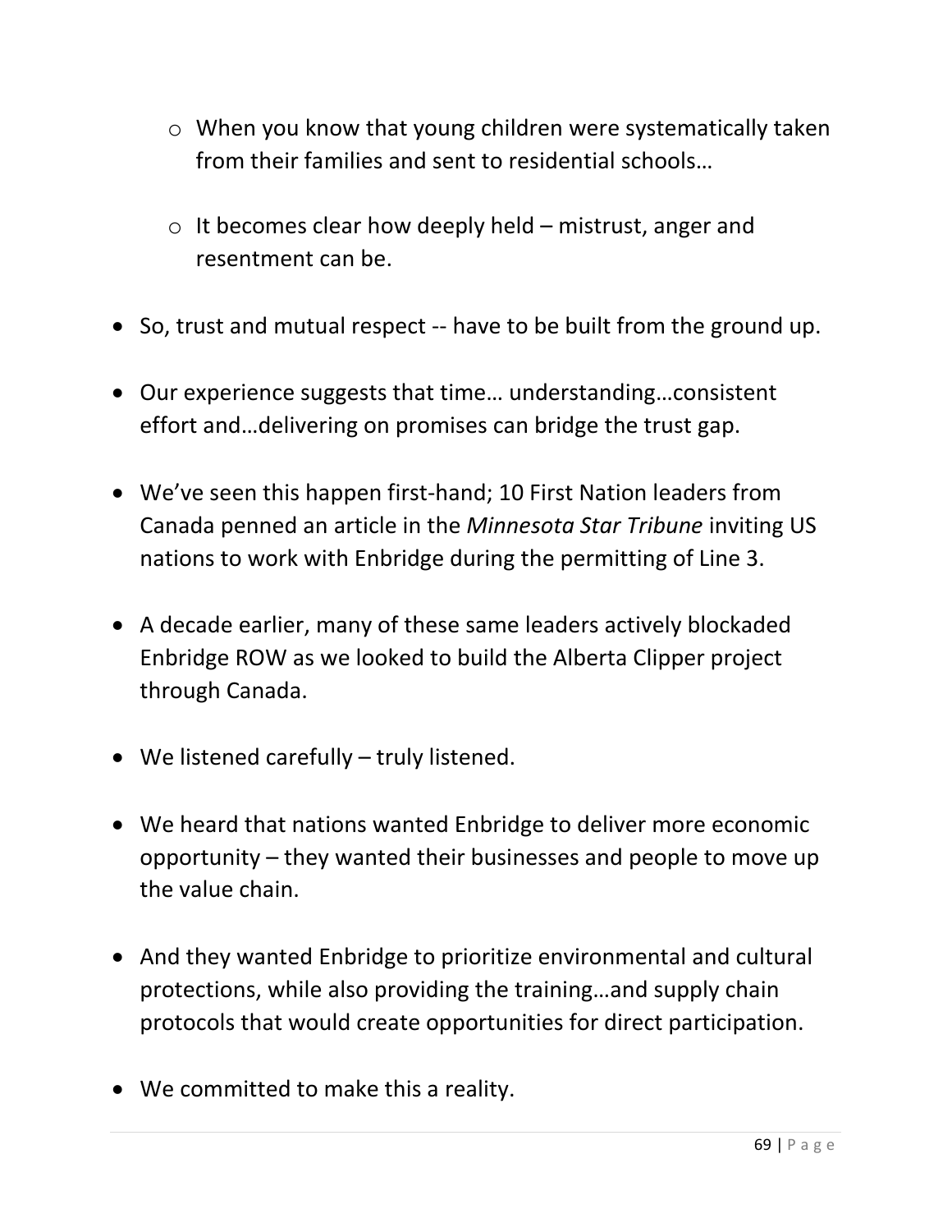- When you know that young children were systematically taken from their families and sent to residential schools…

    - It becomes clear how deeply held – mistrust, anger and resentment can be.

- So, trust and mutual respect -- have to be built from the ground up.

- Our experience suggests that time… understanding…consistent effort and…delivering on promises can bridge the trust gap.

- We've seen this happen first-hand; 10 First Nation leaders from Canada penned an article in the *Minnesota Star Tribune* inviting US nations to work with Enbridge during the permitting of Line 3.

- A decade earlier, many of these same leaders actively blockaded Enbridge ROW as we looked to build the Alberta Clipper project through Canada.

- We listened carefully – truly listened.

- We heard that nations wanted Enbridge to deliver more economic opportunity – they wanted their businesses and people to move up the value chain.

- And they wanted Enbridge to prioritize environmental and cultural protections, while also providing the training…and supply chain protocols that would create opportunities for direct participation.

- We committed to make this a reality.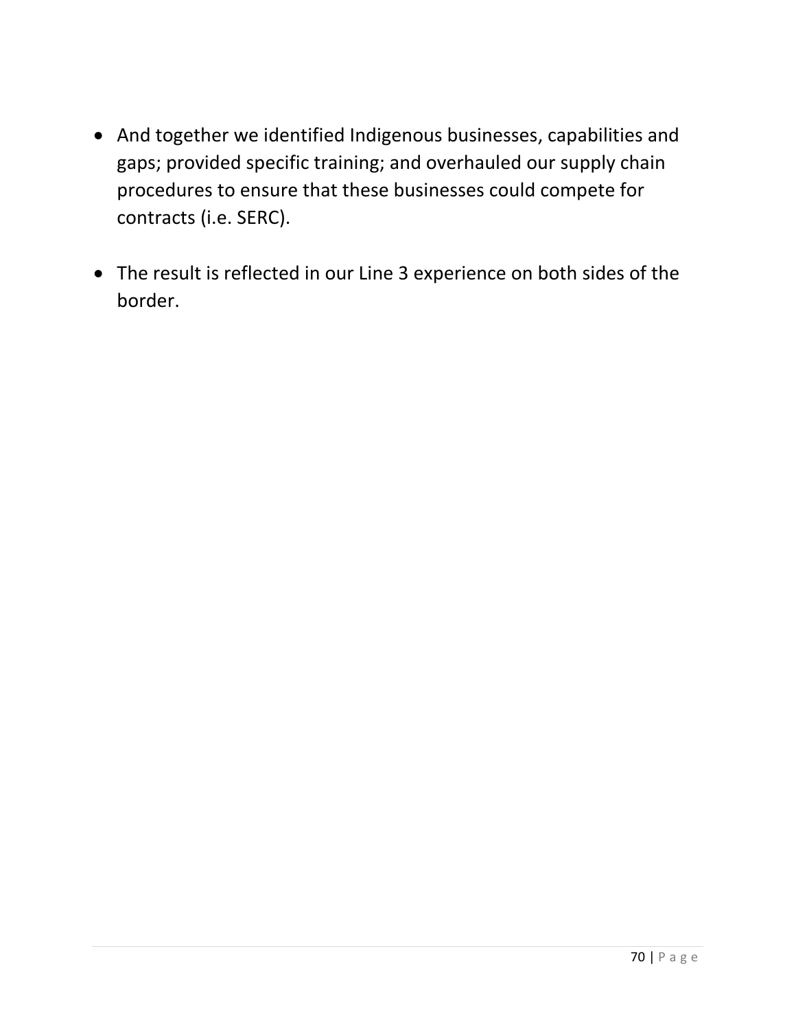- And together we identified Indigenous businesses, capabilities and gaps; provided specific training; and overhauled our supply chain procedures to ensure that these businesses could compete for contracts (i.e. SERC).
- The result is reflected in our Line 3 experience on both sides of the border.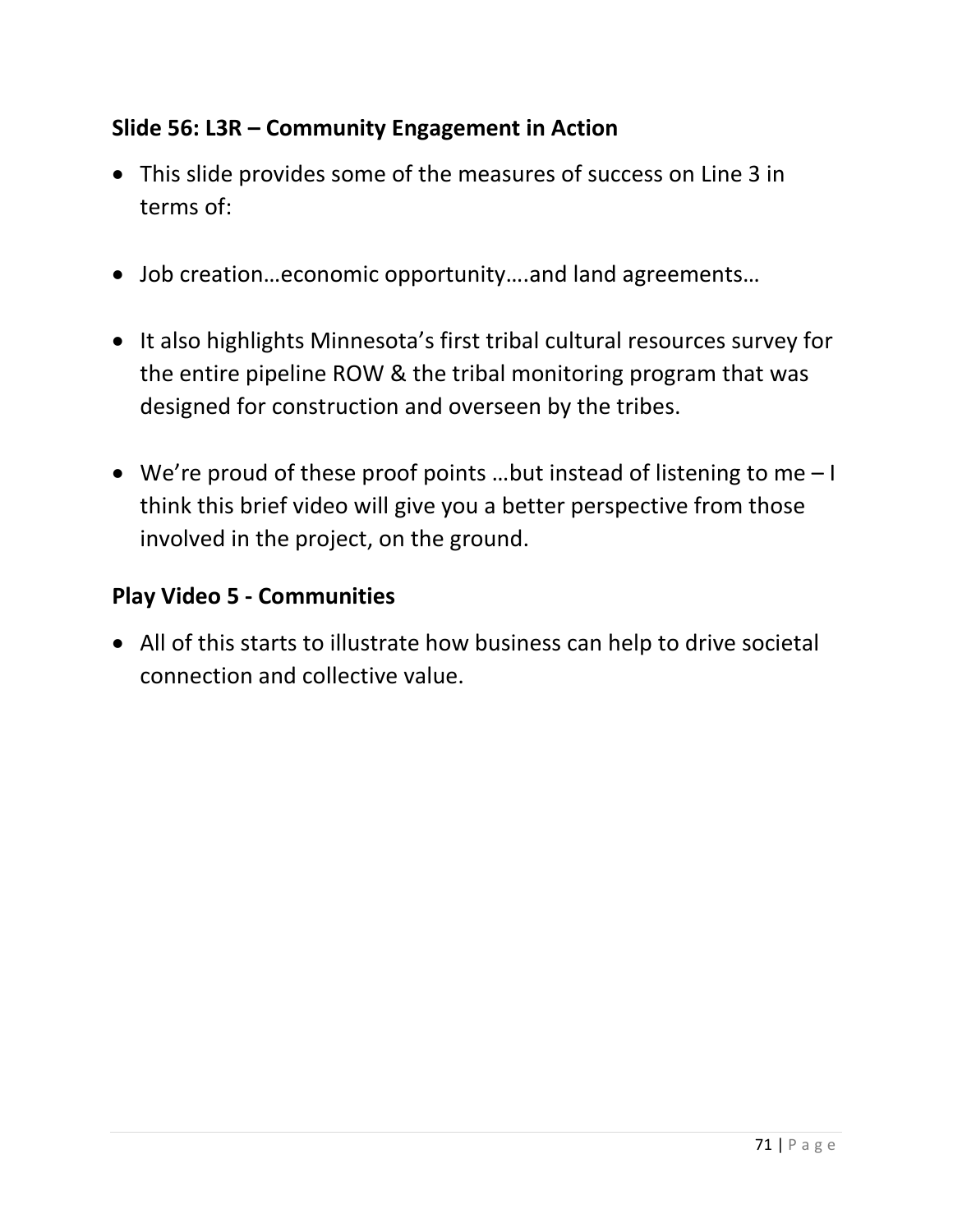**Slide 56: L3R – Community Engagement in Action**

- This slide provides some of the measures of success on Line 3 in terms of:
- Job creation…economic opportunity….and land agreements…
- It also highlights Minnesota's first tribal cultural resources survey for the entire pipeline ROW & the tribal monitoring program that was designed for construction and overseen by the tribes.
- We're proud of these proof points …but instead of listening to me – I think this brief video will give you a better perspective from those involved in the project, on the ground.

**Play Video 5 - Communities**

- All of this starts to illustrate how business can help to drive societal connection and collective value.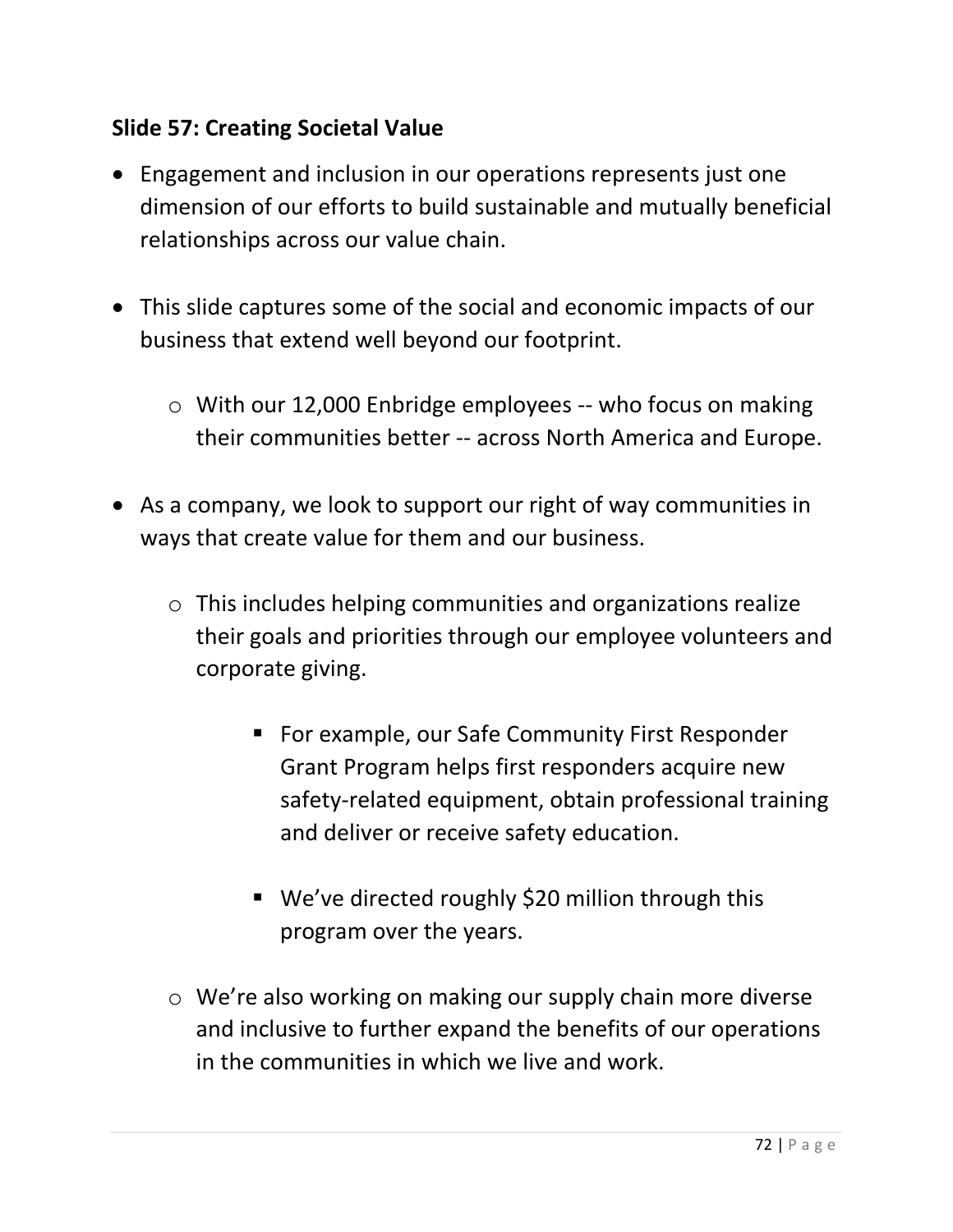**Slide 57: Creating Societal Value**

- Engagement and inclusion in our operations represents just one dimension of our efforts to build sustainable and mutually beneficial relationships across our value chain.

- This slide captures some of the social and economic impacts of our business that extend well beyond our footprint.

    - With our 12,000 Enbridge employees -- who focus on making their communities better -- across North America and Europe.

- As a company, we look to support our right of way communities in ways that create value for them and our business.

    - This includes helping communities and organizations realize their goals and priorities through our employee volunteers and corporate giving.

        - For example, our Safe Community First Responder Grant Program helps first responders acquire new safety-related equipment, obtain professional training and deliver or receive safety education.

        - We've directed roughly $20 million through this program over the years.

    - We're also working on making our supply chain more diverse and inclusive to further expand the benefits of our operations in the communities in which we live and work.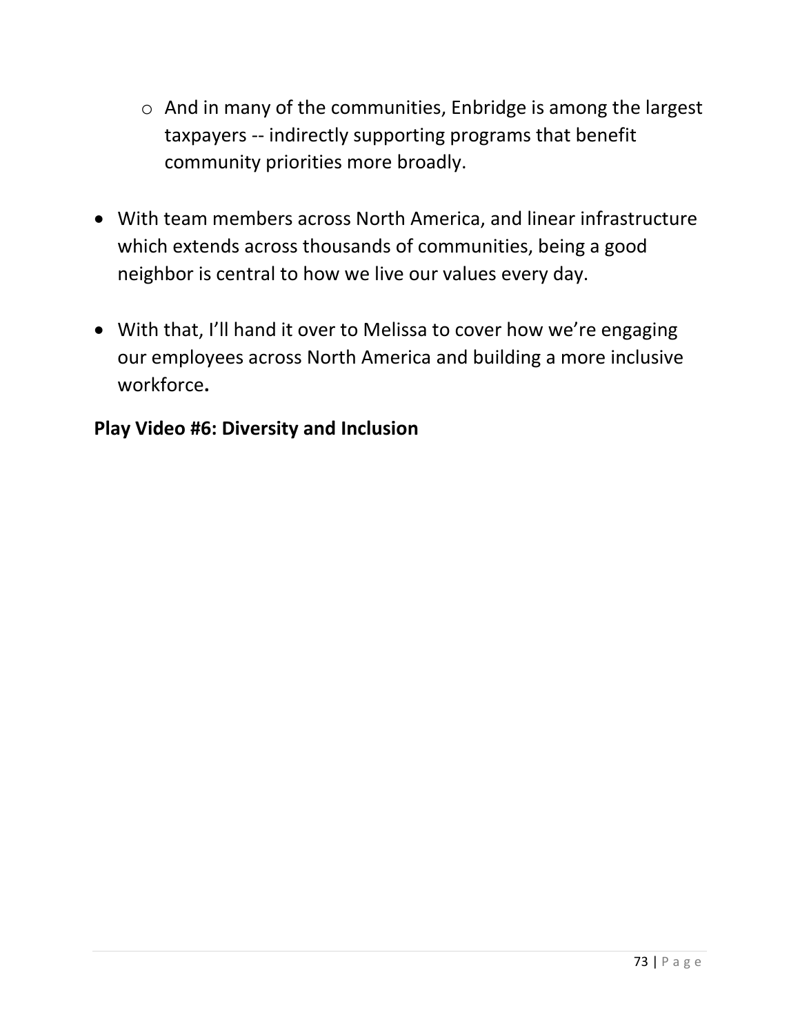- And in many of the communities, Enbridge is among the largest taxpayers -- indirectly supporting programs that benefit community priorities more broadly.

- With team members across North America, and linear infrastructure which extends across thousands of communities, being a good neighbor is central to how we live our values every day.

- With that, I'll hand it over to Melissa to cover how we're engaging our employees across North America and building a more inclusive workforce**.**

**Play Video #6: Diversity and Inclusion**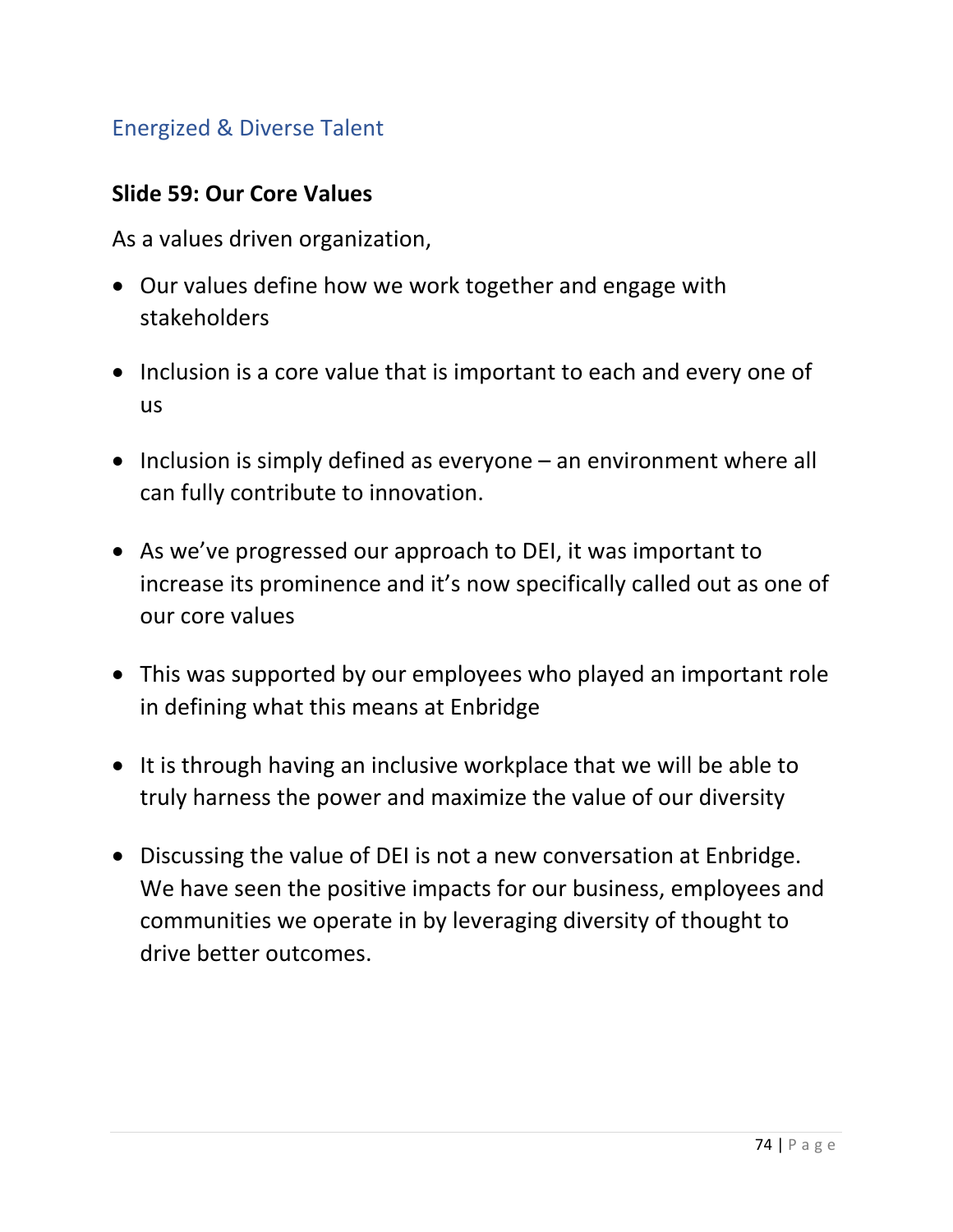## Energized & Diverse Talent

**Slide 59: Our Core Values**

As a values driven organization,

- Our values define how we work together and engage with stakeholders
- Inclusion is a core value that is important to each and every one of us
- Inclusion is simply defined as everyone – an environment where all can fully contribute to innovation.
- As we've progressed our approach to DEI, it was important to increase its prominence and it's now specifically called out as one of our core values
- This was supported by our employees who played an important role in defining what this means at Enbridge
- It is through having an inclusive workplace that we will be able to truly harness the power and maximize the value of our diversity
- Discussing the value of DEI is not a new conversation at Enbridge. We have seen the positive impacts for our business, employees and communities we operate in by leveraging diversity of thought to drive better outcomes.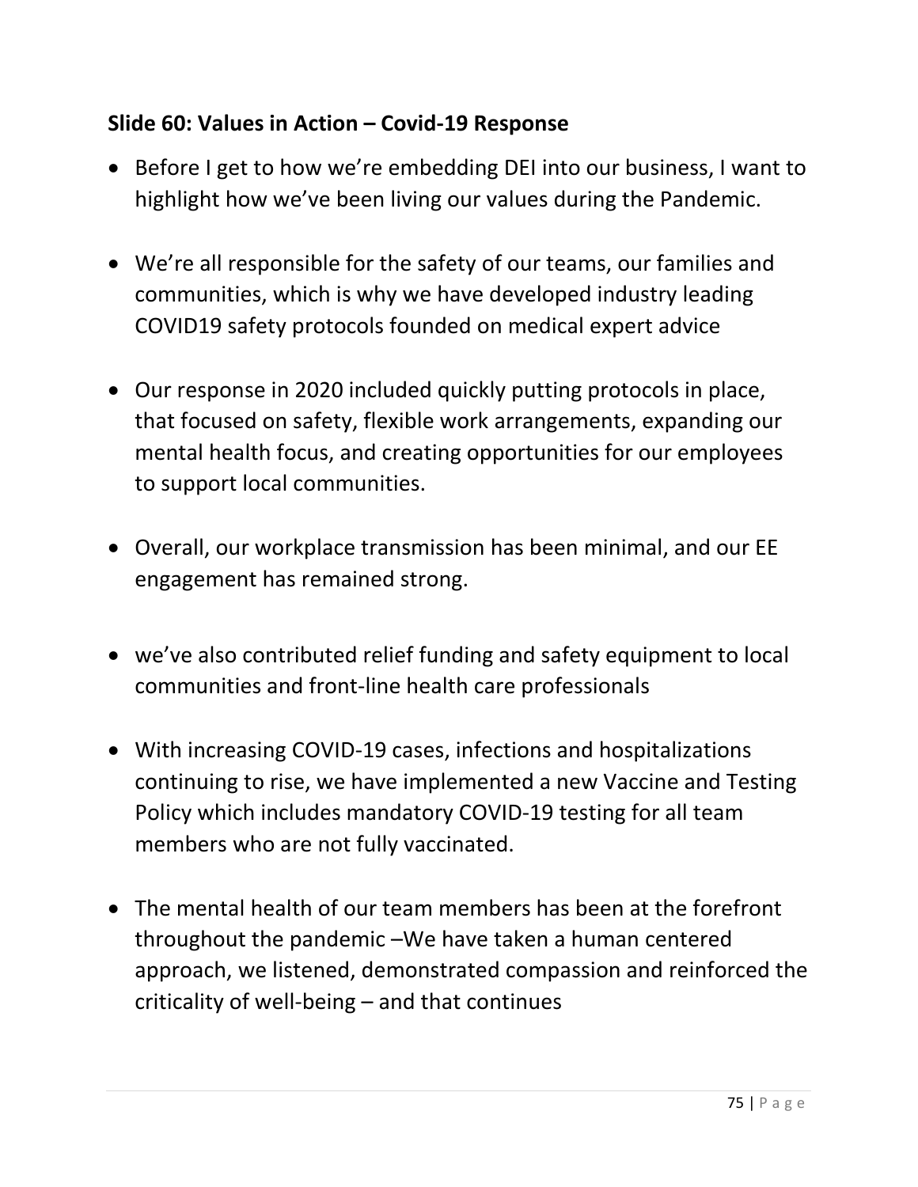## Slide 60: Values in Action – Covid-19 Response

- Before I get to how we're embedding DEI into our business, I want to highlight how we've been living our values during the Pandemic.

- We're all responsible for the safety of our teams, our families and communities, which is why we have developed industry leading COVID19 safety protocols founded on medical expert advice

- Our response in 2020 included quickly putting protocols in place, that focused on safety, flexible work arrangements, expanding our mental health focus, and creating opportunities for our employees to support local communities.

- Overall, our workplace transmission has been minimal, and our EE engagement has remained strong.

- we've also contributed relief funding and safety equipment to local communities and front-line health care professionals

- With increasing COVID-19 cases, infections and hospitalizations continuing to rise, we have implemented a new Vaccine and Testing Policy which includes mandatory COVID-19 testing for all team members who are not fully vaccinated.

- The mental health of our team members has been at the forefront throughout the pandemic –We have taken a human centered approach, we listened, demonstrated compassion and reinforced the criticality of well-being – and that continues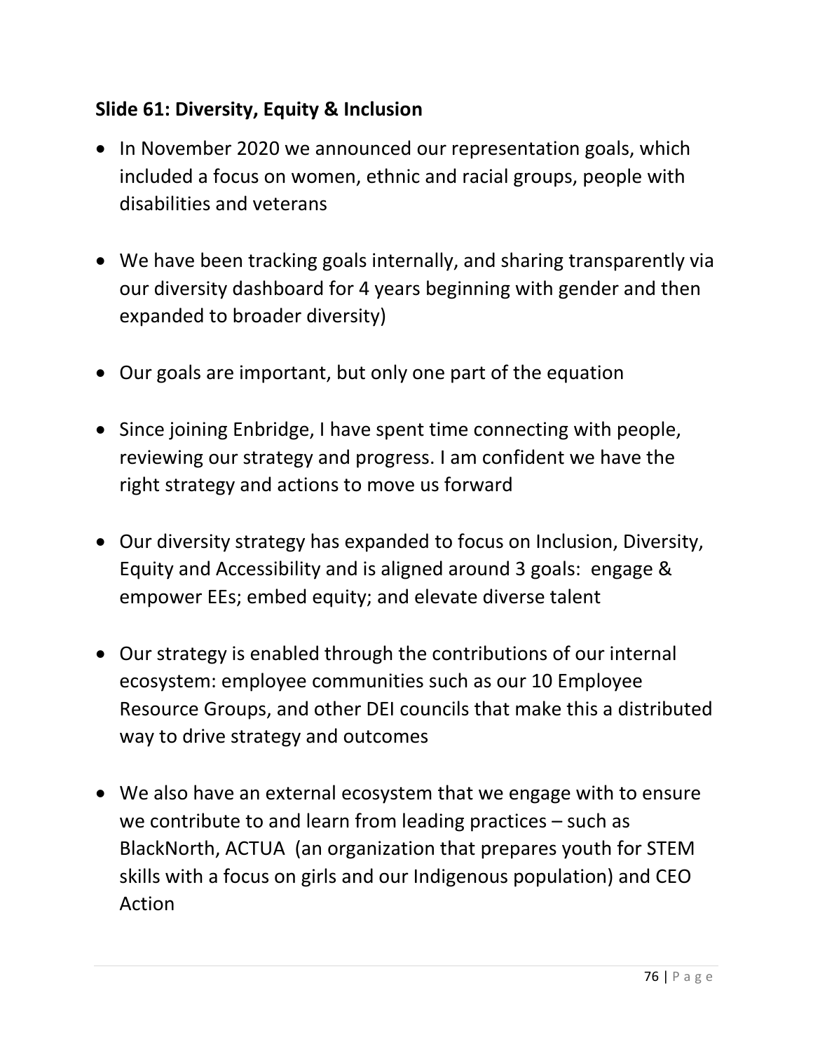**Slide 61: Diversity, Equity & Inclusion**

- In November 2020 we announced our representation goals, which included a focus on women, ethnic and racial groups, people with disabilities and veterans
- We have been tracking goals internally, and sharing transparently via our diversity dashboard for 4 years beginning with gender and then expanded to broader diversity)
- Our goals are important, but only one part of the equation
- Since joining Enbridge, I have spent time connecting with people, reviewing our strategy and progress. I am confident we have the right strategy and actions to move us forward
- Our diversity strategy has expanded to focus on Inclusion, Diversity, Equity and Accessibility and is aligned around 3 goals: engage & empower EEs; embed equity; and elevate diverse talent
- Our strategy is enabled through the contributions of our internal ecosystem: employee communities such as our 10 Employee Resource Groups, and other DEI councils that make this a distributed way to drive strategy and outcomes
- We also have an external ecosystem that we engage with to ensure we contribute to and learn from leading practices – such as BlackNorth, ACTUA (an organization that prepares youth for STEM skills with a focus on girls and our Indigenous population) and CEO Action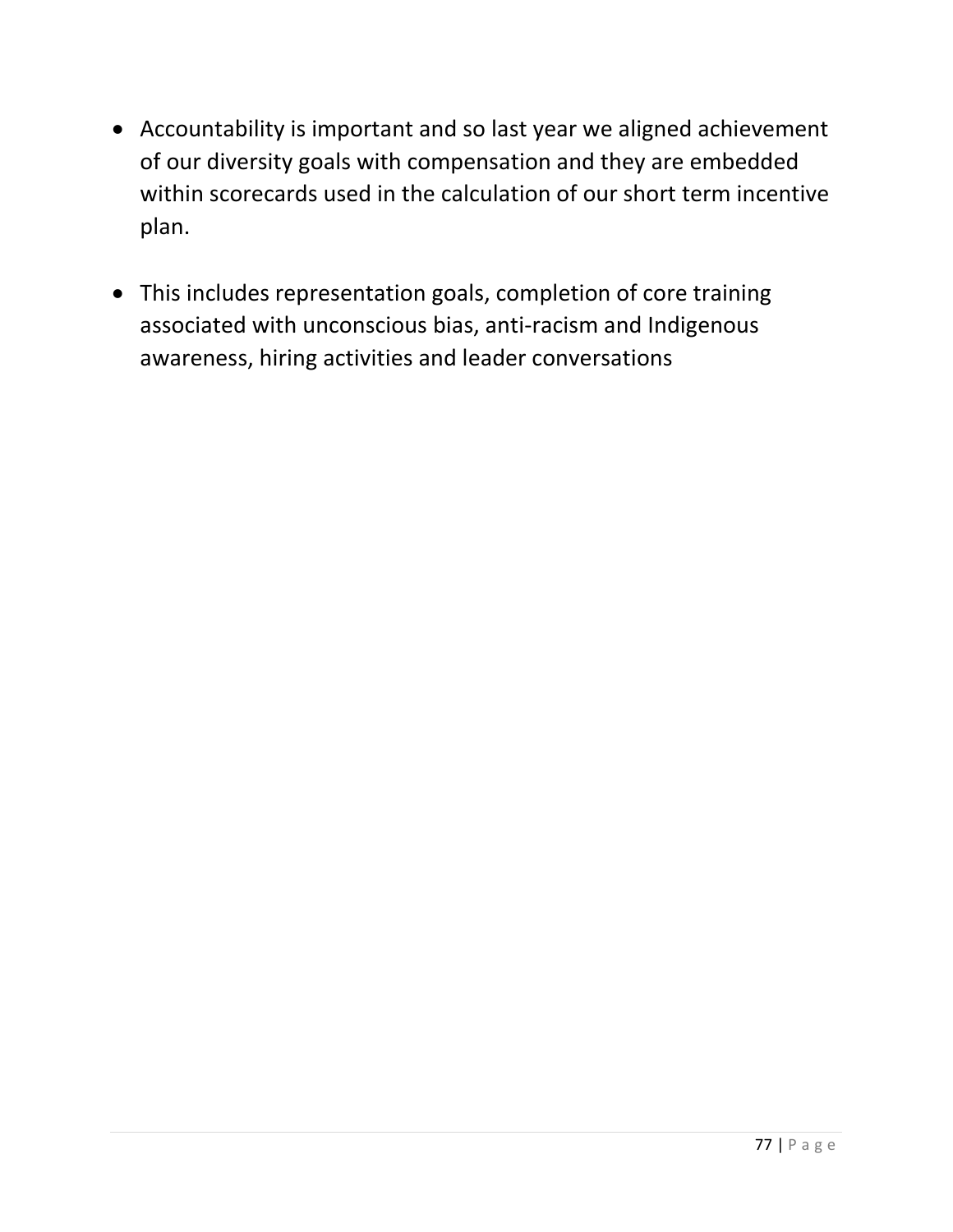- Accountability is important and so last year we aligned achievement of our diversity goals with compensation and they are embedded within scorecards used in the calculation of our short term incentive plan.

- This includes representation goals, completion of core training associated with unconscious bias, anti-racism and Indigenous awareness, hiring activities and leader conversations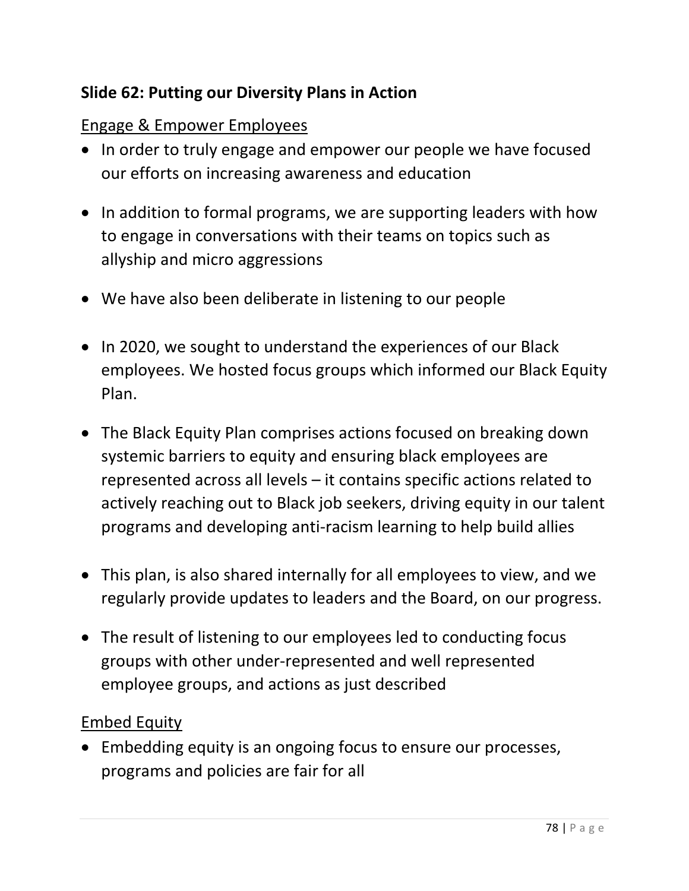**Slide 62: Putting our Diversity Plans in Action**

<u>Engage & Empower Employees</u>

- In order to truly engage and empower our people we have focused our efforts on increasing awareness and education
- In addition to formal programs, we are supporting leaders with how to engage in conversations with their teams on topics such as allyship and micro aggressions
- We have also been deliberate in listening to our people
- In 2020, we sought to understand the experiences of our Black employees. We hosted focus groups which informed our Black Equity Plan.
- The Black Equity Plan comprises actions focused on breaking down systemic barriers to equity and ensuring black employees are represented across all levels – it contains specific actions related to actively reaching out to Black job seekers, driving equity in our talent programs and developing anti-racism learning to help build allies
- This plan, is also shared internally for all employees to view, and we regularly provide updates to leaders and the Board, on our progress.
- The result of listening to our employees led to conducting focus groups with other under-represented and well represented employee groups, and actions as just described

<u>Embed Equity</u>

- Embedding equity is an ongoing focus to ensure our processes, programs and policies are fair for all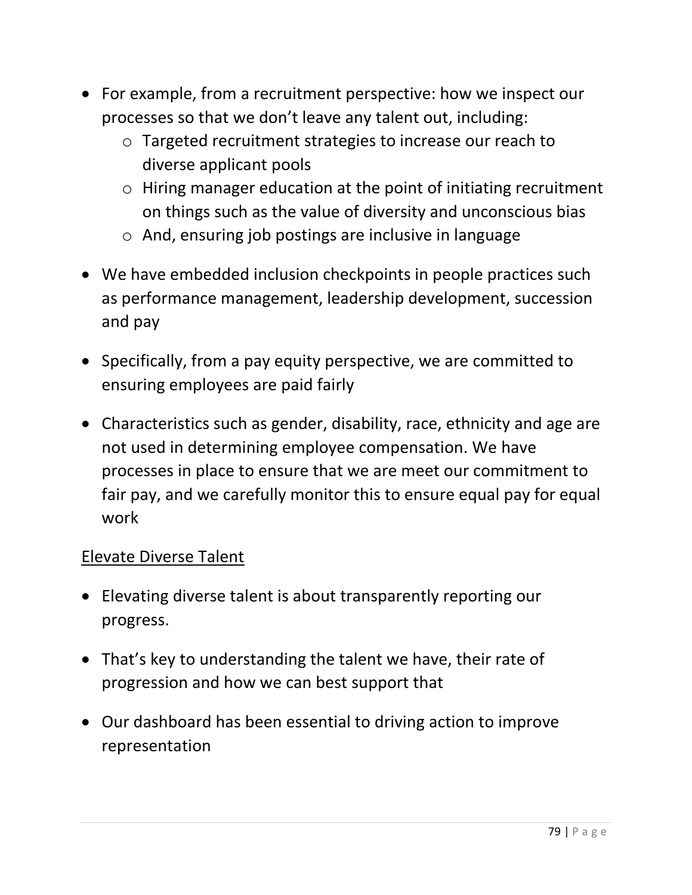- For example, from a recruitment perspective: how we inspect our processes so that we don't leave any talent out, including:
    - Targeted recruitment strategies to increase our reach to diverse applicant pools
    - Hiring manager education at the point of initiating recruitment on things such as the value of diversity and unconscious bias
    - And, ensuring job postings are inclusive in language

- We have embedded inclusion checkpoints in people practices such as performance management, leadership development, succession and pay

- Specifically, from a pay equity perspective, we are committed to ensuring employees are paid fairly

- Characteristics such as gender, disability, race, ethnicity and age are not used in determining employee compensation. We have processes in place to ensure that we are meet our commitment to fair pay, and we carefully monitor this to ensure equal pay for equal work

<u>Elevate Diverse Talent</u>

- Elevating diverse talent is about transparently reporting our progress.

- That's key to understanding the talent we have, their rate of progression and how we can best support that

- Our dashboard has been essential to driving action to improve representation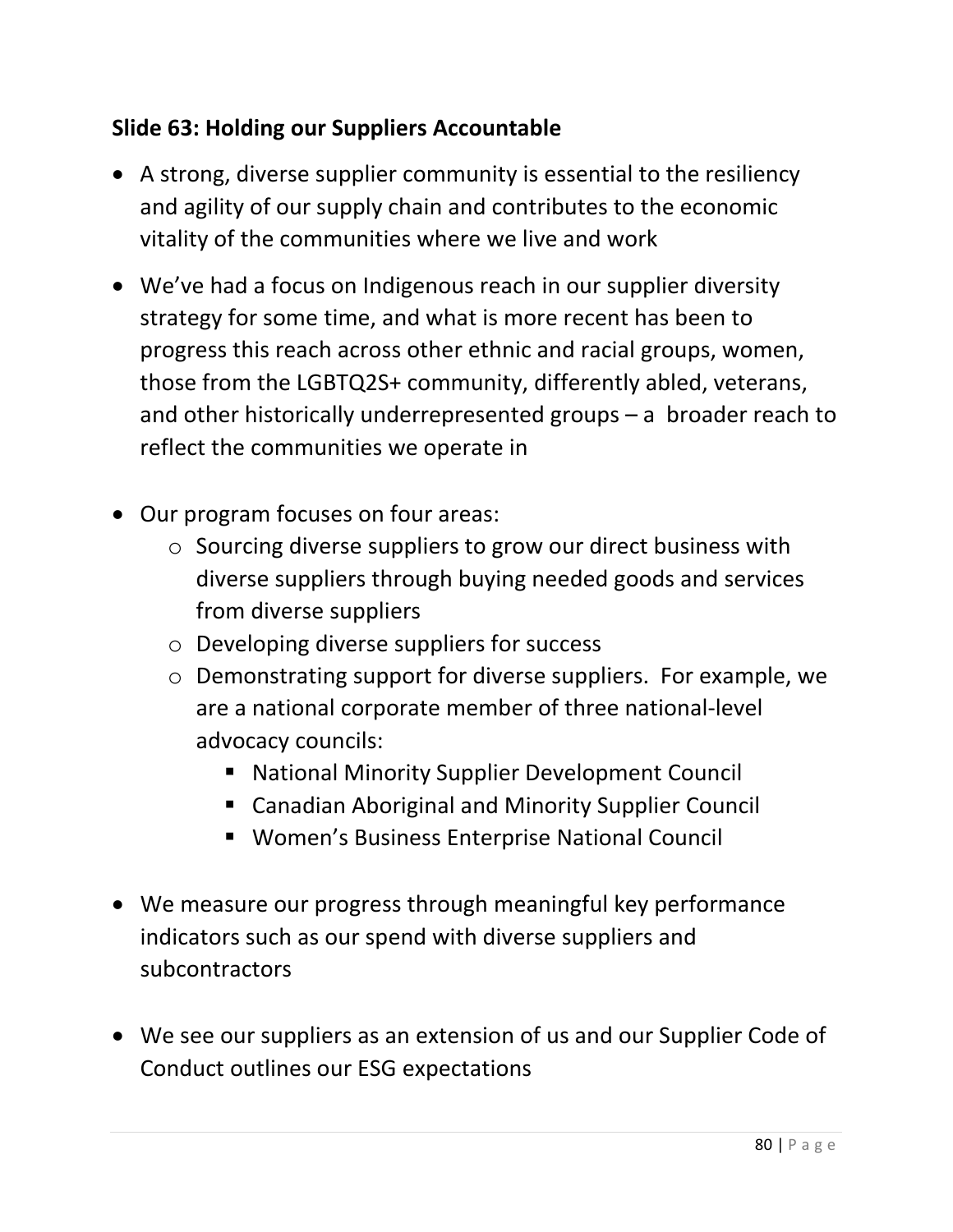### Slide 63: Holding our Suppliers Accountable

- A strong, diverse supplier community is essential to the resiliency and agility of our supply chain and contributes to the economic vitality of the communities where we live and work
- We've had a focus on Indigenous reach in our supplier diversity strategy for some time, and what is more recent has been to progress this reach across other ethnic and racial groups, women, those from the LGBTQ2S+ community, differently abled, veterans, and other historically underrepresented groups – a broader reach to reflect the communities we operate in
- Our program focuses on four areas:
  - Sourcing diverse suppliers to grow our direct business with diverse suppliers through buying needed goods and services from diverse suppliers
  - Developing diverse suppliers for success
  - Demonstrating support for diverse suppliers. For example, we are a national corporate member of three national-level advocacy councils:
    - National Minority Supplier Development Council
    - Canadian Aboriginal and Minority Supplier Council
    - Women's Business Enterprise National Council
- We measure our progress through meaningful key performance indicators such as our spend with diverse suppliers and subcontractors
- We see our suppliers as an extension of us and our Supplier Code of Conduct outlines our ESG expectations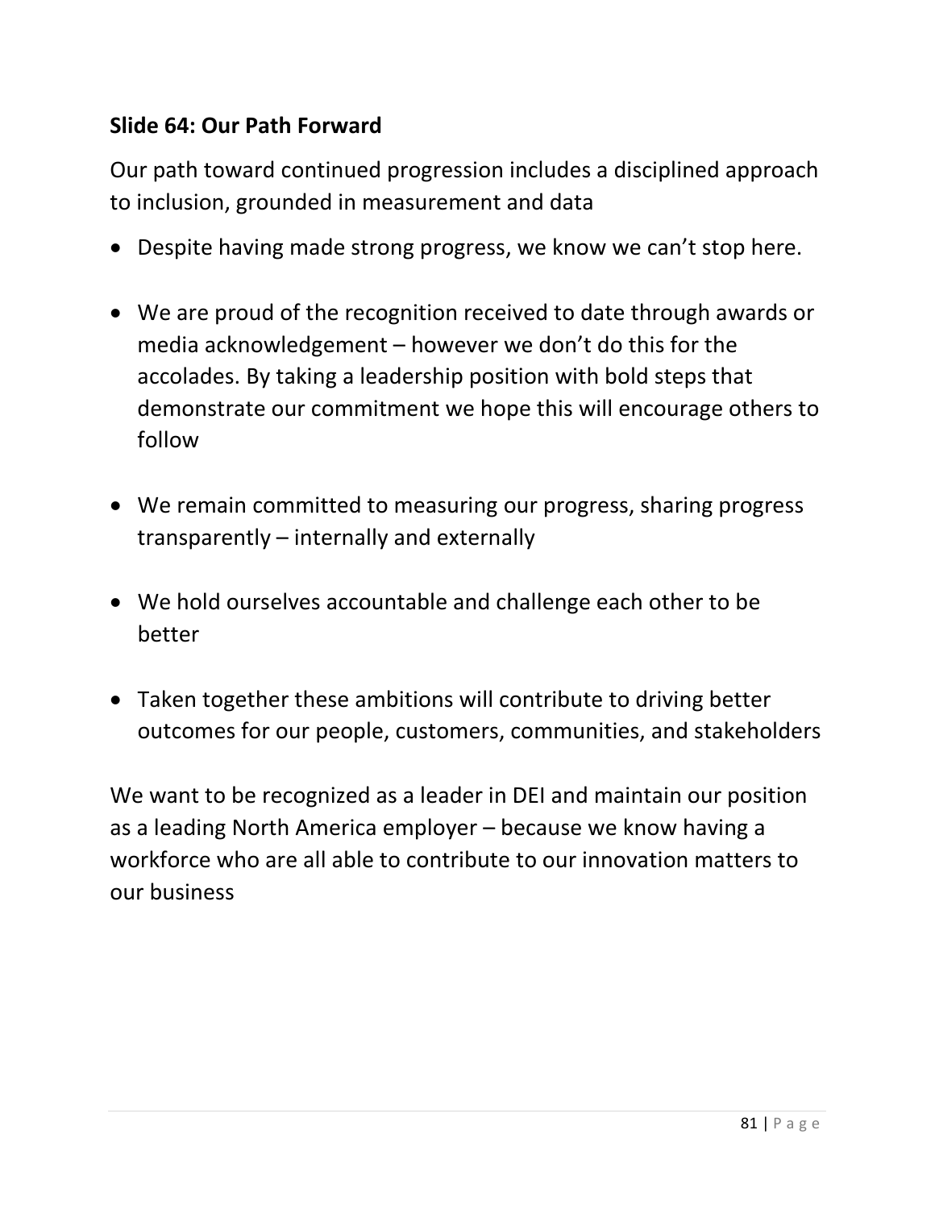**Slide 64: Our Path Forward**

Our path toward continued progression includes a disciplined approach to inclusion, grounded in measurement and data

- Despite having made strong progress, we know we can't stop here.
- We are proud of the recognition received to date through awards or media acknowledgement – however we don't do this for the accolades. By taking a leadership position with bold steps that demonstrate our commitment we hope this will encourage others to follow
- We remain committed to measuring our progress, sharing progress transparently – internally and externally
- We hold ourselves accountable and challenge each other to be better
- Taken together these ambitions will contribute to driving better outcomes for our people, customers, communities, and stakeholders

We want to be recognized as a leader in DEI and maintain our position as a leading North America employer – because we know having a workforce who are all able to contribute to our innovation matters to our business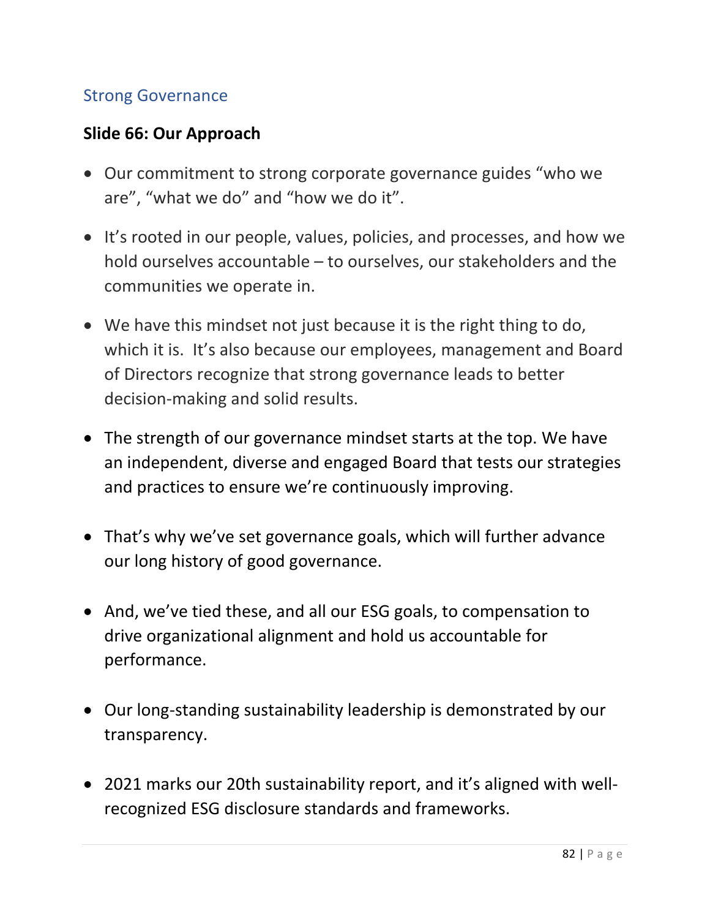## Strong Governance

### Slide 66: Our Approach

- Our commitment to strong corporate governance guides “who we are”, “what we do” and “how we do it”.
- It’s rooted in our people, values, policies, and processes, and how we hold ourselves accountable – to ourselves, our stakeholders and the communities we operate in.
- We have this mindset not just because it is the right thing to do, which it is. It’s also because our employees, management and Board of Directors recognize that strong governance leads to better decision-making and solid results.
- The strength of our governance mindset starts at the top. We have an independent, diverse and engaged Board that tests our strategies and practices to ensure we’re continuously improving.
- That’s why we’ve set governance goals, which will further advance our long history of good governance.
- And, we’ve tied these, and all our ESG goals, to compensation to drive organizational alignment and hold us accountable for performance.
- Our long-standing sustainability leadership is demonstrated by our transparency.
- 2021 marks our 20th sustainability report, and it’s aligned with well-recognized ESG disclosure standards and frameworks.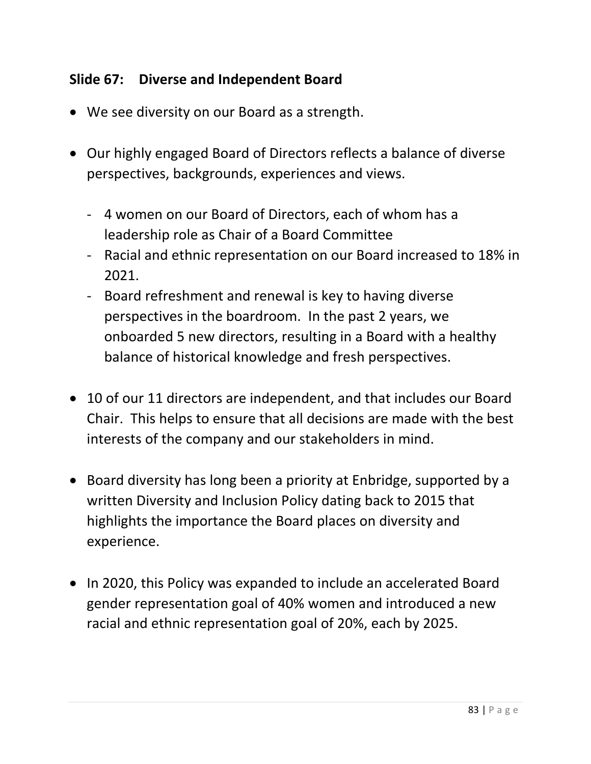## Slide 67: Diverse and Independent Board

- We see diversity on our Board as a strength.
- Our highly engaged Board of Directors reflects a balance of diverse perspectives, backgrounds, experiences and views.
  - 4 women on our Board of Directors, each of whom has a leadership role as Chair of a Board Committee
  - Racial and ethnic representation on our Board increased to 18% in 2021.
  - Board refreshment and renewal is key to having diverse perspectives in the boardroom. In the past 2 years, we onboarded 5 new directors, resulting in a Board with a healthy balance of historical knowledge and fresh perspectives.
- 10 of our 11 directors are independent, and that includes our Board Chair. This helps to ensure that all decisions are made with the best interests of the company and our stakeholders in mind.
- Board diversity has long been a priority at Enbridge, supported by a written Diversity and Inclusion Policy dating back to 2015 that highlights the importance the Board places on diversity and experience.
- In 2020, this Policy was expanded to include an accelerated Board gender representation goal of 40% women and introduced a new racial and ethnic representation goal of 20%, each by 2025.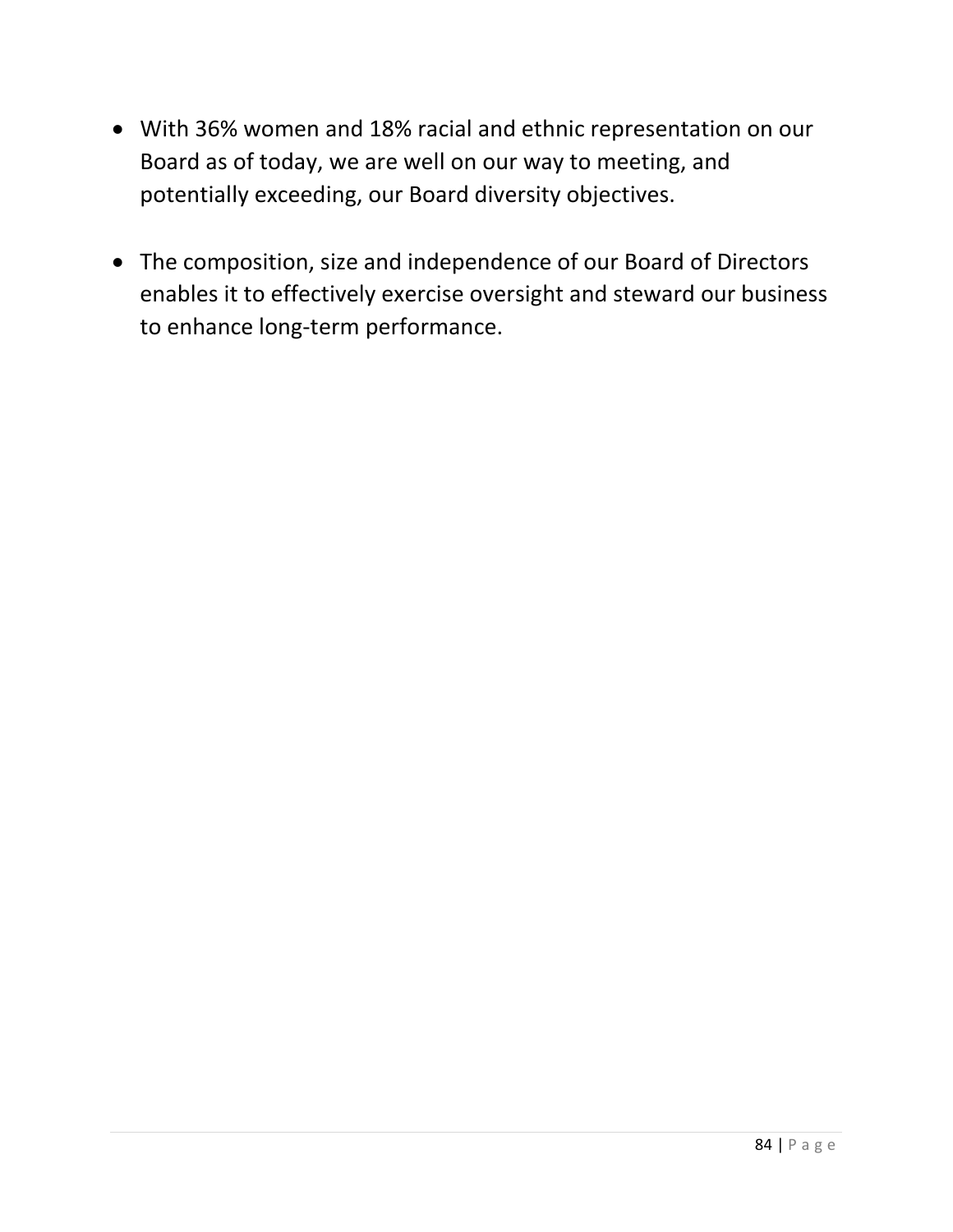- With 36% women and 18% racial and ethnic representation on our Board as of today, we are well on our way to meeting, and potentially exceeding, our Board diversity objectives.

- The composition, size and independence of our Board of Directors enables it to effectively exercise oversight and steward our business to enhance long-term performance.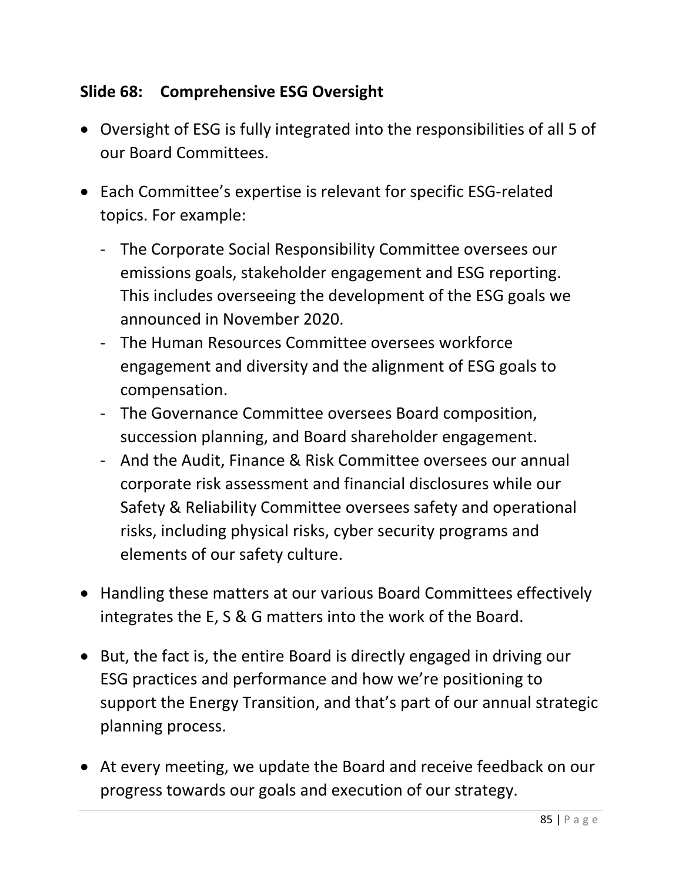## Slide 68: Comprehensive ESG Oversight

- Oversight of ESG is fully integrated into the responsibilities of all 5 of our Board Committees.
- Each Committee's expertise is relevant for specific ESG-related topics. For example:
  - The Corporate Social Responsibility Committee oversees our emissions goals, stakeholder engagement and ESG reporting. This includes overseeing the development of the ESG goals we announced in November 2020.
  - The Human Resources Committee oversees workforce engagement and diversity and the alignment of ESG goals to compensation.
  - The Governance Committee oversees Board composition, succession planning, and Board shareholder engagement.
  - And the Audit, Finance & Risk Committee oversees our annual corporate risk assessment and financial disclosures while our Safety & Reliability Committee oversees safety and operational risks, including physical risks, cyber security programs and elements of our safety culture.
- Handling these matters at our various Board Committees effectively integrates the E, S & G matters into the work of the Board.
- But, the fact is, the entire Board is directly engaged in driving our ESG practices and performance and how we're positioning to support the Energy Transition, and that's part of our annual strategic planning process.
- At every meeting, we update the Board and receive feedback on our progress towards our goals and execution of our strategy.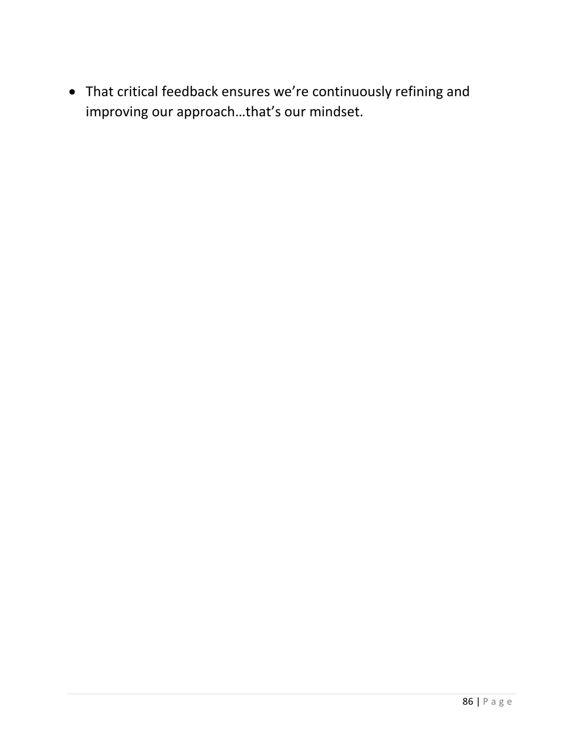- That critical feedback ensures we’re continuously refining and improving our approach…that’s our mindset.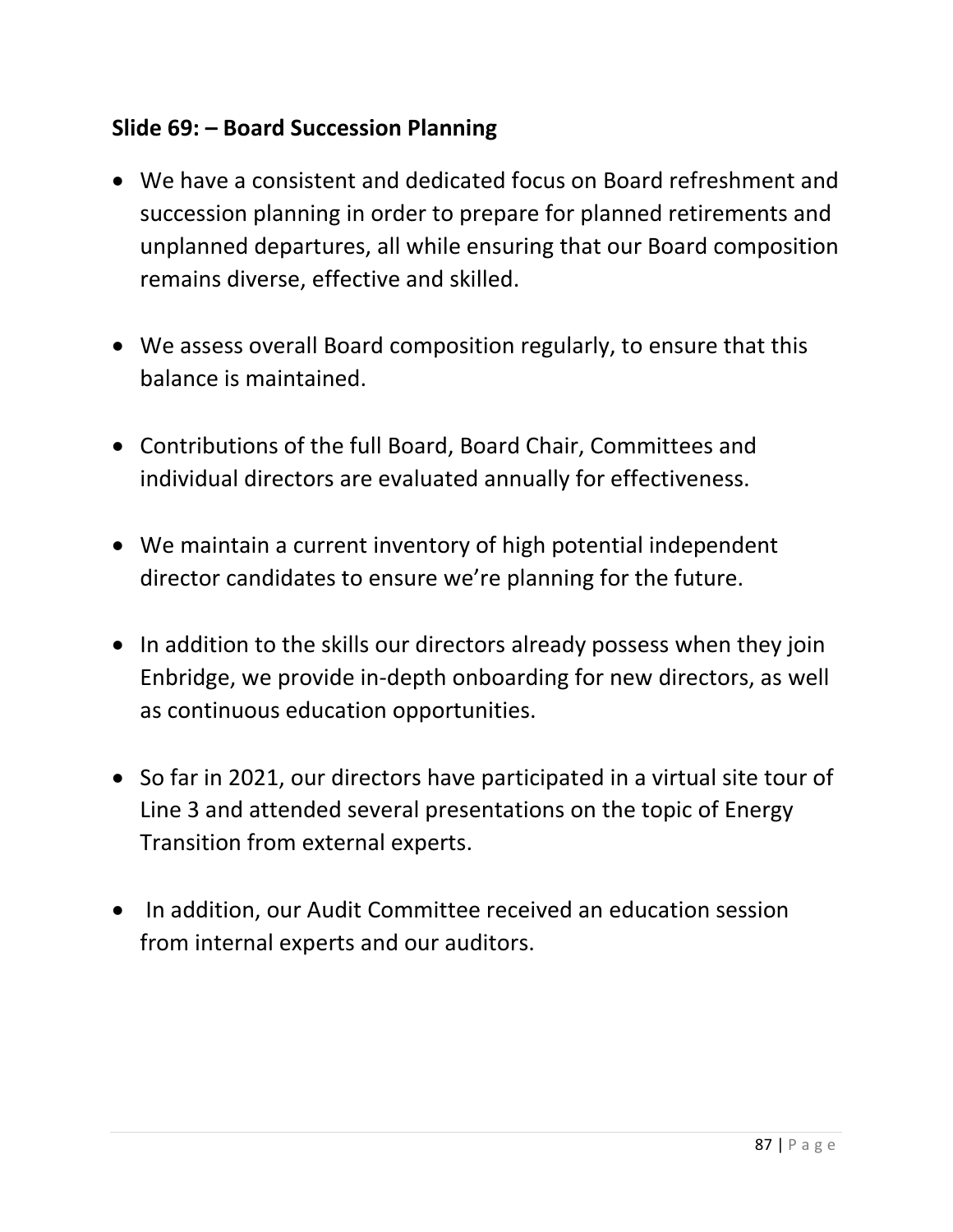**Slide 69: – Board Succession Planning**

- We have a consistent and dedicated focus on Board refreshment and succession planning in order to prepare for planned retirements and unplanned departures, all while ensuring that our Board composition remains diverse, effective and skilled.
- We assess overall Board composition regularly, to ensure that this balance is maintained.
- Contributions of the full Board, Board Chair, Committees and individual directors are evaluated annually for effectiveness.
- We maintain a current inventory of high potential independent director candidates to ensure we're planning for the future.
- In addition to the skills our directors already possess when they join Enbridge, we provide in-depth onboarding for new directors, as well as continuous education opportunities.
- So far in 2021, our directors have participated in a virtual site tour of Line 3 and attended several presentations on the topic of Energy Transition from external experts.
- In addition, our Audit Committee received an education session from internal experts and our auditors.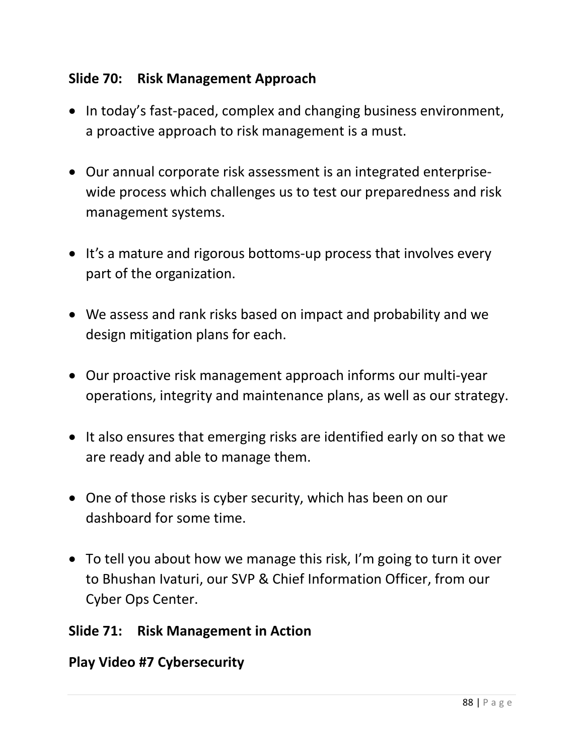**Slide 70: Risk Management Approach**

- In today's fast-paced, complex and changing business environment, a proactive approach to risk management is a must.
- Our annual corporate risk assessment is an integrated enterprise-wide process which challenges us to test our preparedness and risk management systems.
- It's a mature and rigorous bottoms-up process that involves every part of the organization.
- We assess and rank risks based on impact and probability and we design mitigation plans for each.
- Our proactive risk management approach informs our multi-year operations, integrity and maintenance plans, as well as our strategy.
- It also ensures that emerging risks are identified early on so that we are ready and able to manage them.
- One of those risks is cyber security, which has been on our dashboard for some time.
- To tell you about how we manage this risk, I'm going to turn it over to Bhushan Ivaturi, our SVP & Chief Information Officer, from our Cyber Ops Center.

**Slide 71: Risk Management in Action**

**Play Video #7 Cybersecurity**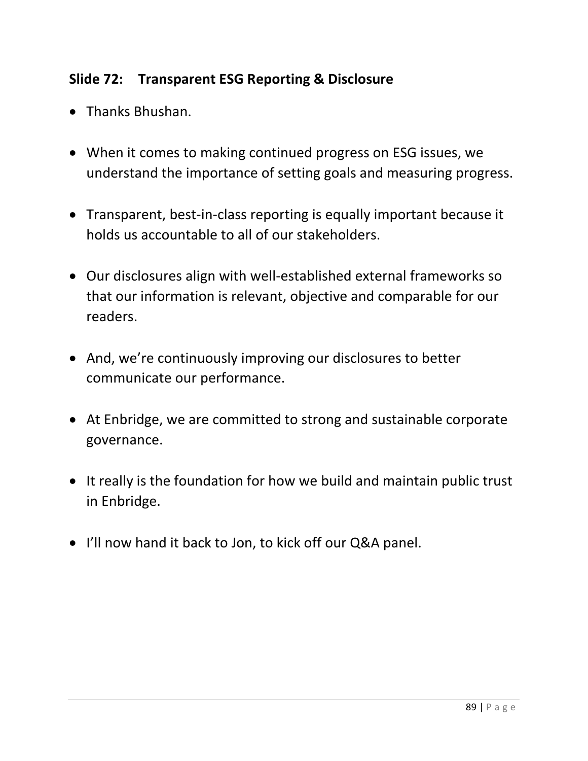## Slide 72: Transparent ESG Reporting & Disclosure

- Thanks Bhushan.
- When it comes to making continued progress on ESG issues, we understand the importance of setting goals and measuring progress.
- Transparent, best-in-class reporting is equally important because it holds us accountable to all of our stakeholders.
- Our disclosures align with well-established external frameworks so that our information is relevant, objective and comparable for our readers.
- And, we're continuously improving our disclosures to better communicate our performance.
- At Enbridge, we are committed to strong and sustainable corporate governance.
- It really is the foundation for how we build and maintain public trust in Enbridge.
- I'll now hand it back to Jon, to kick off our Q&A panel.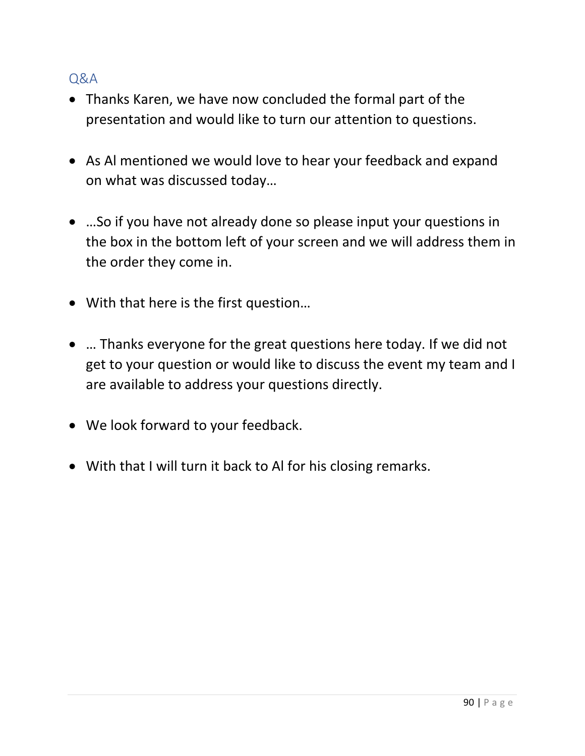## Q&A

- Thanks Karen, we have now concluded the formal part of the presentation and would like to turn our attention to questions.
- As Al mentioned we would love to hear your feedback and expand on what was discussed today…
- …So if you have not already done so please input your questions in the box in the bottom left of your screen and we will address them in the order they come in.
- With that here is the first question…
- … Thanks everyone for the great questions here today. If we did not get to your question or would like to discuss the event my team and I are available to address your questions directly.
- We look forward to your feedback.
- With that I will turn it back to Al for his closing remarks.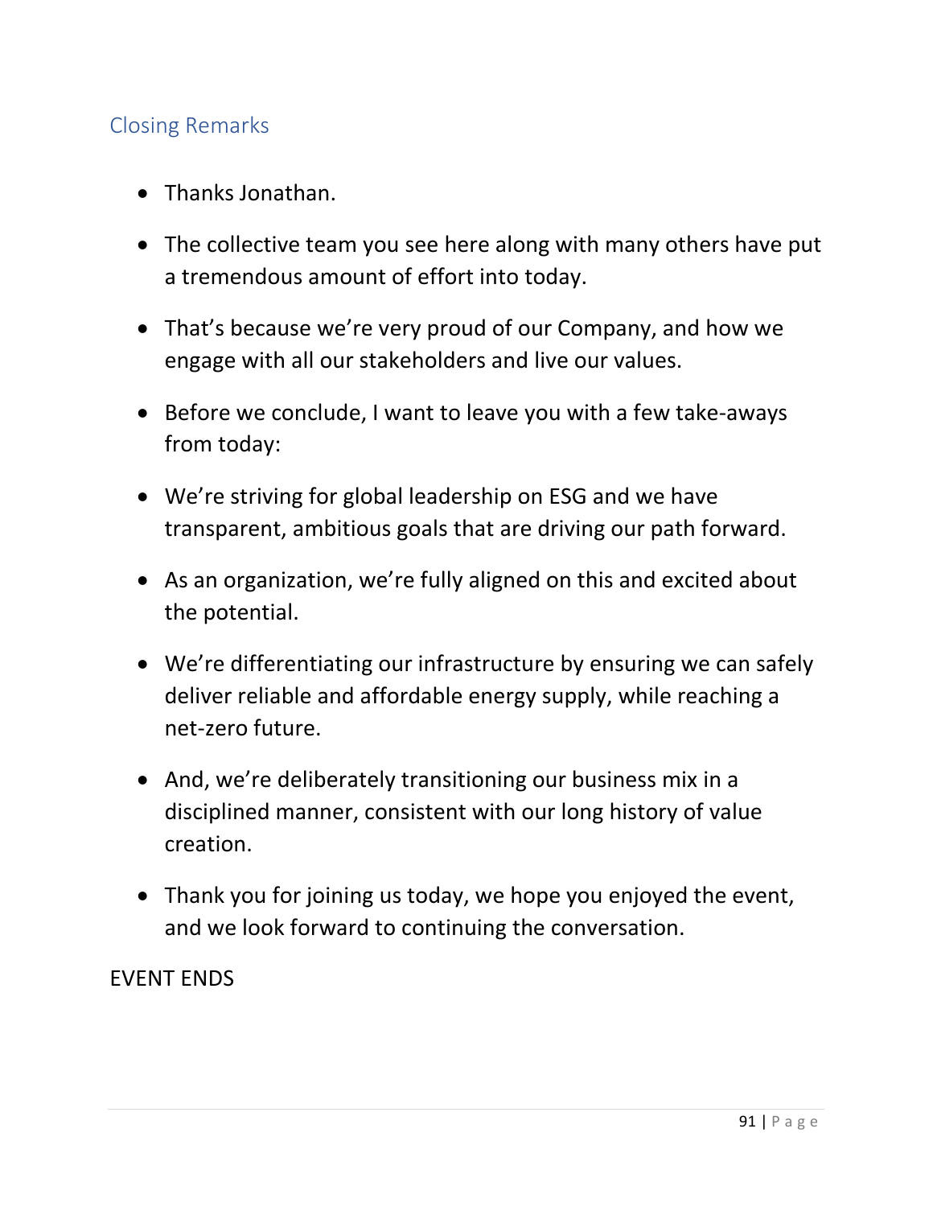## Closing Remarks

- Thanks Jonathan.
- The collective team you see here along with many others have put a tremendous amount of effort into today.
- That's because we're very proud of our Company, and how we engage with all our stakeholders and live our values.
- Before we conclude, I want to leave you with a few take-aways from today:
- We're striving for global leadership on ESG and we have transparent, ambitious goals that are driving our path forward.
- As an organization, we're fully aligned on this and excited about the potential.
- We're differentiating our infrastructure by ensuring we can safely deliver reliable and affordable energy supply, while reaching a net-zero future.
- And, we're deliberately transitioning our business mix in a disciplined manner, consistent with our long history of value creation.
- Thank you for joining us today, we hope you enjoyed the event, and we look forward to continuing the conversation.

EVENT ENDS